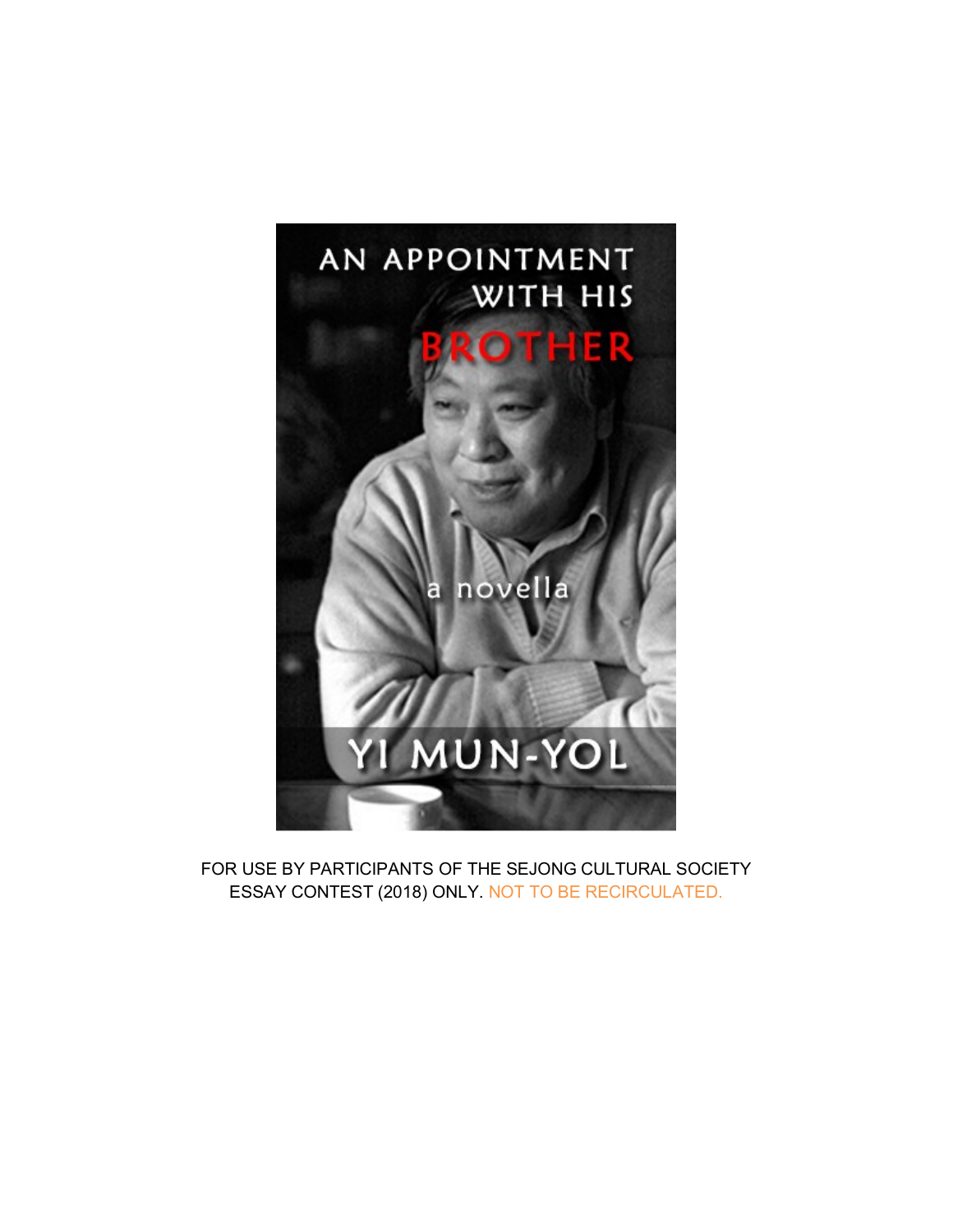# AN APPOINTMENT WITH HIS BROTHER

a novella

YI MUN-YOL

FOR USE BY PARTICIPANTS OF THE SEJONG CULTURAL SOCIETY ESSAY CONTEST (2018) ONLY. NOT TO BE RECIRCULATED.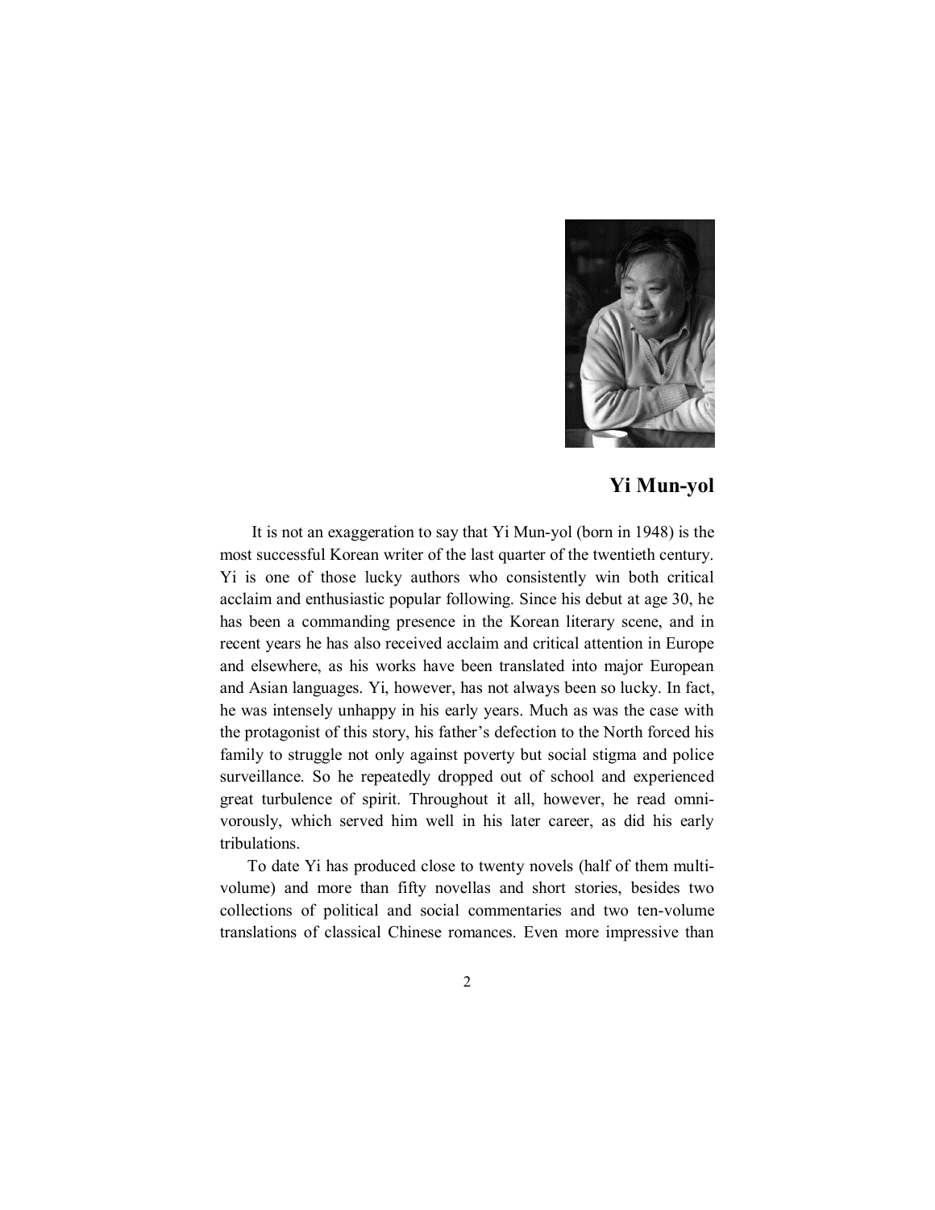## Yi Mun-yol

It is not an exaggeration to say that Yi Mun-yol (born in 1948) is the most successful Korean writer of the last quarter of the twentieth century. Yi is one of those lucky authors who consistently win both critical acclaim and enthusiastic popular following. Since his debut at age 30, he has been a commanding presence in the Korean literary scene, and in recent years he has also received acclaim and critical attention in Europe and elsewhere, as his works have been translated into major European and Asian languages. Yi, however, has not always been so lucky. In fact, he was intensely unhappy in his early years. Much as was the case with the protagonist of this story, his father's defection to the North forced his family to struggle not only against poverty but social stigma and police surveillance. So he repeatedly dropped out of school and experienced great turbulence of spirit. Throughout it all, however, he read omnivorously, which served him well in his later career, as did his early tribulations.

To date Yi has produced close to twenty novels (half of them multi-volume) and more than fifty novellas and short stories, besides two collections of political and social commentaries and two ten-volume translations of classical Chinese romances. Even more impressive than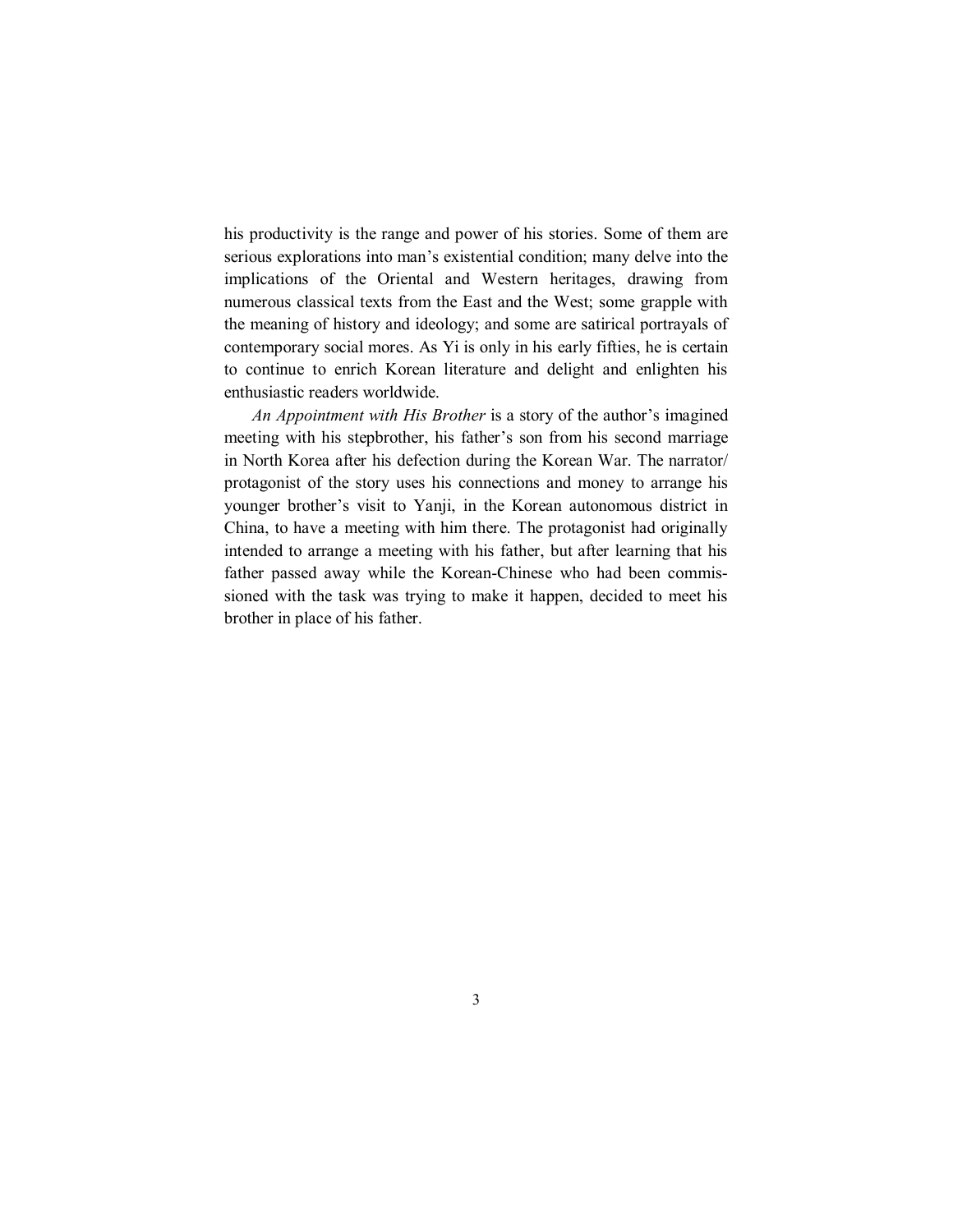his productivity is the range and power of his stories. Some of them are serious explorations into man's existential condition; many delve into the implications of the Oriental and Western heritages, drawing from numerous classical texts from the East and the West; some grapple with the meaning of history and ideology; and some are satirical portrayals of contemporary social mores. As Yi is only in his early fifties, he is certain to continue to enrich Korean literature and delight and enlighten his enthusiastic readers worldwide.

*An Appointment with His Brother* is a story of the author's imagined meeting with his stepbrother, his father's son from his second marriage in North Korea after his defection during the Korean War. The narrator/protagonist of the story uses his connections and money to arrange his younger brother's visit to Yanji, in the Korean autonomous district in China, to have a meeting with him there. The protagonist had originally intended to arrange a meeting with his father, but after learning that his father passed away while the Korean-Chinese who had been commissioned with the task was trying to make it happen, decided to meet his brother in place of his father.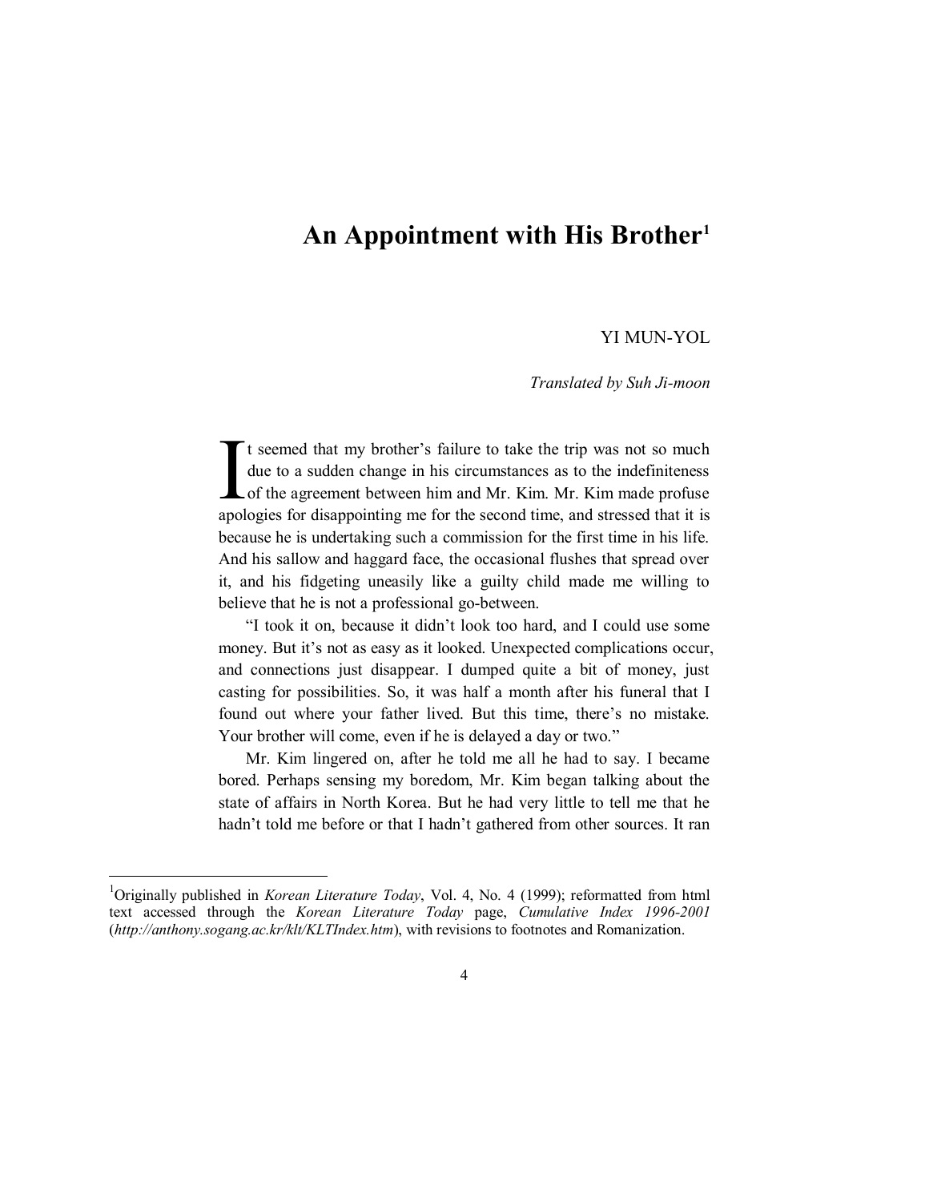# An Appointment with His Brother[1]

YI MUN-YOL

*Translated by Suh Ji-moon*

It seemed that my brother's failure to take the trip was not so much due to a sudden change in his circumstances as to the indefiniteness of the agreement between him and Mr. Kim. Mr. Kim made profuse apologies for disappointing me for the second time, and stressed that it is because he is undertaking such a commission for the first time in his life. And his sallow and haggard face, the occasional flushes that spread over it, and his fidgeting uneasily like a guilty child made me willing to believe that he is not a professional go-between.

"I took it on, because it didn't look too hard, and I could use some money. But it's not as easy as it looked. Unexpected complications occur, and connections just disappear. I dumped quite a bit of money, just casting for possibilities. So, it was half a month after his funeral that I found out where your father lived. But this time, there's no mistake. Your brother will come, even if he is delayed a day or two."

Mr. Kim lingered on, after he told me all he had to say. I became bored. Perhaps sensing my boredom, Mr. Kim began talking about the state of affairs in North Korea. But he had very little to tell me that he hadn't told me before or that I hadn't gathered from other sources. It ran

---

[1] Originally published in *Korean Literature Today*, Vol. 4, No. 4 (1999); reformatted from html text accessed through the *Korean Literature Today* page, *Cumulative Index 1996-2001* (*http://anthony.sogang.ac.kr/klt/KLTIndex.htm*), with revisions to footnotes and Romanization.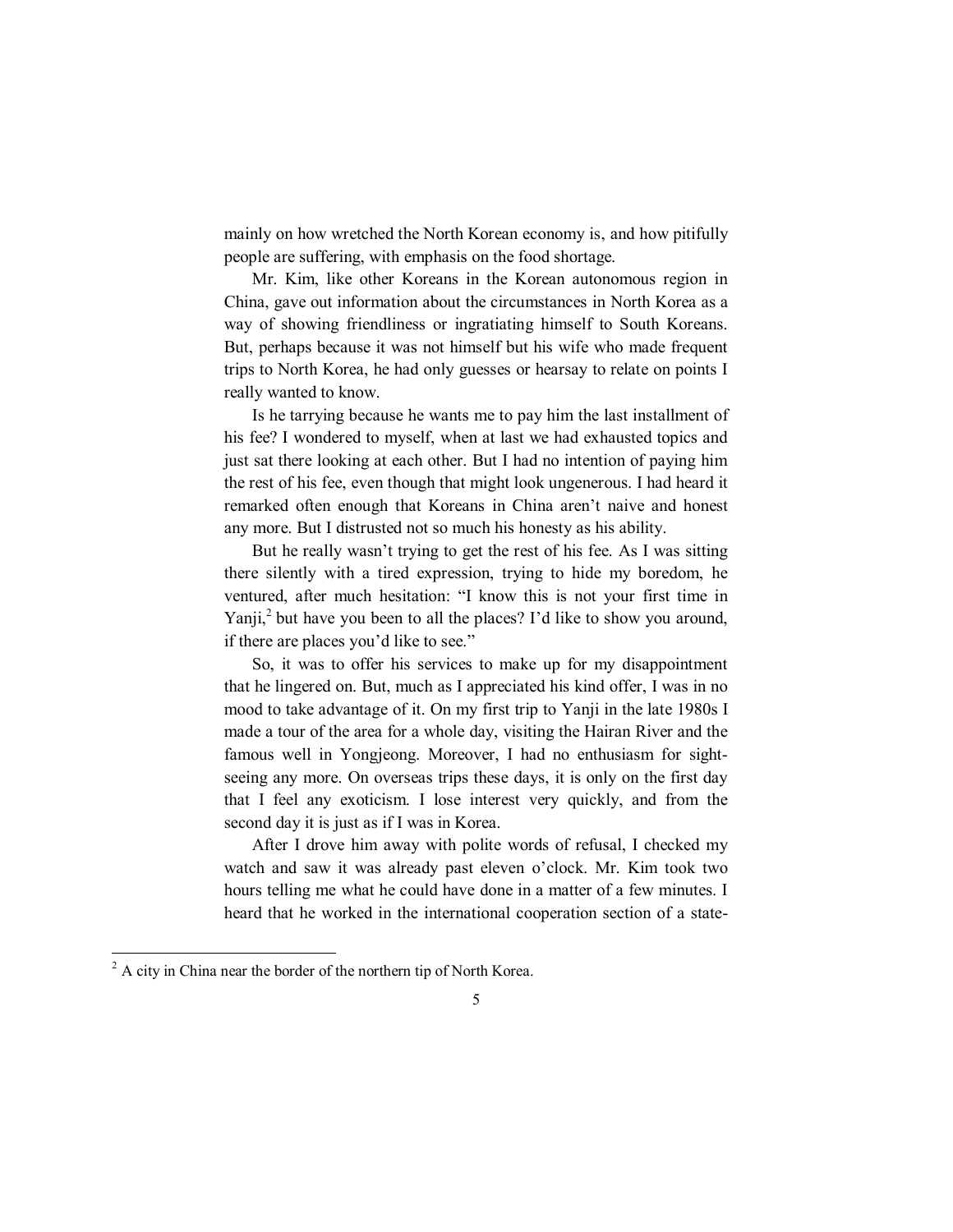mainly on how wretched the North Korean economy is, and how pitifully people are suffering, with emphasis on the food shortage.

Mr. Kim, like other Koreans in the Korean autonomous region in China, gave out information about the circumstances in North Korea as a way of showing friendliness or ingratiating himself to South Koreans. But, perhaps because it was not himself but his wife who made frequent trips to North Korea, he had only guesses or hearsay to relate on points I really wanted to know.

Is he tarrying because he wants me to pay him the last installment of his fee? I wondered to myself, when at last we had exhausted topics and just sat there looking at each other. But I had no intention of paying him the rest of his fee, even though that might look ungenerous. I had heard it remarked often enough that Koreans in China aren't naive and honest any more. But I distrusted not so much his honesty as his ability.

But he really wasn't trying to get the rest of his fee. As I was sitting there silently with a tired expression, trying to hide my boredom, he ventured, after much hesitation: "I know this is not your first time in Yanji,[2] but have you been to all the places? I'd like to show you around, if there are places you'd like to see."

So, it was to offer his services to make up for my disappointment that he lingered on. But, much as I appreciated his kind offer, I was in no mood to take advantage of it. On my first trip to Yanji in the late 1980s I made a tour of the area for a whole day, visiting the Hairan River and the famous well in Yongjeong. Moreover, I had no enthusiasm for sight-seeing any more. On overseas trips these days, it is only on the first day that I feel any exoticism. I lose interest very quickly, and from the second day it is just as if I was in Korea.

After I drove him away with polite words of refusal, I checked my watch and saw it was already past eleven o'clock. Mr. Kim took two hours telling me what he could have done in a matter of a few minutes. I heard that he worked in the international cooperation section of a state-

[2] A city in China near the border of the northern tip of North Korea.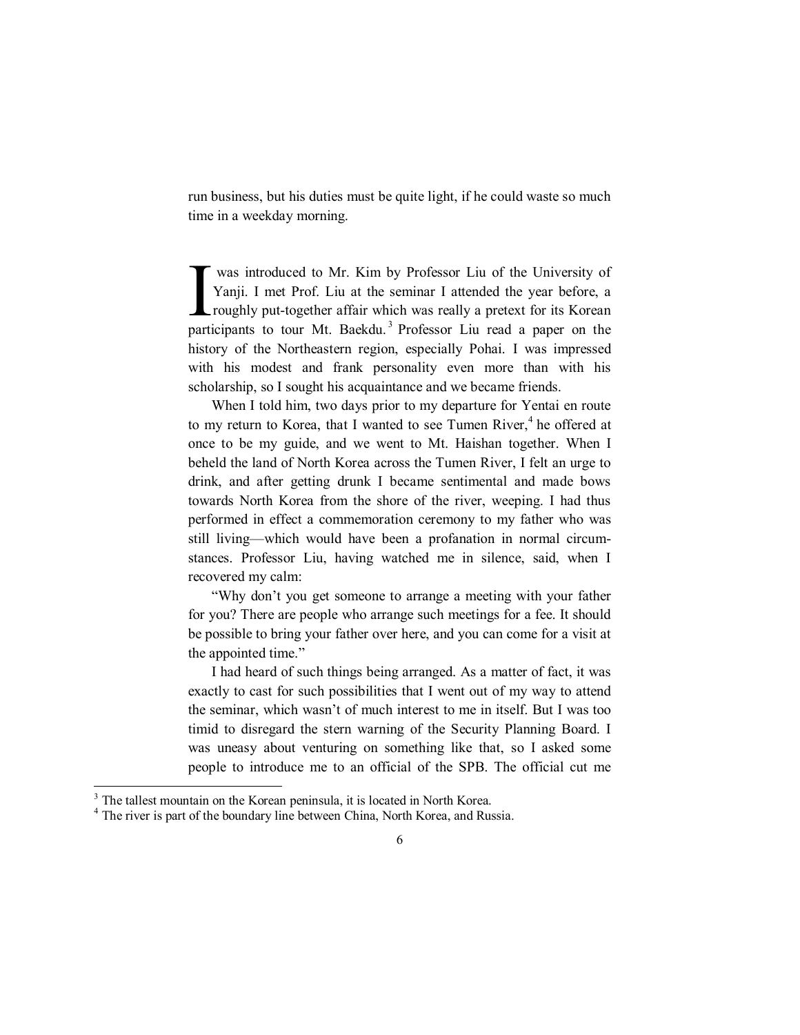run business, but his duties must be quite light, if he could waste so much time in a weekday morning.

I was introduced to Mr. Kim by Professor Liu of the University of Yanji. I met Prof. Liu at the seminar I attended the year before, a roughly put-together affair which was really a pretext for its Korean participants to tour Mt. Baekdu.[3] Professor Liu read a paper on the history of the Northeastern region, especially Pohai. I was impressed with his modest and frank personality even more than with his scholarship, so I sought his acquaintance and we became friends.

When I told him, two days prior to my departure for Yentai en route to my return to Korea, that I wanted to see Tumen River,[4] he offered at once to be my guide, and we went to Mt. Haishan together. When I beheld the land of North Korea across the Tumen River, I felt an urge to drink, and after getting drunk I became sentimental and made bows towards North Korea from the shore of the river, weeping. I had thus performed in effect a commemoration ceremony to my father who was still living—which would have been a profanation in normal circumstances. Professor Liu, having watched me in silence, said, when I recovered my calm:

"Why don't you get someone to arrange a meeting with your father for you? There are people who arrange such meetings for a fee. It should be possible to bring your father over here, and you can come for a visit at the appointed time."

I had heard of such things being arranged. As a matter of fact, it was exactly to cast for such possibilities that I went out of my way to attend the seminar, which wasn't of much interest to me in itself. But I was too timid to disregard the stern warning of the Security Planning Board. I was uneasy about venturing on something like that, so I asked some people to introduce me to an official of the SPB. The official cut me

---

[3] The tallest mountain on the Korean peninsula, it is located in North Korea.

[4] The river is part of the boundary line between China, North Korea, and Russia.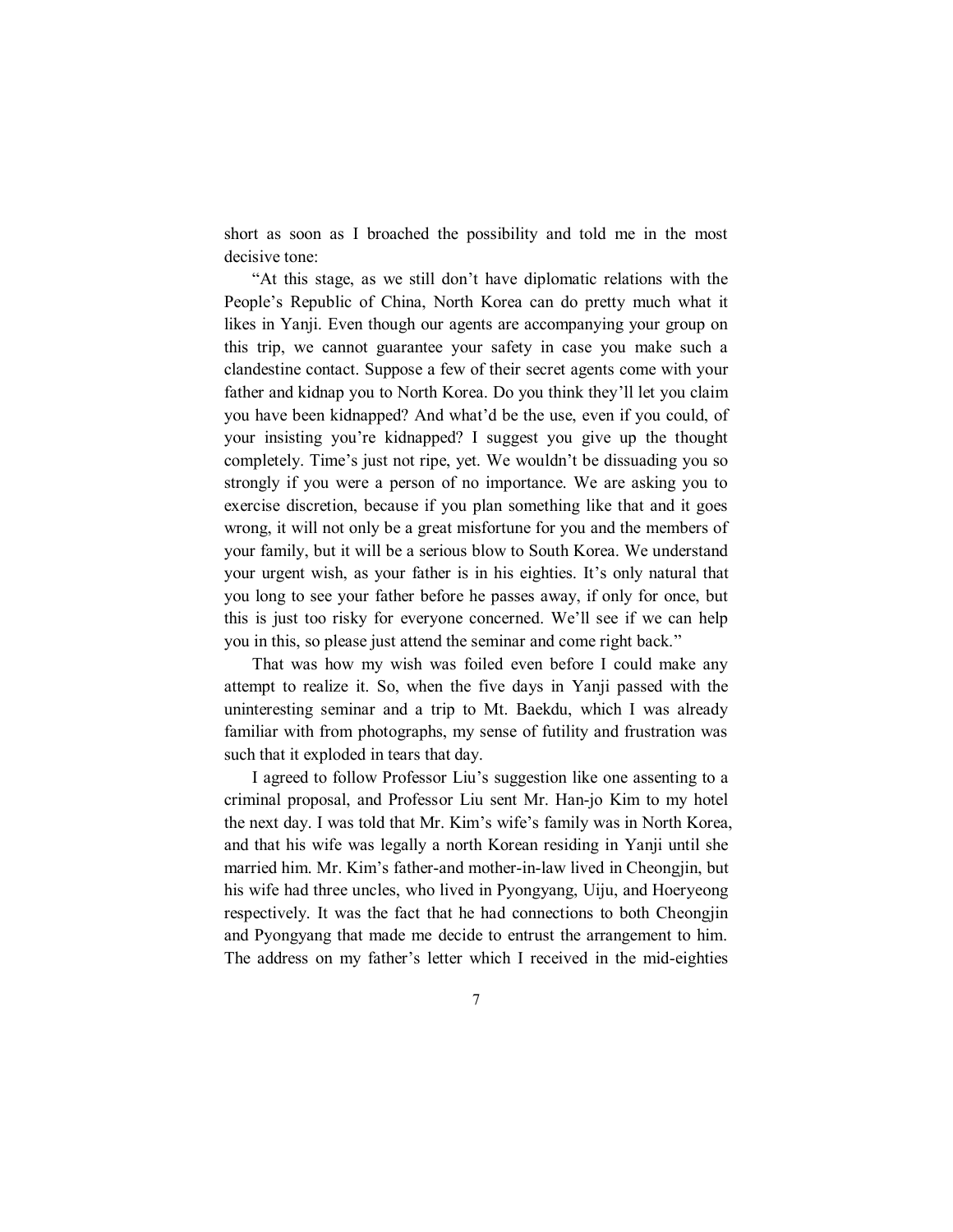short as soon as I broached the possibility and told me in the most decisive tone:

"At this stage, as we still don't have diplomatic relations with the People's Republic of China, North Korea can do pretty much what it likes in Yanji. Even though our agents are accompanying your group on this trip, we cannot guarantee your safety in case you make such a clandestine contact. Suppose a few of their secret agents come with your father and kidnap you to North Korea. Do you think they'll let you claim you have been kidnapped? And what'd be the use, even if you could, of your insisting you're kidnapped? I suggest you give up the thought completely. Time's just not ripe, yet. We wouldn't be dissuading you so strongly if you were a person of no importance. We are asking you to exercise discretion, because if you plan something like that and it goes wrong, it will not only be a great misfortune for you and the members of your family, but it will be a serious blow to South Korea. We understand your urgent wish, as your father is in his eighties. It's only natural that you long to see your father before he passes away, if only for once, but this is just too risky for everyone concerned. We'll see if we can help you in this, so please just attend the seminar and come right back."

That was how my wish was foiled even before I could make any attempt to realize it. So, when the five days in Yanji passed with the uninteresting seminar and a trip to Mt. Baekdu, which I was already familiar with from photographs, my sense of futility and frustration was such that it exploded in tears that day.

I agreed to follow Professor Liu's suggestion like one assenting to a criminal proposal, and Professor Liu sent Mr. Han-jo Kim to my hotel the next day. I was told that Mr. Kim's wife's family was in North Korea, and that his wife was legally a north Korean residing in Yanji until she married him. Mr. Kim's father-and mother-in-law lived in Cheongjin, but his wife had three uncles, who lived in Pyongyang, Uiju, and Hoeryeong respectively. It was the fact that he had connections to both Cheongjin and Pyongyang that made me decide to entrust the arrangement to him. The address on my father's letter which I received in the mid-eighties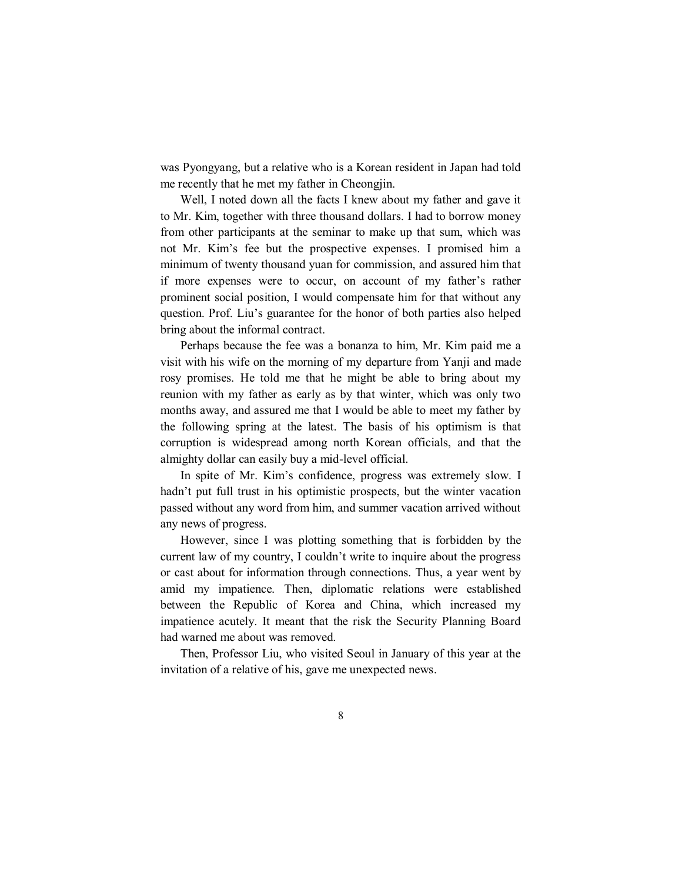was Pyongyang, but a relative who is a Korean resident in Japan had told me recently that he met my father in Cheongjin.

Well, I noted down all the facts I knew about my father and gave it to Mr. Kim, together with three thousand dollars. I had to borrow money from other participants at the seminar to make up that sum, which was not Mr. Kim's fee but the prospective expenses. I promised him a minimum of twenty thousand yuan for commission, and assured him that if more expenses were to occur, on account of my father's rather prominent social position, I would compensate him for that without any question. Prof. Liu's guarantee for the honor of both parties also helped bring about the informal contract.

Perhaps because the fee was a bonanza to him, Mr. Kim paid me a visit with his wife on the morning of my departure from Yanji and made rosy promises. He told me that he might be able to bring about my reunion with my father as early as by that winter, which was only two months away, and assured me that I would be able to meet my father by the following spring at the latest. The basis of his optimism is that corruption is widespread among north Korean officials, and that the almighty dollar can easily buy a mid-level official.

In spite of Mr. Kim's confidence, progress was extremely slow. I hadn't put full trust in his optimistic prospects, but the winter vacation passed without any word from him, and summer vacation arrived without any news of progress.

However, since I was plotting something that is forbidden by the current law of my country, I couldn't write to inquire about the progress or cast about for information through connections. Thus, a year went by amid my impatience. Then, diplomatic relations were established between the Republic of Korea and China, which increased my impatience acutely. It meant that the risk the Security Planning Board had warned me about was removed.

Then, Professor Liu, who visited Seoul in January of this year at the invitation of a relative of his, gave me unexpected news.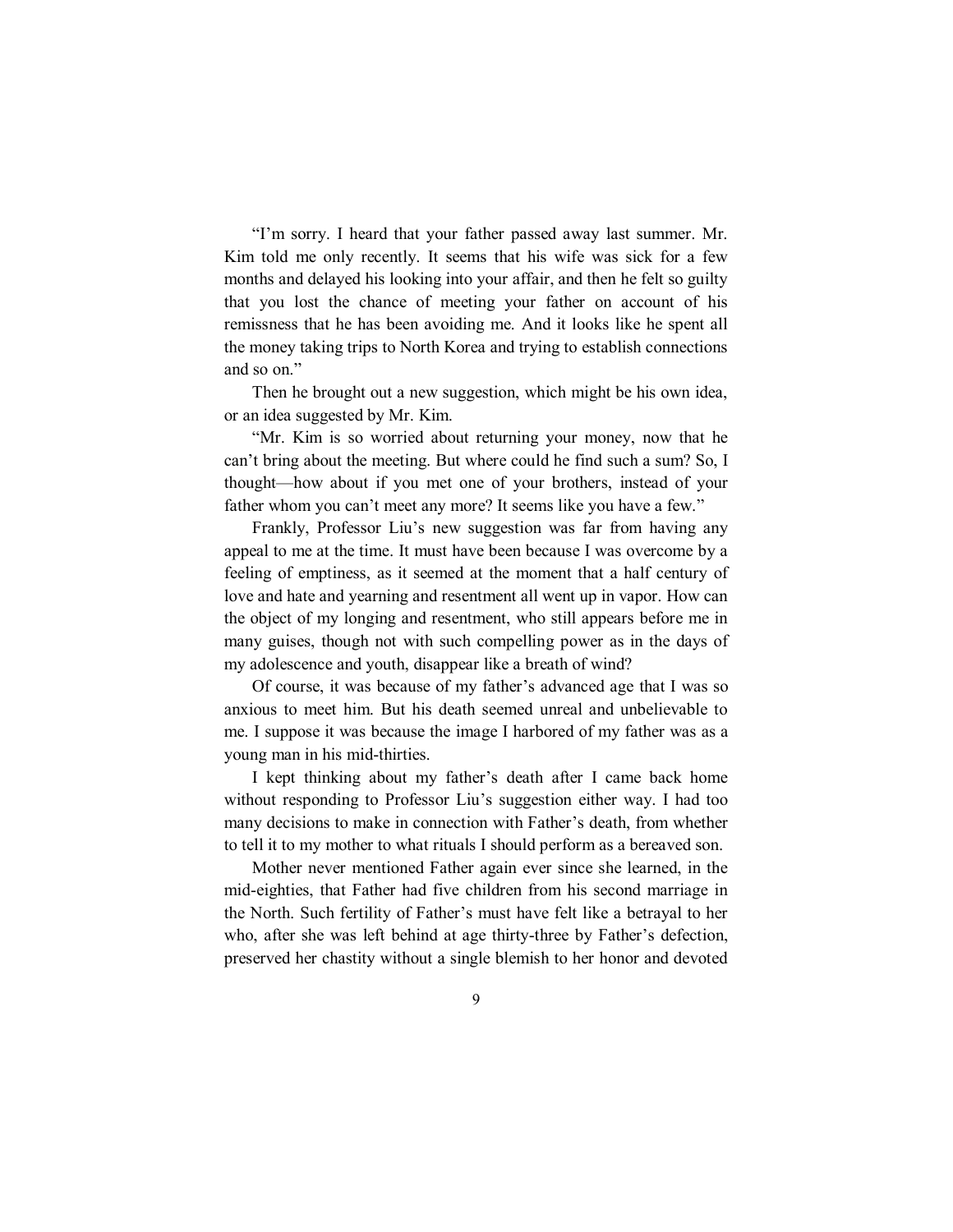"I'm sorry. I heard that your father passed away last summer. Mr. Kim told me only recently. It seems that his wife was sick for a few months and delayed his looking into your affair, and then he felt so guilty that you lost the chance of meeting your father on account of his remissness that he has been avoiding me. And it looks like he spent all the money taking trips to North Korea and trying to establish connections and so on."

Then he brought out a new suggestion, which might be his own idea, or an idea suggested by Mr. Kim.

"Mr. Kim is so worried about returning your money, now that he can't bring about the meeting. But where could he find such a sum? So, I thought—how about if you met one of your brothers, instead of your father whom you can't meet any more? It seems like you have a few."

Frankly, Professor Liu's new suggestion was far from having any appeal to me at the time. It must have been because I was overcome by a feeling of emptiness, as it seemed at the moment that a half century of love and hate and yearning and resentment all went up in vapor. How can the object of my longing and resentment, who still appears before me in many guises, though not with such compelling power as in the days of my adolescence and youth, disappear like a breath of wind?

Of course, it was because of my father's advanced age that I was so anxious to meet him. But his death seemed unreal and unbelievable to me. I suppose it was because the image I harbored of my father was as a young man in his mid-thirties.

I kept thinking about my father's death after I came back home without responding to Professor Liu's suggestion either way. I had too many decisions to make in connection with Father's death, from whether to tell it to my mother to what rituals I should perform as a bereaved son.

Mother never mentioned Father again ever since she learned, in the mid-eighties, that Father had five children from his second marriage in the North. Such fertility of Father's must have felt like a betrayal to her who, after she was left behind at age thirty-three by Father's defection, preserved her chastity without a single blemish to her honor and devoted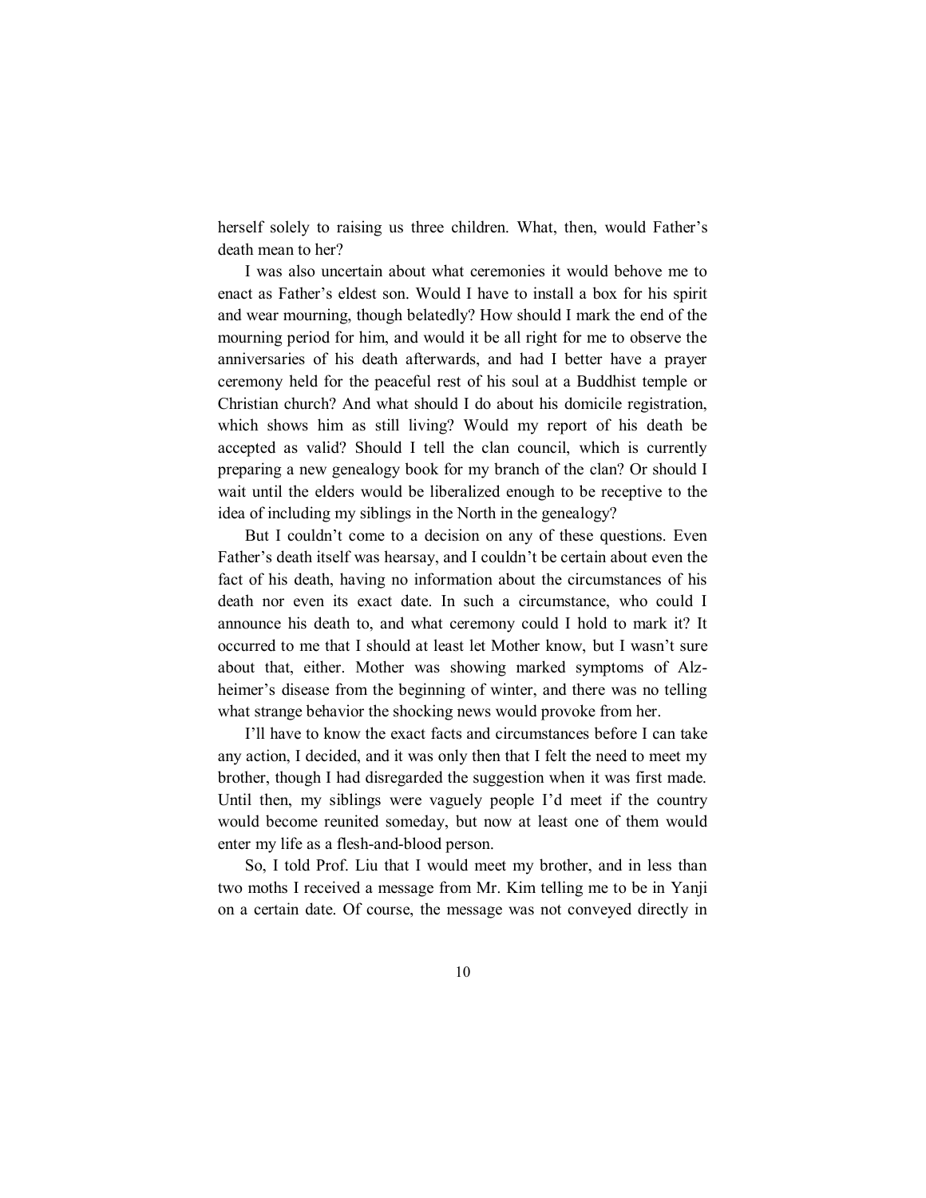herself solely to raising us three children. What, then, would Father's death mean to her?

I was also uncertain about what ceremonies it would behove me to enact as Father's eldest son. Would I have to install a box for his spirit and wear mourning, though belatedly? How should I mark the end of the mourning period for him, and would it be all right for me to observe the anniversaries of his death afterwards, and had I better have a prayer ceremony held for the peaceful rest of his soul at a Buddhist temple or Christian church? And what should I do about his domicile registration, which shows him as still living? Would my report of his death be accepted as valid? Should I tell the clan council, which is currently preparing a new genealogy book for my branch of the clan? Or should I wait until the elders would be liberalized enough to be receptive to the idea of including my siblings in the North in the genealogy?

But I couldn't come to a decision on any of these questions. Even Father's death itself was hearsay, and I couldn't be certain about even the fact of his death, having no information about the circumstances of his death nor even its exact date. In such a circumstance, who could I announce his death to, and what ceremony could I hold to mark it? It occurred to me that I should at least let Mother know, but I wasn't sure about that, either. Mother was showing marked symptoms of Alzheimer's disease from the beginning of winter, and there was no telling what strange behavior the shocking news would provoke from her.

I'll have to know the exact facts and circumstances before I can take any action, I decided, and it was only then that I felt the need to meet my brother, though I had disregarded the suggestion when it was first made. Until then, my siblings were vaguely people I'd meet if the country would become reunited someday, but now at least one of them would enter my life as a flesh-and-blood person.

So, I told Prof. Liu that I would meet my brother, and in less than two moths I received a message from Mr. Kim telling me to be in Yanji on a certain date. Of course, the message was not conveyed directly in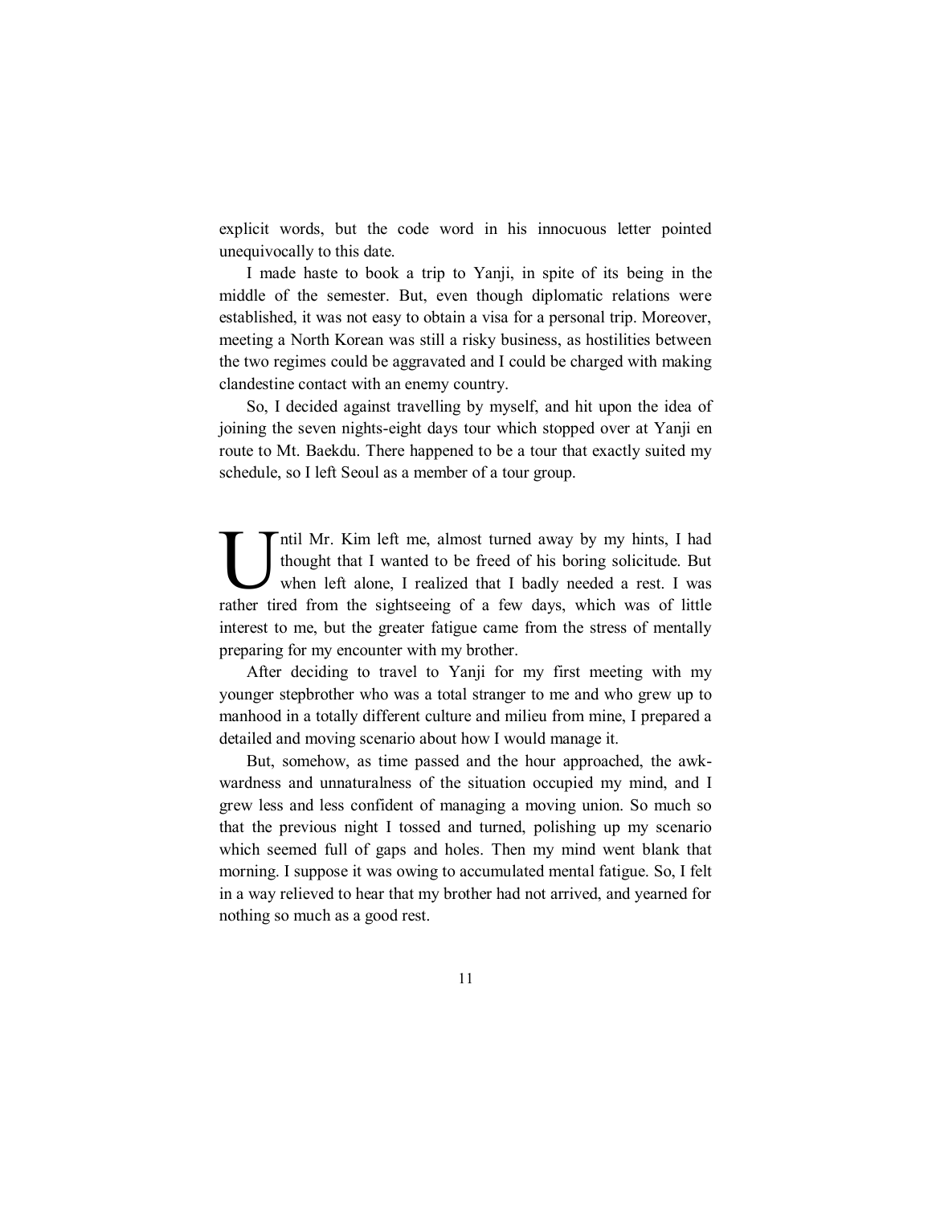explicit words, but the code word in his innocuous letter pointed unequivocally to this date.

I made haste to book a trip to Yanji, in spite of its being in the middle of the semester. But, even though diplomatic relations were established, it was not easy to obtain a visa for a personal trip. Moreover, meeting a North Korean was still a risky business, as hostilities between the two regimes could be aggravated and I could be charged with making clandestine contact with an enemy country.

So, I decided against travelling by myself, and hit upon the idea of joining the seven nights-eight days tour which stopped over at Yanji en route to Mt. Baekdu. There happened to be a tour that exactly suited my schedule, so I left Seoul as a member of a tour group.

Until Mr. Kim left me, almost turned away by my hints, I had thought that I wanted to be freed of his boring solicitude. But when left alone, I realized that I badly needed a rest. I was rather tired from the sightseeing of a few days, which was of little interest to me, but the greater fatigue came from the stress of mentally preparing for my encounter with my brother.

After deciding to travel to Yanji for my first meeting with my younger stepbrother who was a total stranger to me and who grew up to manhood in a totally different culture and milieu from mine, I prepared a detailed and moving scenario about how I would manage it.

But, somehow, as time passed and the hour approached, the awkwardness and unnaturalness of the situation occupied my mind, and I grew less and less confident of managing a moving union. So much so that the previous night I tossed and turned, polishing up my scenario which seemed full of gaps and holes. Then my mind went blank that morning. I suppose it was owing to accumulated mental fatigue. So, I felt in a way relieved to hear that my brother had not arrived, and yearned for nothing so much as a good rest.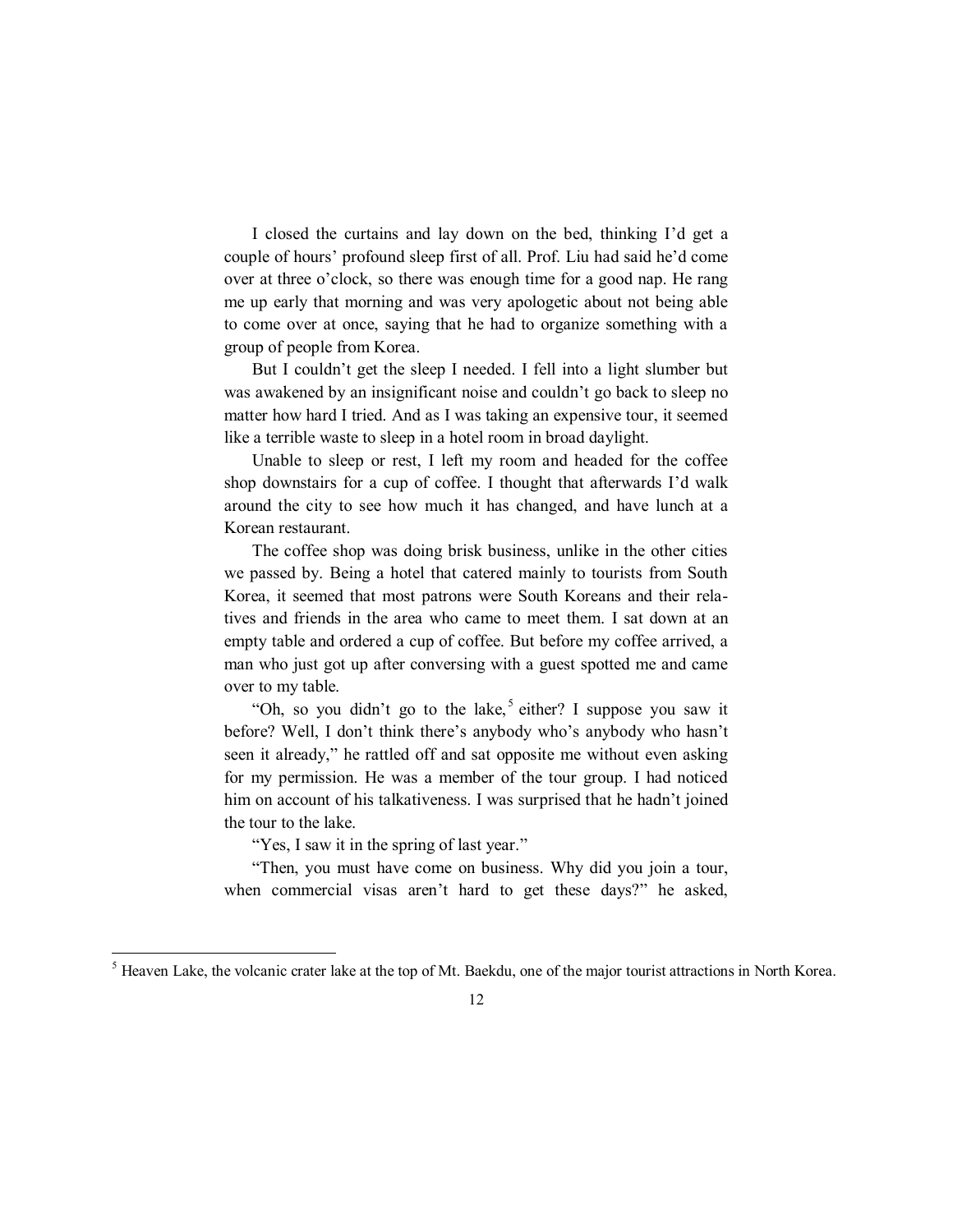I closed the curtains and lay down on the bed, thinking I'd get a couple of hours' profound sleep first of all. Prof. Liu had said he'd come over at three o'clock, so there was enough time for a good nap. He rang me up early that morning and was very apologetic about not being able to come over at once, saying that he had to organize something with a group of people from Korea.

But I couldn't get the sleep I needed. I fell into a light slumber but was awakened by an insignificant noise and couldn't go back to sleep no matter how hard I tried. And as I was taking an expensive tour, it seemed like a terrible waste to sleep in a hotel room in broad daylight.

Unable to sleep or rest, I left my room and headed for the coffee shop downstairs for a cup of coffee. I thought that afterwards I'd walk around the city to see how much it has changed, and have lunch at a Korean restaurant.

The coffee shop was doing brisk business, unlike in the other cities we passed by. Being a hotel that catered mainly to tourists from South Korea, it seemed that most patrons were South Koreans and their relatives and friends in the area who came to meet them. I sat down at an empty table and ordered a cup of coffee. But before my coffee arrived, a man who just got up after conversing with a guest spotted me and came over to my table.

"Oh, so you didn't go to the lake,[5] either? I suppose you saw it before? Well, I don't think there's anybody who's anybody who hasn't seen it already," he rattled off and sat opposite me without even asking for my permission. He was a member of the tour group. I had noticed him on account of his talkativeness. I was surprised that he hadn't joined the tour to the lake.

"Yes, I saw it in the spring of last year."

"Then, you must have come on business. Why did you join a tour, when commercial visas aren't hard to get these days?" he asked,

---

[5] Heaven Lake, the volcanic crater lake at the top of Mt. Baekdu, one of the major tourist attractions in North Korea.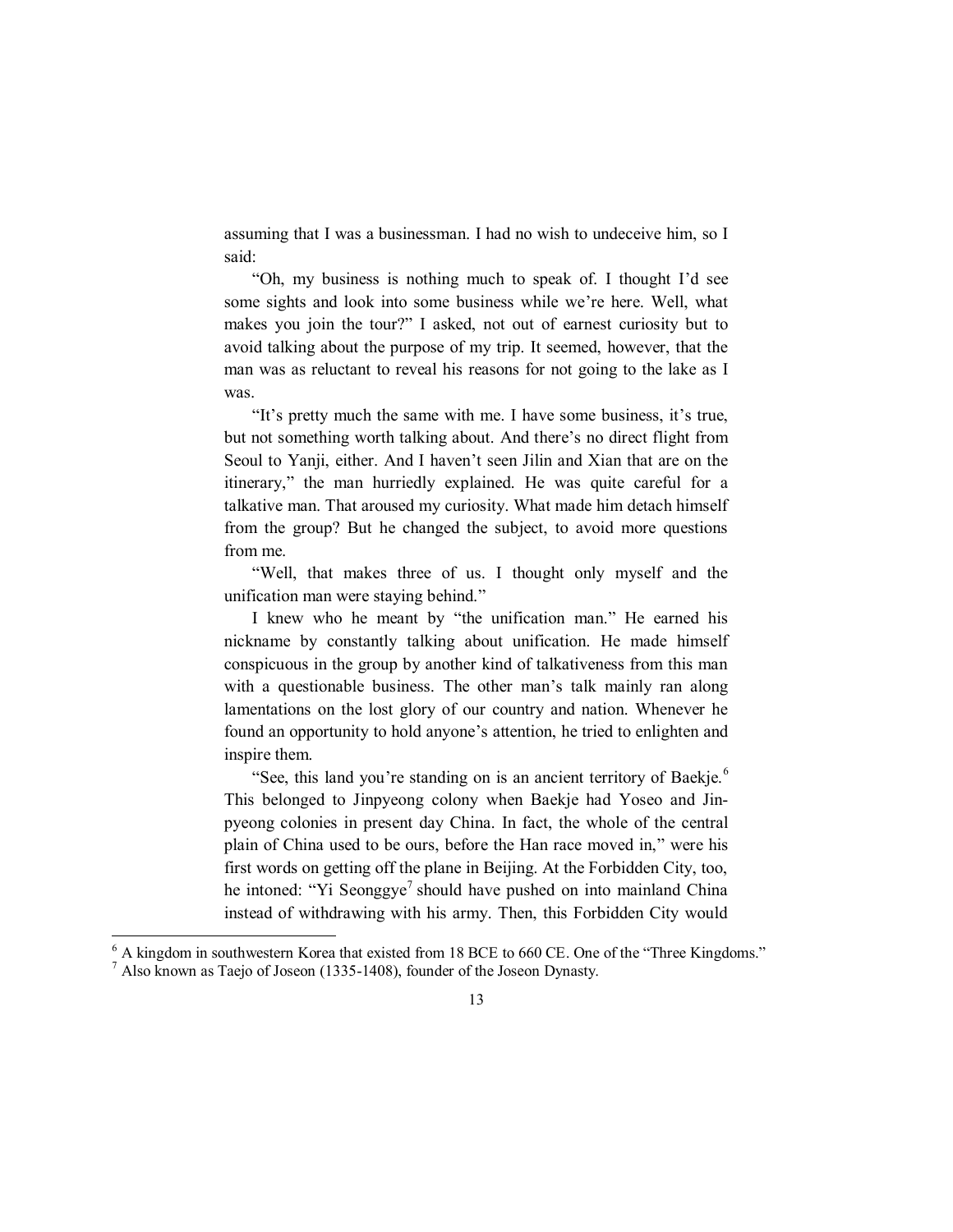assuming that I was a businessman. I had no wish to undeceive him, so I said:

"Oh, my business is nothing much to speak of. I thought I'd see some sights and look into some business while we're here. Well, what makes you join the tour?" I asked, not out of earnest curiosity but to avoid talking about the purpose of my trip. It seemed, however, that the man was as reluctant to reveal his reasons for not going to the lake as I was.

"It's pretty much the same with me. I have some business, it's true, but not something worth talking about. And there's no direct flight from Seoul to Yanji, either. And I haven't seen Jilin and Xian that are on the itinerary," the man hurriedly explained. He was quite careful for a talkative man. That aroused my curiosity. What made him detach himself from the group? But he changed the subject, to avoid more questions from me.

"Well, that makes three of us. I thought only myself and the unification man were staying behind."

I knew who he meant by "the unification man." He earned his nickname by constantly talking about unification. He made himself conspicuous in the group by another kind of talkativeness from this man with a questionable business. The other man's talk mainly ran along lamentations on the lost glory of our country and nation. Whenever he found an opportunity to hold anyone's attention, he tried to enlighten and inspire them.

"See, this land you're standing on is an ancient territory of Baekje.[6] This belonged to Jinpyeong colony when Baekje had Yoseo and Jinpyeong colonies in present day China. In fact, the whole of the central plain of China used to be ours, before the Han race moved in," were his first words on getting off the plane in Beijing. At the Forbidden City, too, he intoned: "Yi Seonggye[7] should have pushed on into mainland China instead of withdrawing with his army. Then, this Forbidden City would

---

[6] A kingdom in southwestern Korea that existed from 18 BCE to 660 CE. One of the "Three Kingdoms."

[7] Also known as Taejo of Joseon (1335-1408), founder of the Joseon Dynasty.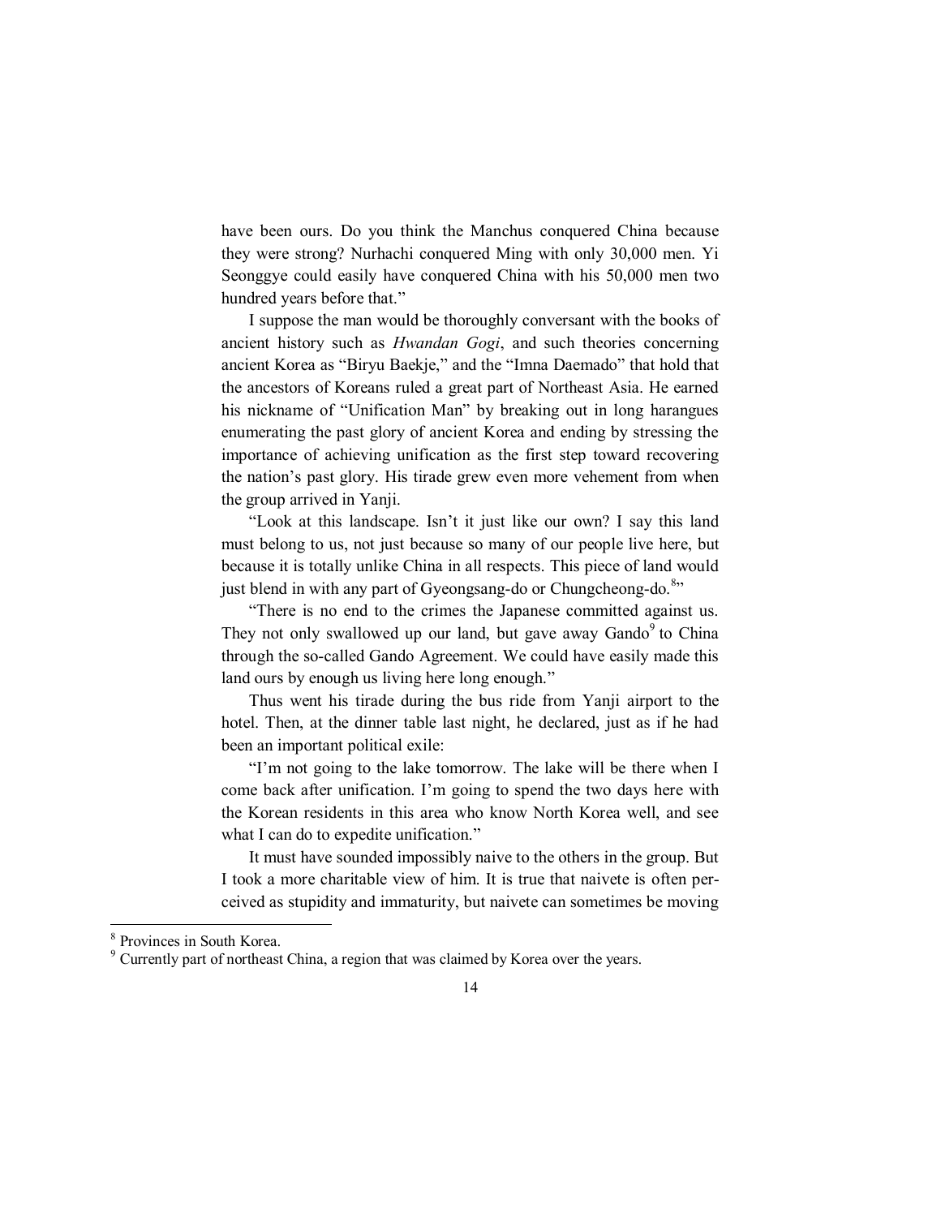have been ours. Do you think the Manchus conquered China because they were strong? Nurhachi conquered Ming with only 30,000 men. Yi Seonggye could easily have conquered China with his 50,000 men two hundred years before that."

I suppose the man would be thoroughly conversant with the books of ancient history such as *Hwandan Gogi*, and such theories concerning ancient Korea as "Biryu Baekje," and the "Imna Daemado" that hold that the ancestors of Koreans ruled a great part of Northeast Asia. He earned his nickname of "Unification Man" by breaking out in long harangues enumerating the past glory of ancient Korea and ending by stressing the importance of achieving unification as the first step toward recovering the nation's past glory. His tirade grew even more vehement from when the group arrived in Yanji.

"Look at this landscape. Isn't it just like our own? I say this land must belong to us, not just because so many of our people live here, but because it is totally unlike China in all respects. This piece of land would just blend in with any part of Gyeongsang-do or Chungcheong-do.[8]"

"There is no end to the crimes the Japanese committed against us. They not only swallowed up our land, but gave away Gando[9] to China through the so-called Gando Agreement. We could have easily made this land ours by enough us living here long enough."

Thus went his tirade during the bus ride from Yanji airport to the hotel. Then, at the dinner table last night, he declared, just as if he had been an important political exile:

"I'm not going to the lake tomorrow. The lake will be there when I come back after unification. I'm going to spend the two days here with the Korean residents in this area who know North Korea well, and see what I can do to expedite unification."

It must have sounded impossibly naive to the others in the group. But I took a more charitable view of him. It is true that naivete is often perceived as stupidity and immaturity, but naivete can sometimes be moving

---

[8] Provinces in South Korea.

[9] Currently part of northeast China, a region that was claimed by Korea over the years.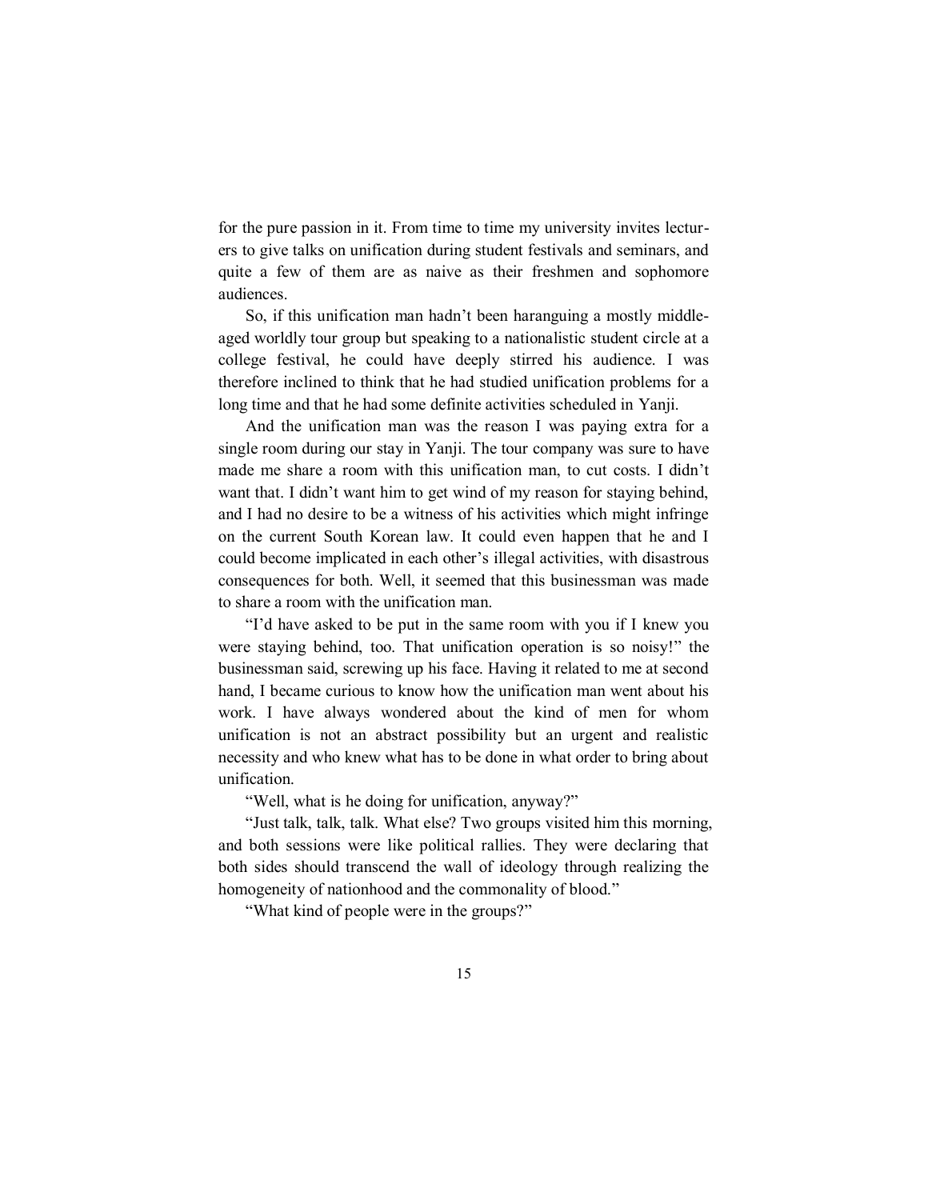for the pure passion in it. From time to time my university invites lecturers to give talks on unification during student festivals and seminars, and quite a few of them are as naive as their freshmen and sophomore audiences.

So, if this unification man hadn't been haranguing a mostly middle-aged worldly tour group but speaking to a nationalistic student circle at a college festival, he could have deeply stirred his audience. I was therefore inclined to think that he had studied unification problems for a long time and that he had some definite activities scheduled in Yanji.

And the unification man was the reason I was paying extra for a single room during our stay in Yanji. The tour company was sure to have made me share a room with this unification man, to cut costs. I didn't want that. I didn't want him to get wind of my reason for staying behind, and I had no desire to be a witness of his activities which might infringe on the current South Korean law. It could even happen that he and I could become implicated in each other's illegal activities, with disastrous consequences for both. Well, it seemed that this businessman was made to share a room with the unification man.

"I'd have asked to be put in the same room with you if I knew you were staying behind, too. That unification operation is so noisy!" the businessman said, screwing up his face. Having it related to me at second hand, I became curious to know how the unification man went about his work. I have always wondered about the kind of men for whom unification is not an abstract possibility but an urgent and realistic necessity and who knew what has to be done in what order to bring about unification.

"Well, what is he doing for unification, anyway?"

"Just talk, talk, talk. What else? Two groups visited him this morning, and both sessions were like political rallies. They were declaring that both sides should transcend the wall of ideology through realizing the homogeneity of nationhood and the commonality of blood."

"What kind of people were in the groups?"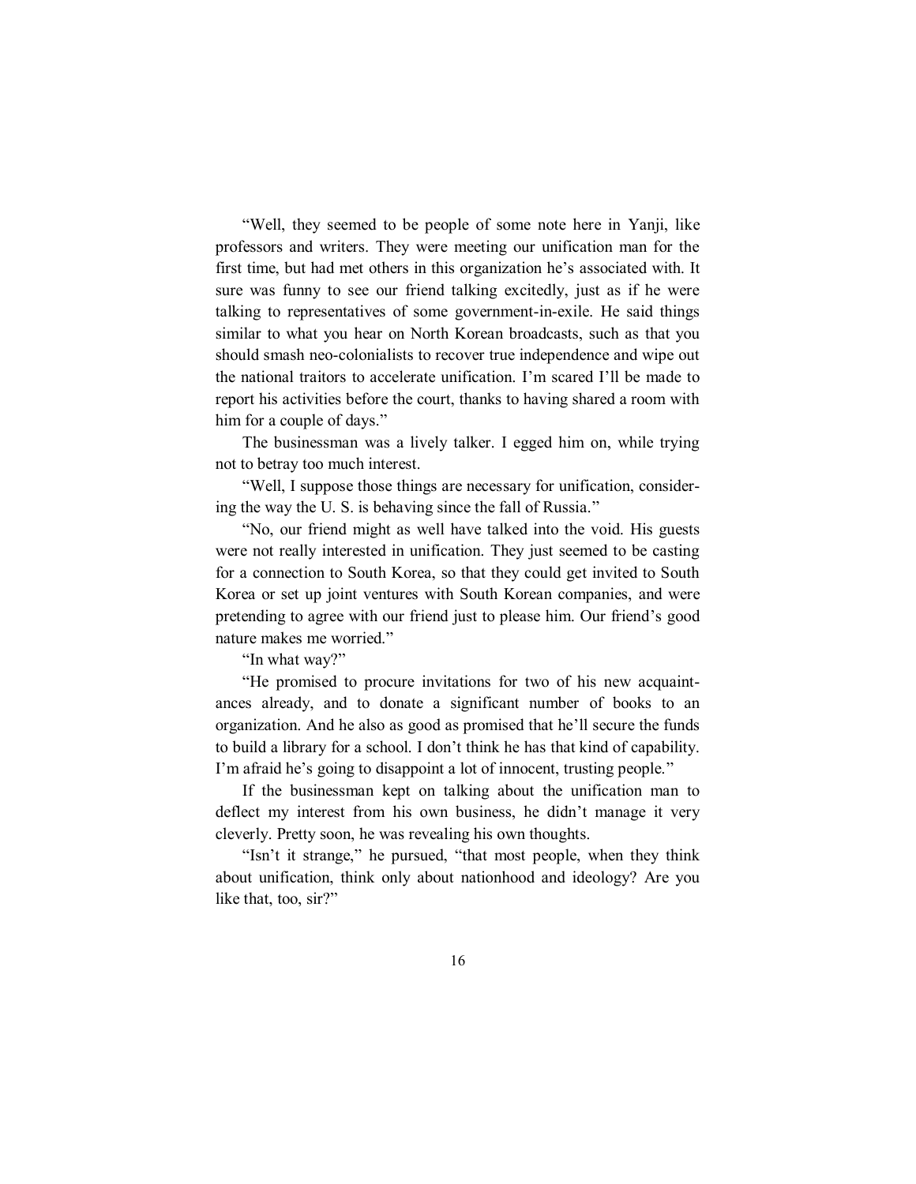"Well, they seemed to be people of some note here in Yanji, like professors and writers. They were meeting our unification man for the first time, but had met others in this organization he's associated with. It sure was funny to see our friend talking excitedly, just as if he were talking to representatives of some government-in-exile. He said things similar to what you hear on North Korean broadcasts, such as that you should smash neo-colonialists to recover true independence and wipe out the national traitors to accelerate unification. I'm scared I'll be made to report his activities before the court, thanks to having shared a room with him for a couple of days."

The businessman was a lively talker. I egged him on, while trying not to betray too much interest.

"Well, I suppose those things are necessary for unification, considering the way the U. S. is behaving since the fall of Russia."

"No, our friend might as well have talked into the void. His guests were not really interested in unification. They just seemed to be casting for a connection to South Korea, so that they could get invited to South Korea or set up joint ventures with South Korean companies, and were pretending to agree with our friend just to please him. Our friend's good nature makes me worried."

"In what way?"

"He promised to procure invitations for two of his new acquaintances already, and to donate a significant number of books to an organization. And he also as good as promised that he'll secure the funds to build a library for a school. I don't think he has that kind of capability. I'm afraid he's going to disappoint a lot of innocent, trusting people."

If the businessman kept on talking about the unification man to deflect my interest from his own business, he didn't manage it very cleverly. Pretty soon, he was revealing his own thoughts.

"Isn't it strange," he pursued, "that most people, when they think about unification, think only about nationhood and ideology? Are you like that, too, sir?"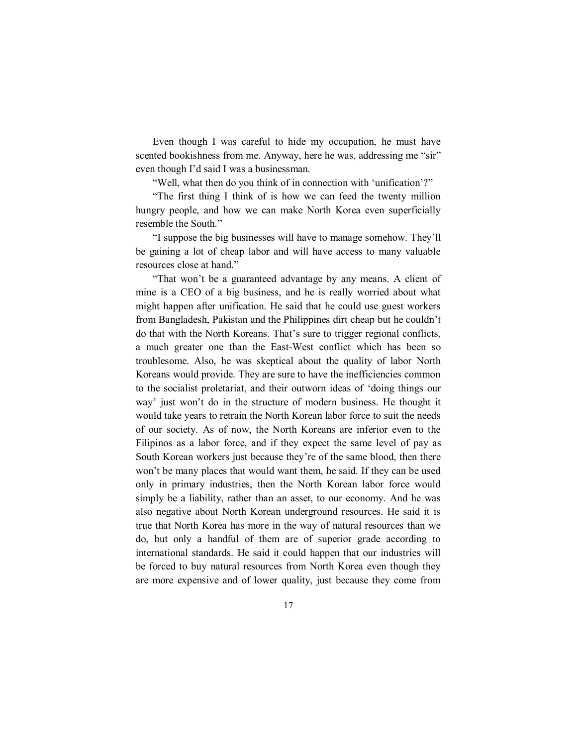Even though I was careful to hide my occupation, he must have scented bookishness from me. Anyway, here he was, addressing me "sir" even though I'd said I was a businessman.

"Well, what then do you think of in connection with 'unification'?"

"The first thing I think of is how we can feed the twenty million hungry people, and how we can make North Korea even superficially resemble the South."

"I suppose the big businesses will have to manage somehow. They'll be gaining a lot of cheap labor and will have access to many valuable resources close at hand."

"That won't be a guaranteed advantage by any means. A client of mine is a CEO of a big business, and he is really worried about what might happen after unification. He said that he could use guest workers from Bangladesh, Pakistan and the Philippines dirt cheap but he couldn't do that with the North Koreans. That's sure to trigger regional conflicts, a much greater one than the East-West conflict which has been so troublesome. Also, he was skeptical about the quality of labor North Koreans would provide. They are sure to have the inefficiencies common to the socialist proletariat, and their outworn ideas of 'doing things our way' just won't do in the structure of modern business. He thought it would take years to retrain the North Korean labor force to suit the needs of our society. As of now, the North Koreans are inferior even to the Filipinos as a labor force, and if they expect the same level of pay as South Korean workers just because they're of the same blood, then there won't be many places that would want them, he said. If they can be used only in primary industries, then the North Korean labor force would simply be a liability, rather than an asset, to our economy. And he was also negative about North Korean underground resources. He said it is true that North Korea has more in the way of natural resources than we do, but only a handful of them are of superior grade according to international standards. He said it could happen that our industries will be forced to buy natural resources from North Korea even though they are more expensive and of lower quality, just because they come from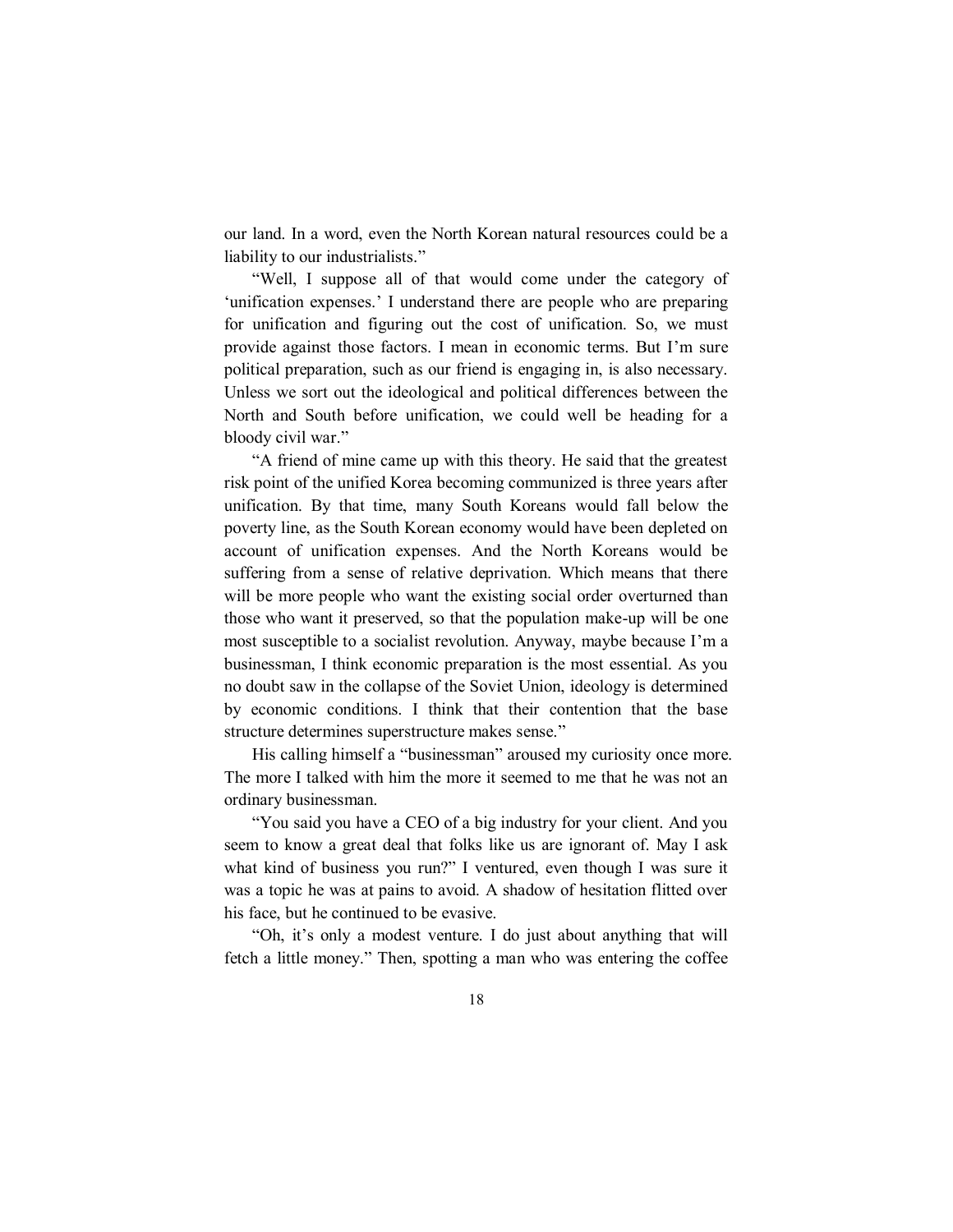our land. In a word, even the North Korean natural resources could be a liability to our industrialists."

"Well, I suppose all of that would come under the category of 'unification expenses.' I understand there are people who are preparing for unification and figuring out the cost of unification. So, we must provide against those factors. I mean in economic terms. But I'm sure political preparation, such as our friend is engaging in, is also necessary. Unless we sort out the ideological and political differences between the North and South before unification, we could well be heading for a bloody civil war."

"A friend of mine came up with this theory. He said that the greatest risk point of the unified Korea becoming communized is three years after unification. By that time, many South Koreans would fall below the poverty line, as the South Korean economy would have been depleted on account of unification expenses. And the North Koreans would be suffering from a sense of relative deprivation. Which means that there will be more people who want the existing social order overturned than those who want it preserved, so that the population make-up will be one most susceptible to a socialist revolution. Anyway, maybe because I'm a businessman, I think economic preparation is the most essential. As you no doubt saw in the collapse of the Soviet Union, ideology is determined by economic conditions. I think that their contention that the base structure determines superstructure makes sense."

His calling himself a "businessman" aroused my curiosity once more. The more I talked with him the more it seemed to me that he was not an ordinary businessman.

"You said you have a CEO of a big industry for your client. And you seem to know a great deal that folks like us are ignorant of. May I ask what kind of business you run?" I ventured, even though I was sure it was a topic he was at pains to avoid. A shadow of hesitation flitted over his face, but he continued to be evasive.

"Oh, it's only a modest venture. I do just about anything that will fetch a little money." Then, spotting a man who was entering the coffee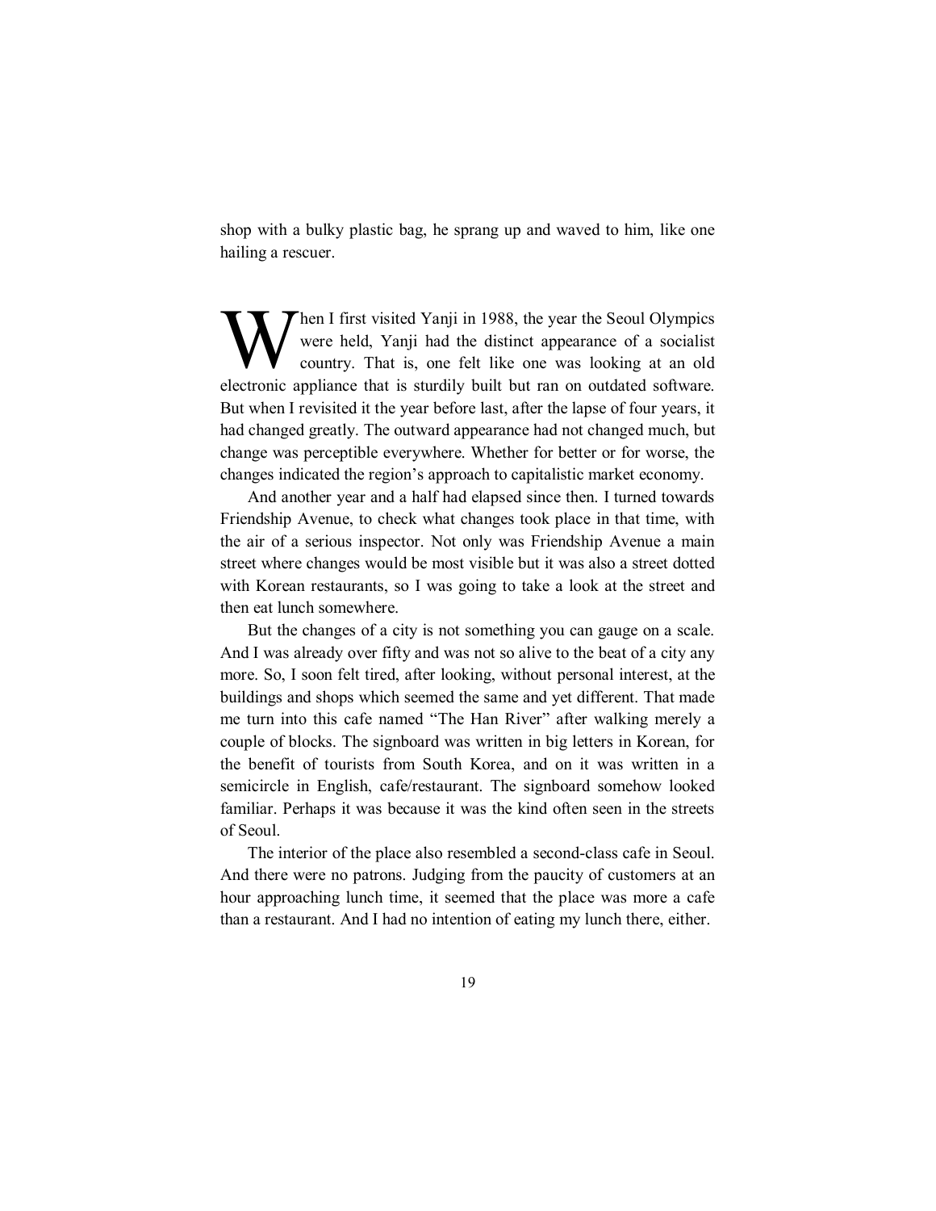shop with a bulky plastic bag, he sprang up and waved to him, like one hailing a rescuer.

When I first visited Yanji in 1988, the year the Seoul Olympics were held, Yanji had the distinct appearance of a socialist country. That is, one felt like one was looking at an old electronic appliance that is sturdily built but ran on outdated software. But when I revisited it the year before last, after the lapse of four years, it had changed greatly. The outward appearance had not changed much, but change was perceptible everywhere. Whether for better or for worse, the changes indicated the region's approach to capitalistic market economy.

And another year and a half had elapsed since then. I turned towards Friendship Avenue, to check what changes took place in that time, with the air of a serious inspector. Not only was Friendship Avenue a main street where changes would be most visible but it was also a street dotted with Korean restaurants, so I was going to take a look at the street and then eat lunch somewhere.

But the changes of a city is not something you can gauge on a scale. And I was already over fifty and was not so alive to the beat of a city any more. So, I soon felt tired, after looking, without personal interest, at the buildings and shops which seemed the same and yet different. That made me turn into this cafe named "The Han River" after walking merely a couple of blocks. The signboard was written in big letters in Korean, for the benefit of tourists from South Korea, and on it was written in a semicircle in English, cafe/restaurant. The signboard somehow looked familiar. Perhaps it was because it was the kind often seen in the streets of Seoul.

The interior of the place also resembled a second-class cafe in Seoul. And there were no patrons. Judging from the paucity of customers at an hour approaching lunch time, it seemed that the place was more a cafe than a restaurant. And I had no intention of eating my lunch there, either.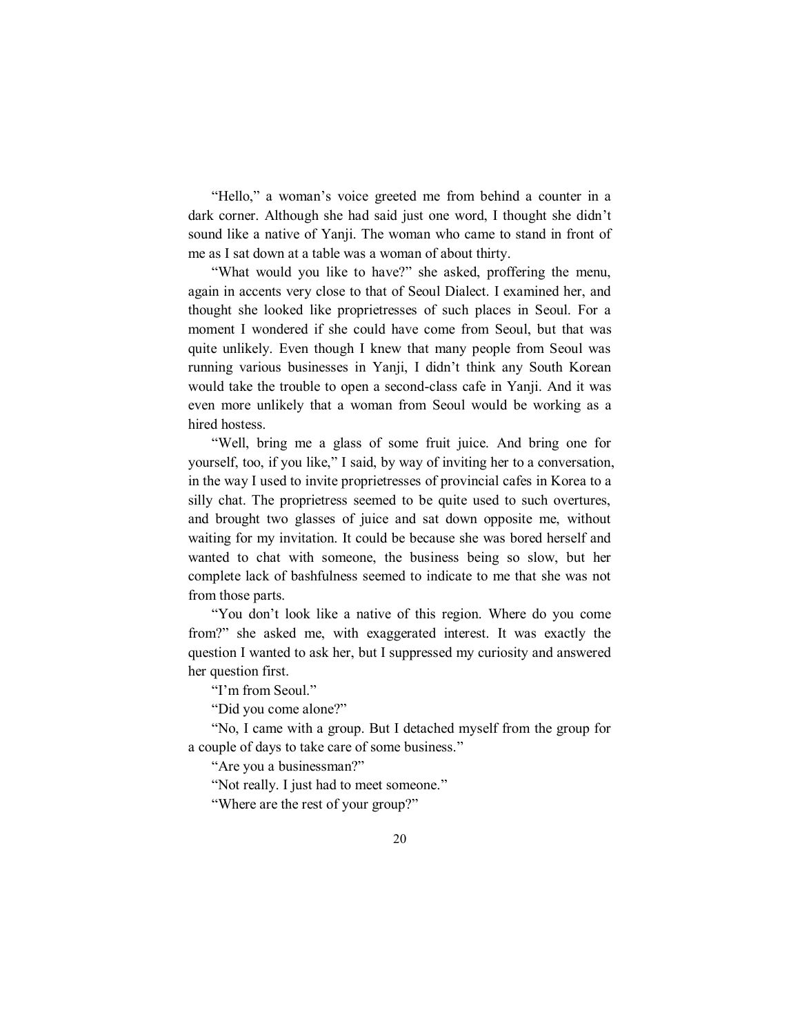"Hello," a woman's voice greeted me from behind a counter in a dark corner. Although she had said just one word, I thought she didn't sound like a native of Yanji. The woman who came to stand in front of me as I sat down at a table was a woman of about thirty.

"What would you like to have?" she asked, proffering the menu, again in accents very close to that of Seoul Dialect. I examined her, and thought she looked like proprietresses of such places in Seoul. For a moment I wondered if she could have come from Seoul, but that was quite unlikely. Even though I knew that many people from Seoul was running various businesses in Yanji, I didn't think any South Korean would take the trouble to open a second-class cafe in Yanji. And it was even more unlikely that a woman from Seoul would be working as a hired hostess.

"Well, bring me a glass of some fruit juice. And bring one for yourself, too, if you like," I said, by way of inviting her to a conversation, in the way I used to invite proprietresses of provincial cafes in Korea to a silly chat. The proprietress seemed to be quite used to such overtures, and brought two glasses of juice and sat down opposite me, without waiting for my invitation. It could be because she was bored herself and wanted to chat with someone, the business being so slow, but her complete lack of bashfulness seemed to indicate to me that she was not from those parts.

"You don't look like a native of this region. Where do you come from?" she asked me, with exaggerated interest. It was exactly the question I wanted to ask her, but I suppressed my curiosity and answered her question first.

"I'm from Seoul."

"Did you come alone?"

"No, I came with a group. But I detached myself from the group for a couple of days to take care of some business."

"Are you a businessman?"

"Not really. I just had to meet someone."

"Where are the rest of your group?"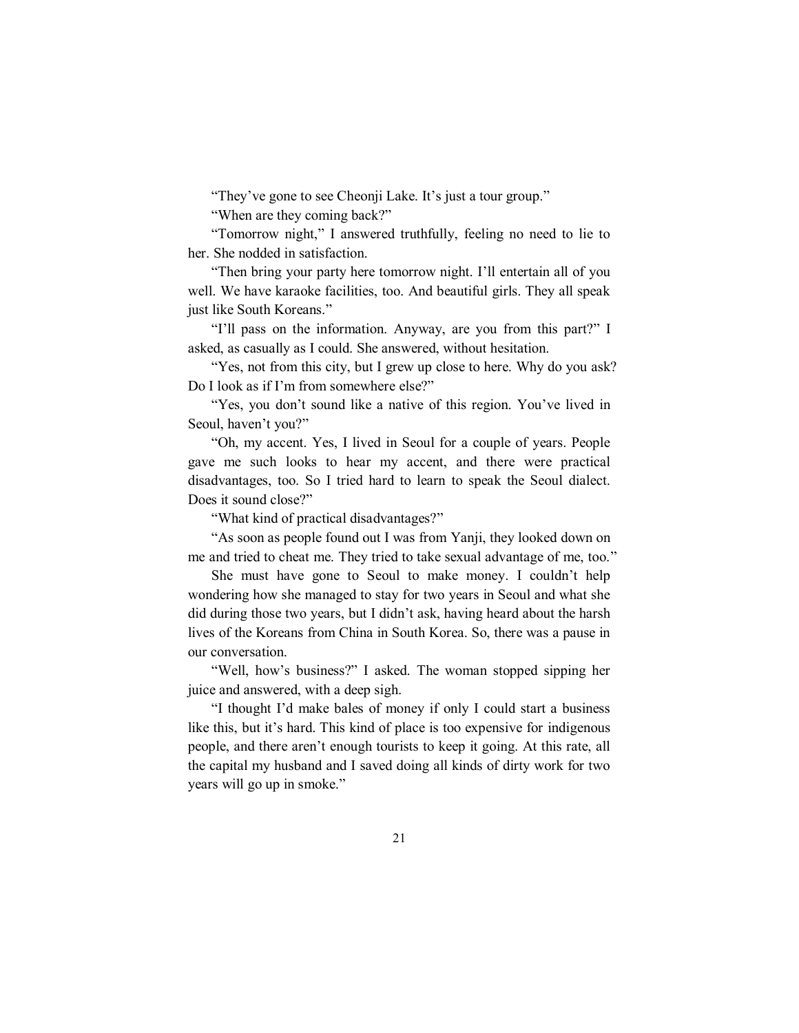"They've gone to see Cheonji Lake. It's just a tour group."

"When are they coming back?"

"Tomorrow night," I answered truthfully, feeling no need to lie to her. She nodded in satisfaction.

"Then bring your party here tomorrow night. I'll entertain all of you well. We have karaoke facilities, too. And beautiful girls. They all speak just like South Koreans."

"I'll pass on the information. Anyway, are you from this part?" I asked, as casually as I could. She answered, without hesitation.

"Yes, not from this city, but I grew up close to here. Why do you ask? Do I look as if I'm from somewhere else?"

"Yes, you don't sound like a native of this region. You've lived in Seoul, haven't you?"

"Oh, my accent. Yes, I lived in Seoul for a couple of years. People gave me such looks to hear my accent, and there were practical disadvantages, too. So I tried hard to learn to speak the Seoul dialect. Does it sound close?"

"What kind of practical disadvantages?"

"As soon as people found out I was from Yanji, they looked down on me and tried to cheat me. They tried to take sexual advantage of me, too."

She must have gone to Seoul to make money. I couldn't help wondering how she managed to stay for two years in Seoul and what she did during those two years, but I didn't ask, having heard about the harsh lives of the Koreans from China in South Korea. So, there was a pause in our conversation.

"Well, how's business?" I asked. The woman stopped sipping her juice and answered, with a deep sigh.

"I thought I'd make bales of money if only I could start a business like this, but it's hard. This kind of place is too expensive for indigenous people, and there aren't enough tourists to keep it going. At this rate, all the capital my husband and I saved doing all kinds of dirty work for two years will go up in smoke."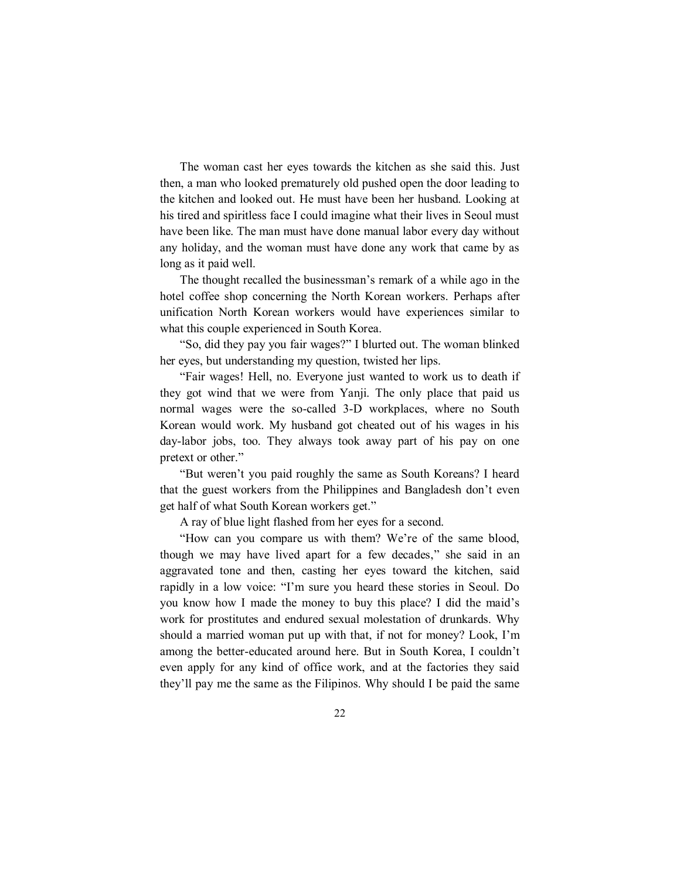The woman cast her eyes towards the kitchen as she said this. Just then, a man who looked prematurely old pushed open the door leading to the kitchen and looked out. He must have been her husband. Looking at his tired and spiritless face I could imagine what their lives in Seoul must have been like. The man must have done manual labor every day without any holiday, and the woman must have done any work that came by as long as it paid well.

The thought recalled the businessman's remark of a while ago in the hotel coffee shop concerning the North Korean workers. Perhaps after unification North Korean workers would have experiences similar to what this couple experienced in South Korea.

"So, did they pay you fair wages?" I blurted out. The woman blinked her eyes, but understanding my question, twisted her lips.

"Fair wages! Hell, no. Everyone just wanted to work us to death if they got wind that we were from Yanji. The only place that paid us normal wages were the so-called 3-D workplaces, where no South Korean would work. My husband got cheated out of his wages in his day-labor jobs, too. They always took away part of his pay on one pretext or other."

"But weren't you paid roughly the same as South Koreans? I heard that the guest workers from the Philippines and Bangladesh don't even get half of what South Korean workers get."

A ray of blue light flashed from her eyes for a second.

"How can you compare us with them? We're of the same blood, though we may have lived apart for a few decades," she said in an aggravated tone and then, casting her eyes toward the kitchen, said rapidly in a low voice: "I'm sure you heard these stories in Seoul. Do you know how I made the money to buy this place? I did the maid's work for prostitutes and endured sexual molestation of drunkards. Why should a married woman put up with that, if not for money? Look, I'm among the better-educated around here. But in South Korea, I couldn't even apply for any kind of office work, and at the factories they said they'll pay me the same as the Filipinos. Why should I be paid the same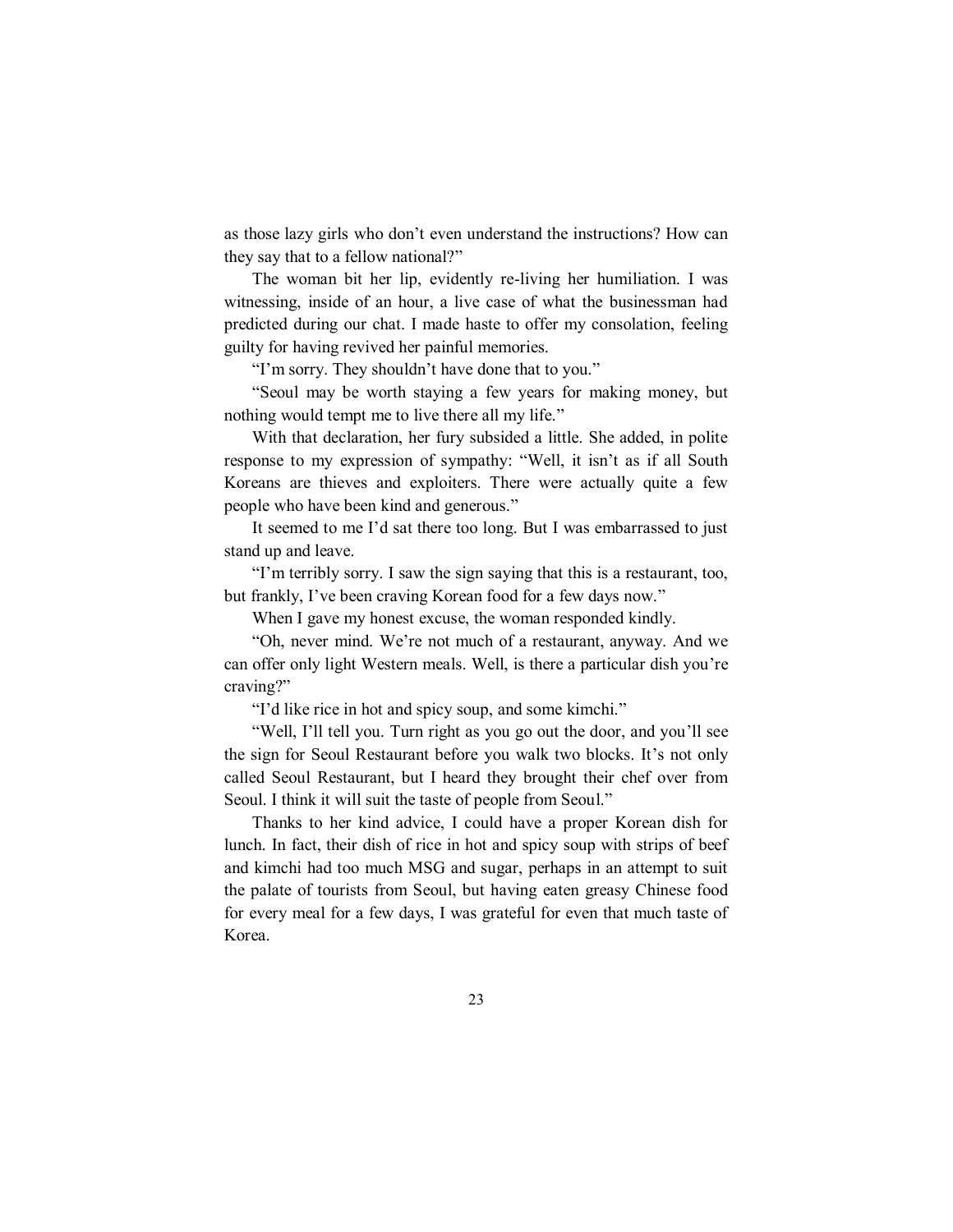as those lazy girls who don't even understand the instructions? How can they say that to a fellow national?"

The woman bit her lip, evidently re-living her humiliation. I was witnessing, inside of an hour, a live case of what the businessman had predicted during our chat. I made haste to offer my consolation, feeling guilty for having revived her painful memories.

"I'm sorry. They shouldn't have done that to you."

"Seoul may be worth staying a few years for making money, but nothing would tempt me to live there all my life."

With that declaration, her fury subsided a little. She added, in polite response to my expression of sympathy: "Well, it isn't as if all South Koreans are thieves and exploiters. There were actually quite a few people who have been kind and generous."

It seemed to me I'd sat there too long. But I was embarrassed to just stand up and leave.

"I'm terribly sorry. I saw the sign saying that this is a restaurant, too, but frankly, I've been craving Korean food for a few days now."

When I gave my honest excuse, the woman responded kindly.

"Oh, never mind. We're not much of a restaurant, anyway. And we can offer only light Western meals. Well, is there a particular dish you're craving?"

"I'd like rice in hot and spicy soup, and some kimchi."

"Well, I'll tell you. Turn right as you go out the door, and you'll see the sign for Seoul Restaurant before you walk two blocks. It's not only called Seoul Restaurant, but I heard they brought their chef over from Seoul. I think it will suit the taste of people from Seoul."

Thanks to her kind advice, I could have a proper Korean dish for lunch. In fact, their dish of rice in hot and spicy soup with strips of beef and kimchi had too much MSG and sugar, perhaps in an attempt to suit the palate of tourists from Seoul, but having eaten greasy Chinese food for every meal for a few days, I was grateful for even that much taste of Korea.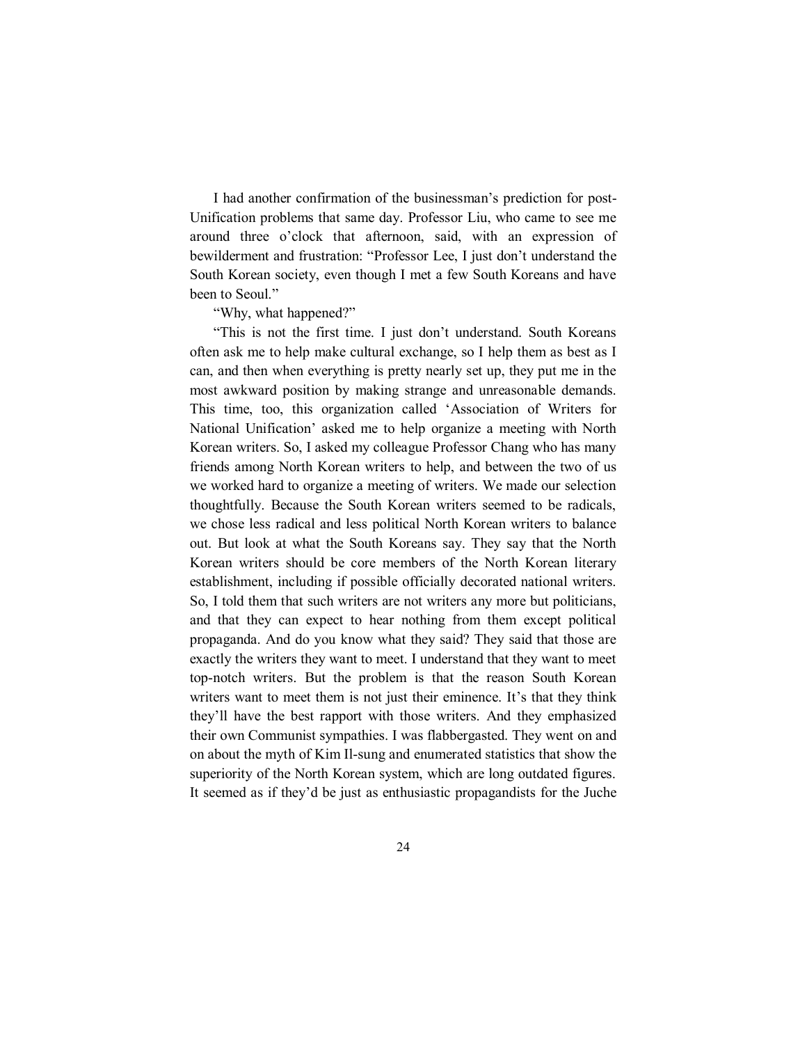I had another confirmation of the businessman's prediction for post-Unification problems that same day. Professor Liu, who came to see me around three o'clock that afternoon, said, with an expression of bewilderment and frustration: "Professor Lee, I just don't understand the South Korean society, even though I met a few South Koreans and have been to Seoul."

"Why, what happened?"

"This is not the first time. I just don't understand. South Koreans often ask me to help make cultural exchange, so I help them as best as I can, and then when everything is pretty nearly set up, they put me in the most awkward position by making strange and unreasonable demands. This time, too, this organization called 'Association of Writers for National Unification' asked me to help organize a meeting with North Korean writers. So, I asked my colleague Professor Chang who has many friends among North Korean writers to help, and between the two of us we worked hard to organize a meeting of writers. We made our selection thoughtfully. Because the South Korean writers seemed to be radicals, we chose less radical and less political North Korean writers to balance out. But look at what the South Koreans say. They say that the North Korean writers should be core members of the North Korean literary establishment, including if possible officially decorated national writers. So, I told them that such writers are not writers any more but politicians, and that they can expect to hear nothing from them except political propaganda. And do you know what they said? They said that those are exactly the writers they want to meet. I understand that they want to meet top-notch writers. But the problem is that the reason South Korean writers want to meet them is not just their eminence. It's that they think they'll have the best rapport with those writers. And they emphasized their own Communist sympathies. I was flabbergasted. They went on and on about the myth of Kim Il-sung and enumerated statistics that show the superiority of the North Korean system, which are long outdated figures. It seemed as if they'd be just as enthusiastic propagandists for the Juche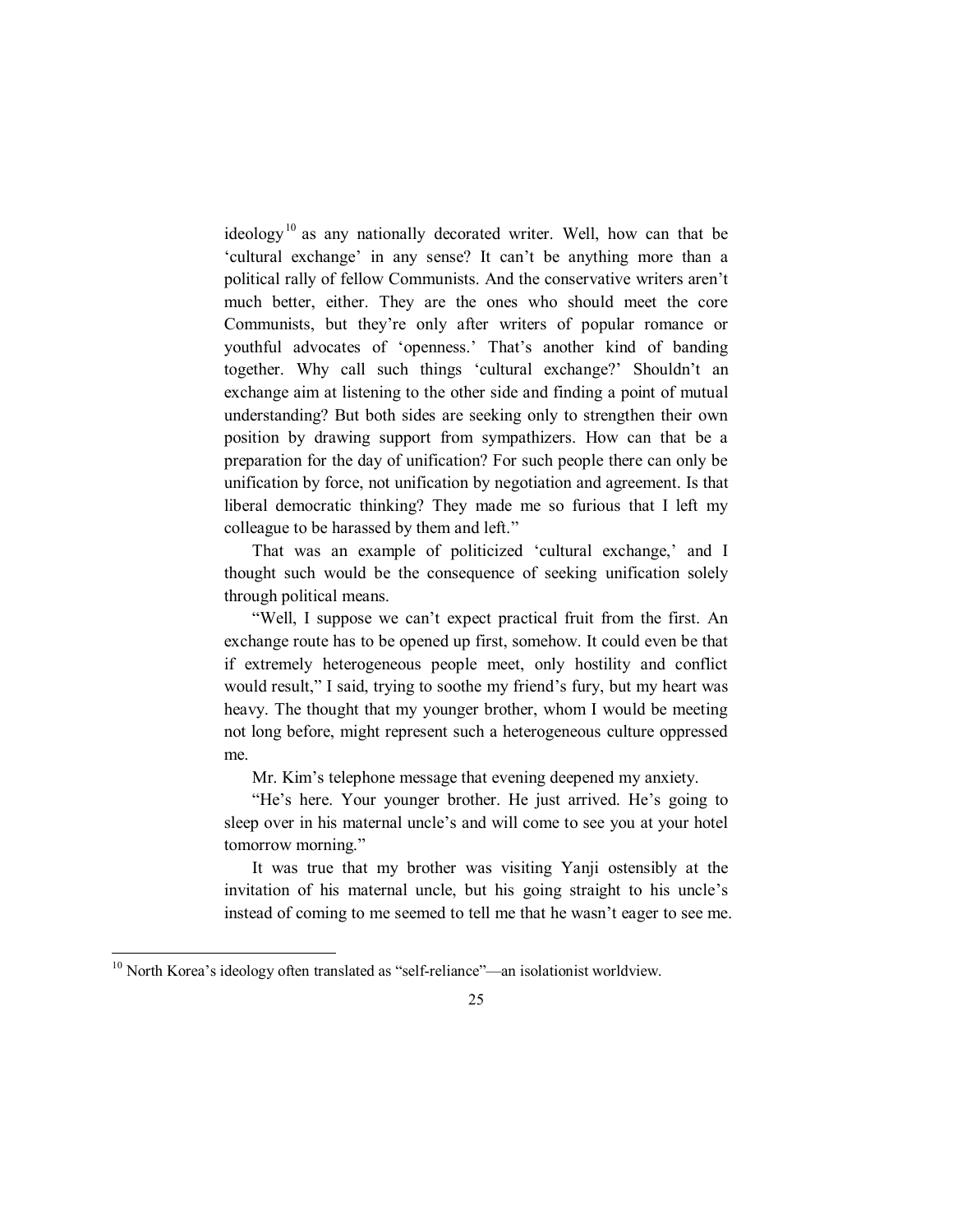ideology[10] as any nationally decorated writer. Well, how can that be 'cultural exchange' in any sense? It can't be anything more than a political rally of fellow Communists. And the conservative writers aren't much better, either. They are the ones who should meet the core Communists, but they're only after writers of popular romance or youthful advocates of 'openness.' That's another kind of banding together. Why call such things 'cultural exchange?' Shouldn't an exchange aim at listening to the other side and finding a point of mutual understanding? But both sides are seeking only to strengthen their own position by drawing support from sympathizers. How can that be a preparation for the day of unification? For such people there can only be unification by force, not unification by negotiation and agreement. Is that liberal democratic thinking? They made me so furious that I left my colleague to be harassed by them and left."

That was an example of politicized 'cultural exchange,' and I thought such would be the consequence of seeking unification solely through political means.

"Well, I suppose we can't expect practical fruit from the first. An exchange route has to be opened up first, somehow. It could even be that if extremely heterogeneous people meet, only hostility and conflict would result," I said, trying to soothe my friend's fury, but my heart was heavy. The thought that my younger brother, whom I would be meeting not long before, might represent such a heterogeneous culture oppressed me.

Mr. Kim's telephone message that evening deepened my anxiety.

"He's here. Your younger brother. He just arrived. He's going to sleep over in his maternal uncle's and will come to see you at your hotel tomorrow morning."

It was true that my brother was visiting Yanji ostensibly at the invitation of his maternal uncle, but his going straight to his uncle's instead of coming to me seemed to tell me that he wasn't eager to see me.

---

[10] North Korea's ideology often translated as "self-reliance"—an isolationist worldview.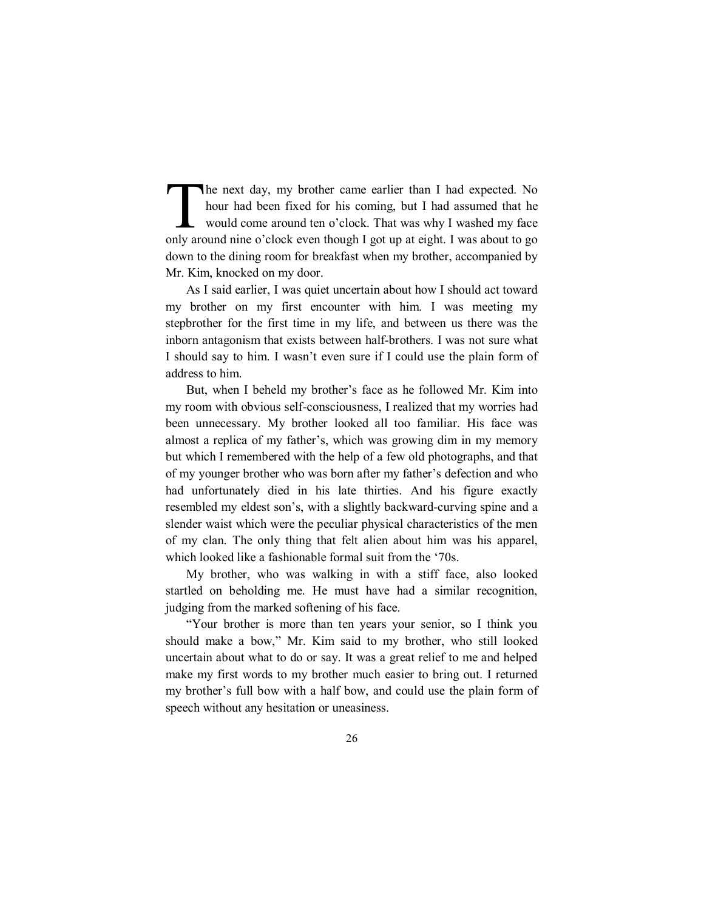The next day, my brother came earlier than I had expected. No hour had been fixed for his coming, but I had assumed that he would come around ten o'clock. That was why I washed my face only around nine o'clock even though I got up at eight. I was about to go down to the dining room for breakfast when my brother, accompanied by Mr. Kim, knocked on my door.

As I said earlier, I was quiet uncertain about how I should act toward my brother on my first encounter with him. I was meeting my stepbrother for the first time in my life, and between us there was the inborn antagonism that exists between half-brothers. I was not sure what I should say to him. I wasn't even sure if I could use the plain form of address to him.

But, when I beheld my brother's face as he followed Mr. Kim into my room with obvious self-consciousness, I realized that my worries had been unnecessary. My brother looked all too familiar. His face was almost a replica of my father's, which was growing dim in my memory but which I remembered with the help of a few old photographs, and that of my younger brother who was born after my father's defection and who had unfortunately died in his late thirties. And his figure exactly resembled my eldest son's, with a slightly backward-curving spine and a slender waist which were the peculiar physical characteristics of the men of my clan. The only thing that felt alien about him was his apparel, which looked like a fashionable formal suit from the '70s.

My brother, who was walking in with a stiff face, also looked startled on beholding me. He must have had a similar recognition, judging from the marked softening of his face.

"Your brother is more than ten years your senior, so I think you should make a bow," Mr. Kim said to my brother, who still looked uncertain about what to do or say. It was a great relief to me and helped make my first words to my brother much easier to bring out. I returned my brother's full bow with a half bow, and could use the plain form of speech without any hesitation or uneasiness.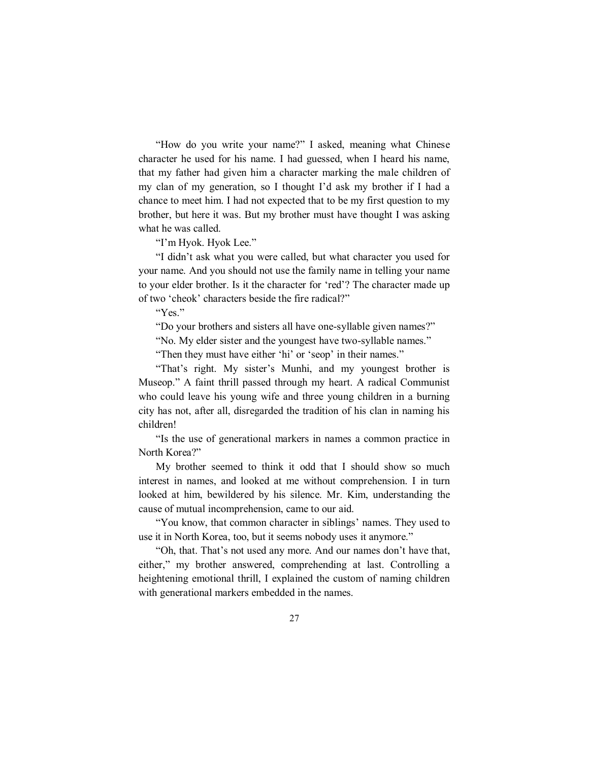"How do you write your name?" I asked, meaning what Chinese character he used for his name. I had guessed, when I heard his name, that my father had given him a character marking the male children of my clan of my generation, so I thought I'd ask my brother if I had a chance to meet him. I had not expected that to be my first question to my brother, but here it was. But my brother must have thought I was asking what he was called.

"I'm Hyok. Hyok Lee."

"I didn't ask what you were called, but what character you used for your name. And you should not use the family name in telling your name to your elder brother. Is it the character for 'red'? The character made up of two 'cheok' characters beside the fire radical?"

"Yes."

"Do your brothers and sisters all have one-syllable given names?"

"No. My elder sister and the youngest have two-syllable names."

"Then they must have either 'hi' or 'seop' in their names."

"That's right. My sister's Munhi, and my youngest brother is Museop." A faint thrill passed through my heart. A radical Communist who could leave his young wife and three young children in a burning city has not, after all, disregarded the tradition of his clan in naming his children!

"Is the use of generational markers in names a common practice in North Korea?"

My brother seemed to think it odd that I should show so much interest in names, and looked at me without comprehension. I in turn looked at him, bewildered by his silence. Mr. Kim, understanding the cause of mutual incomprehension, came to our aid.

"You know, that common character in siblings' names. They used to use it in North Korea, too, but it seems nobody uses it anymore."

"Oh, that. That's not used any more. And our names don't have that, either," my brother answered, comprehending at last. Controlling a heightening emotional thrill, I explained the custom of naming children with generational markers embedded in the names.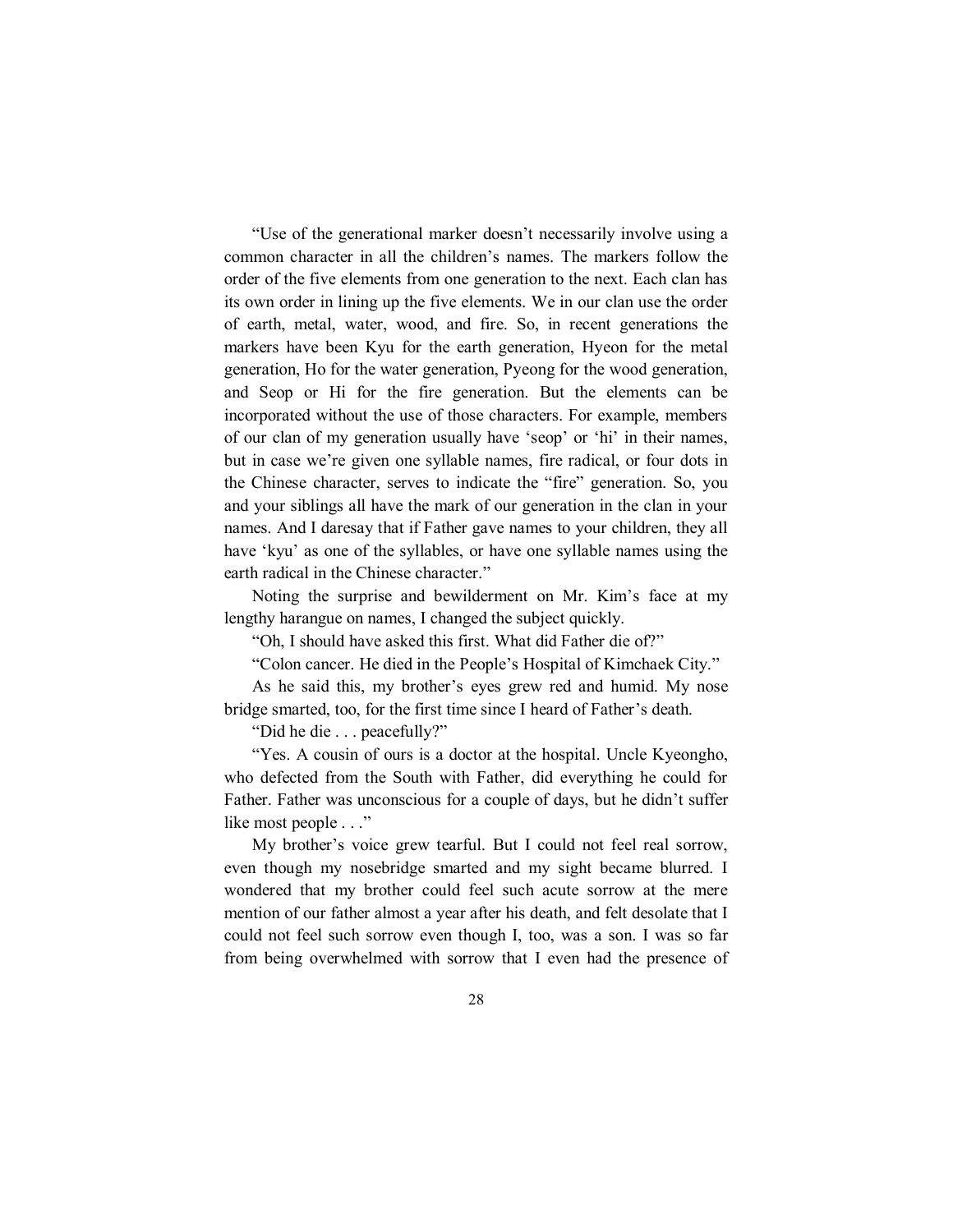"Use of the generational marker doesn't necessarily involve using a common character in all the children's names. The markers follow the order of the five elements from one generation to the next. Each clan has its own order in lining up the five elements. We in our clan use the order of earth, metal, water, wood, and fire. So, in recent generations the markers have been Kyu for the earth generation, Hyeon for the metal generation, Ho for the water generation, Pyeong for the wood generation, and Seop or Hi for the fire generation. But the elements can be incorporated without the use of those characters. For example, members of our clan of my generation usually have 'seop' or 'hi' in their names, but in case we're given one syllable names, fire radical, or four dots in the Chinese character, serves to indicate the "fire" generation. So, you and your siblings all have the mark of our generation in the clan in your names. And I daresay that if Father gave names to your children, they all have 'kyu' as one of the syllables, or have one syllable names using the earth radical in the Chinese character."

Noting the surprise and bewilderment on Mr. Kim's face at my lengthy harangue on names, I changed the subject quickly.

"Oh, I should have asked this first. What did Father die of?"

"Colon cancer. He died in the People's Hospital of Kimchaek City."

As he said this, my brother's eyes grew red and humid. My nose bridge smarted, too, for the first time since I heard of Father's death.

"Did he die . . . peacefully?"

"Yes. A cousin of ours is a doctor at the hospital. Uncle Kyeongho, who defected from the South with Father, did everything he could for Father. Father was unconscious for a couple of days, but he didn't suffer like most people . . ."

My brother's voice grew tearful. But I could not feel real sorrow, even though my nosebridge smarted and my sight became blurred. I wondered that my brother could feel such acute sorrow at the mere mention of our father almost a year after his death, and felt desolate that I could not feel such sorrow even though I, too, was a son. I was so far from being overwhelmed with sorrow that I even had the presence of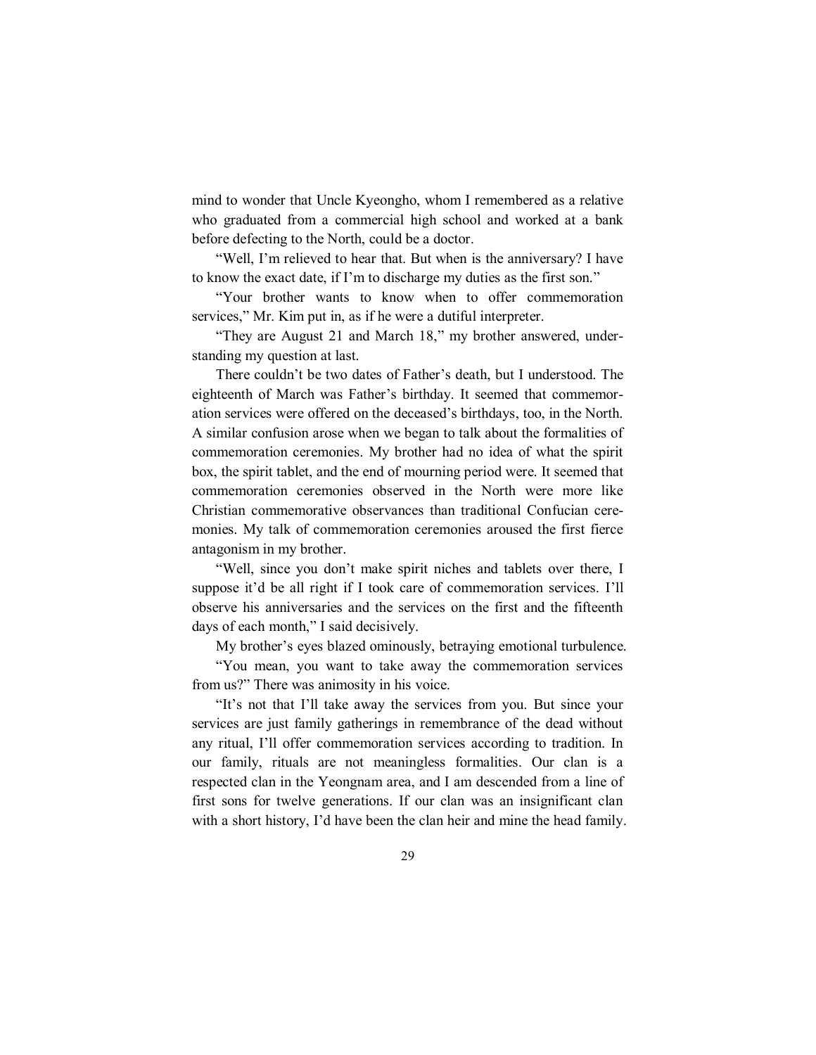mind to wonder that Uncle Kyeongho, whom I remembered as a relative who graduated from a commercial high school and worked at a bank before defecting to the North, could be a doctor.

"Well, I'm relieved to hear that. But when is the anniversary? I have to know the exact date, if I'm to discharge my duties as the first son."

"Your brother wants to know when to offer commemoration services," Mr. Kim put in, as if he were a dutiful interpreter.

"They are August 21 and March 18," my brother answered, understanding my question at last.

There couldn't be two dates of Father's death, but I understood. The eighteenth of March was Father's birthday. It seemed that commemoration services were offered on the deceased's birthdays, too, in the North. A similar confusion arose when we began to talk about the formalities of commemoration ceremonies. My brother had no idea of what the spirit box, the spirit tablet, and the end of mourning period were. It seemed that commemoration ceremonies observed in the North were more like Christian commemorative observances than traditional Confucian ceremonies. My talk of commemoration ceremonies aroused the first fierce antagonism in my brother.

"Well, since you don't make spirit niches and tablets over there, I suppose it'd be all right if I took care of commemoration services. I'll observe his anniversaries and the services on the first and the fifteenth days of each month," I said decisively.

My brother's eyes blazed ominously, betraying emotional turbulence.

"You mean, you want to take away the commemoration services from us?" There was animosity in his voice.

"It's not that I'll take away the services from you. But since your services are just family gatherings in remembrance of the dead without any ritual, I'll offer commemoration services according to tradition. In our family, rituals are not meaningless formalities. Our clan is a respected clan in the Yeongnam area, and I am descended from a line of first sons for twelve generations. If our clan was an insignificant clan with a short history, I'd have been the clan heir and mine the head family.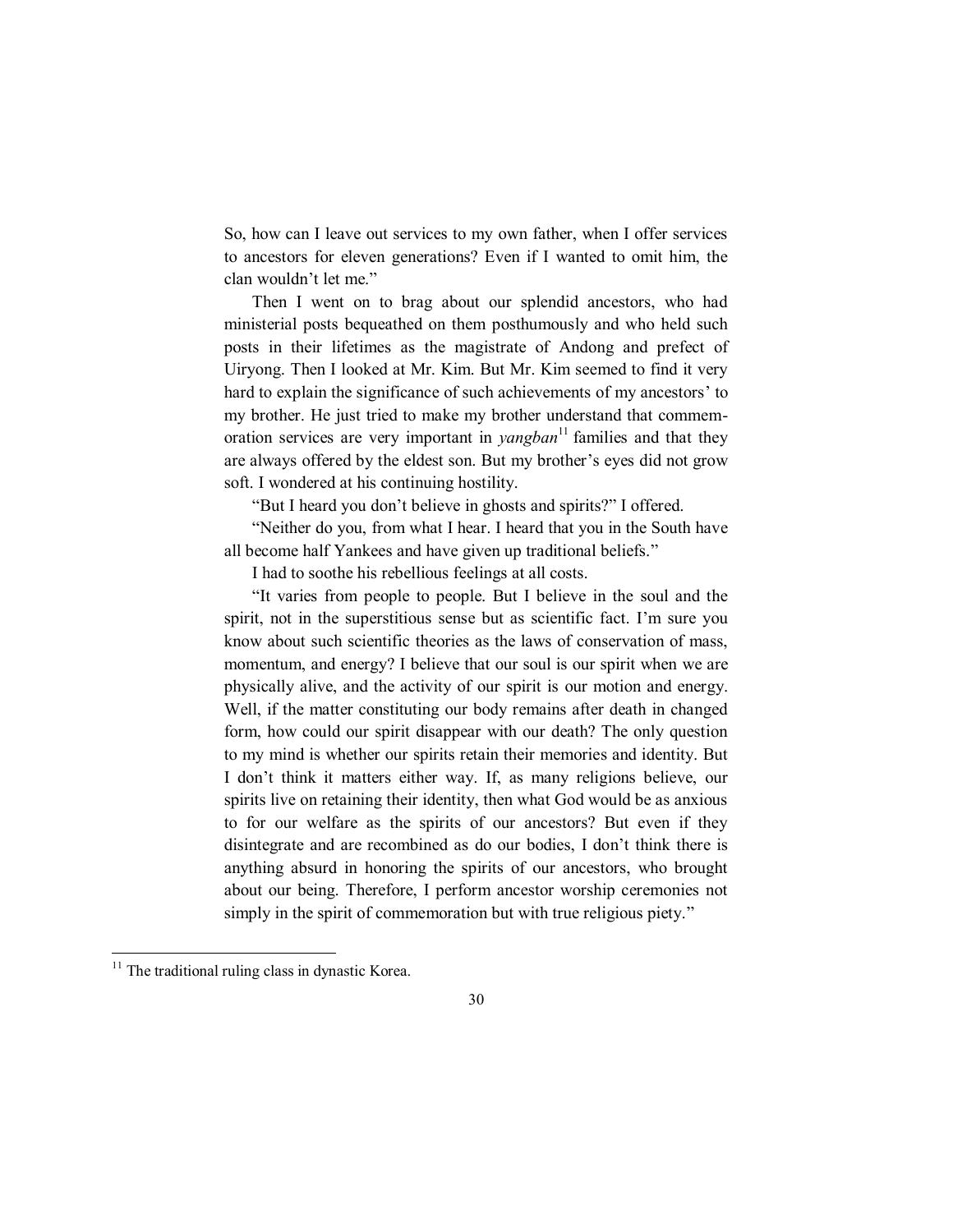So, how can I leave out services to my own father, when I offer services to ancestors for eleven generations? Even if I wanted to omit him, the clan wouldn't let me."

Then I went on to brag about our splendid ancestors, who had ministerial posts bequeathed on them posthumously and who held such posts in their lifetimes as the magistrate of Andong and prefect of Uiryong. Then I looked at Mr. Kim. But Mr. Kim seemed to find it very hard to explain the significance of such achievements of my ancestors' to my brother. He just tried to make my brother understand that commemoration services are very important in *yangban*[11] families and that they are always offered by the eldest son. But my brother's eyes did not grow soft. I wondered at his continuing hostility.

"But I heard you don't believe in ghosts and spirits?" I offered.

"Neither do you, from what I hear. I heard that you in the South have all become half Yankees and have given up traditional beliefs."

I had to soothe his rebellious feelings at all costs.

"It varies from people to people. But I believe in the soul and the spirit, not in the superstitious sense but as scientific fact. I'm sure you know about such scientific theories as the laws of conservation of mass, momentum, and energy? I believe that our soul is our spirit when we are physically alive, and the activity of our spirit is our motion and energy. Well, if the matter constituting our body remains after death in changed form, how could our spirit disappear with our death? The only question to my mind is whether our spirits retain their memories and identity. But I don't think it matters either way. If, as many religions believe, our spirits live on retaining their identity, then what God would be as anxious to for our welfare as the spirits of our ancestors? But even if they disintegrate and are recombined as do our bodies, I don't think there is anything absurd in honoring the spirits of our ancestors, who brought about our being. Therefore, I perform ancestor worship ceremonies not simply in the spirit of commemoration but with true religious piety."

[11] The traditional ruling class in dynastic Korea.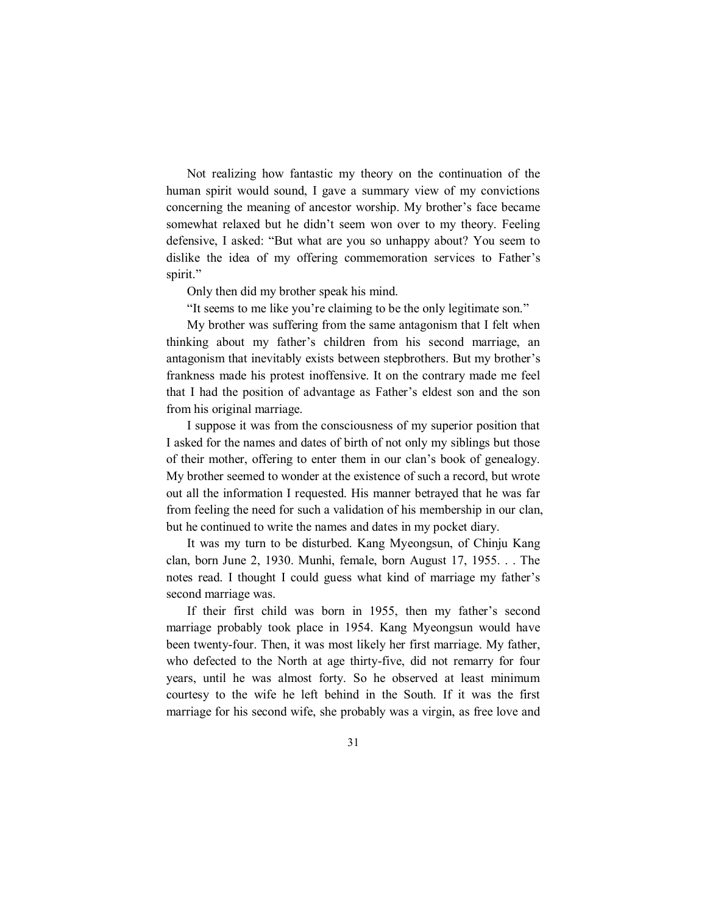Not realizing how fantastic my theory on the continuation of the human spirit would sound, I gave a summary view of my convictions concerning the meaning of ancestor worship. My brother's face became somewhat relaxed but he didn't seem won over to my theory. Feeling defensive, I asked: "But what are you so unhappy about? You seem to dislike the idea of my offering commemoration services to Father's spirit."

Only then did my brother speak his mind.

"It seems to me like you're claiming to be the only legitimate son."

My brother was suffering from the same antagonism that I felt when thinking about my father's children from his second marriage, an antagonism that inevitably exists between stepbrothers. But my brother's frankness made his protest inoffensive. It on the contrary made me feel that I had the position of advantage as Father's eldest son and the son from his original marriage.

I suppose it was from the consciousness of my superior position that I asked for the names and dates of birth of not only my siblings but those of their mother, offering to enter them in our clan's book of genealogy. My brother seemed to wonder at the existence of such a record, but wrote out all the information I requested. His manner betrayed that he was far from feeling the need for such a validation of his membership in our clan, but he continued to write the names and dates in my pocket diary.

It was my turn to be disturbed. Kang Myeongsun, of Chinju Kang clan, born June 2, 1930. Munhi, female, born August 17, 1955. . . The notes read. I thought I could guess what kind of marriage my father's second marriage was.

If their first child was born in 1955, then my father's second marriage probably took place in 1954. Kang Myeongsun would have been twenty-four. Then, it was most likely her first marriage. My father, who defected to the North at age thirty-five, did not remarry for four years, until he was almost forty. So he observed at least minimum courtesy to the wife he left behind in the South. If it was the first marriage for his second wife, she probably was a virgin, as free love and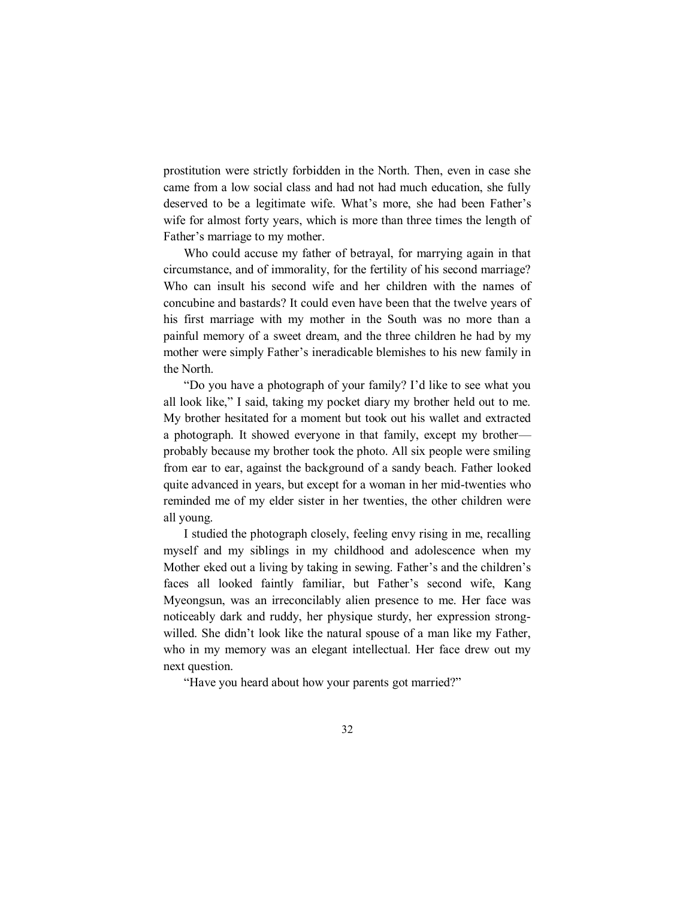prostitution were strictly forbidden in the North. Then, even in case she came from a low social class and had not had much education, she fully deserved to be a legitimate wife. What's more, she had been Father's wife for almost forty years, which is more than three times the length of Father's marriage to my mother.

Who could accuse my father of betrayal, for marrying again in that circumstance, and of immorality, for the fertility of his second marriage? Who can insult his second wife and her children with the names of concubine and bastards? It could even have been that the twelve years of his first marriage with my mother in the South was no more than a painful memory of a sweet dream, and the three children he had by my mother were simply Father's ineradicable blemishes to his new family in the North.

"Do you have a photograph of your family? I'd like to see what you all look like," I said, taking my pocket diary my brother held out to me. My brother hesitated for a moment but took out his wallet and extracted a photograph. It showed everyone in that family, except my brother—probably because my brother took the photo. All six people were smiling from ear to ear, against the background of a sandy beach. Father looked quite advanced in years, but except for a woman in her mid-twenties who reminded me of my elder sister in her twenties, the other children were all young.

I studied the photograph closely, feeling envy rising in me, recalling myself and my siblings in my childhood and adolescence when my Mother eked out a living by taking in sewing. Father's and the children's faces all looked faintly familiar, but Father's second wife, Kang Myeongsun, was an irreconcilably alien presence to me. Her face was noticeably dark and ruddy, her physique sturdy, her expression strong-willed. She didn't look like the natural spouse of a man like my Father, who in my memory was an elegant intellectual. Her face drew out my next question.

"Have you heard about how your parents got married?"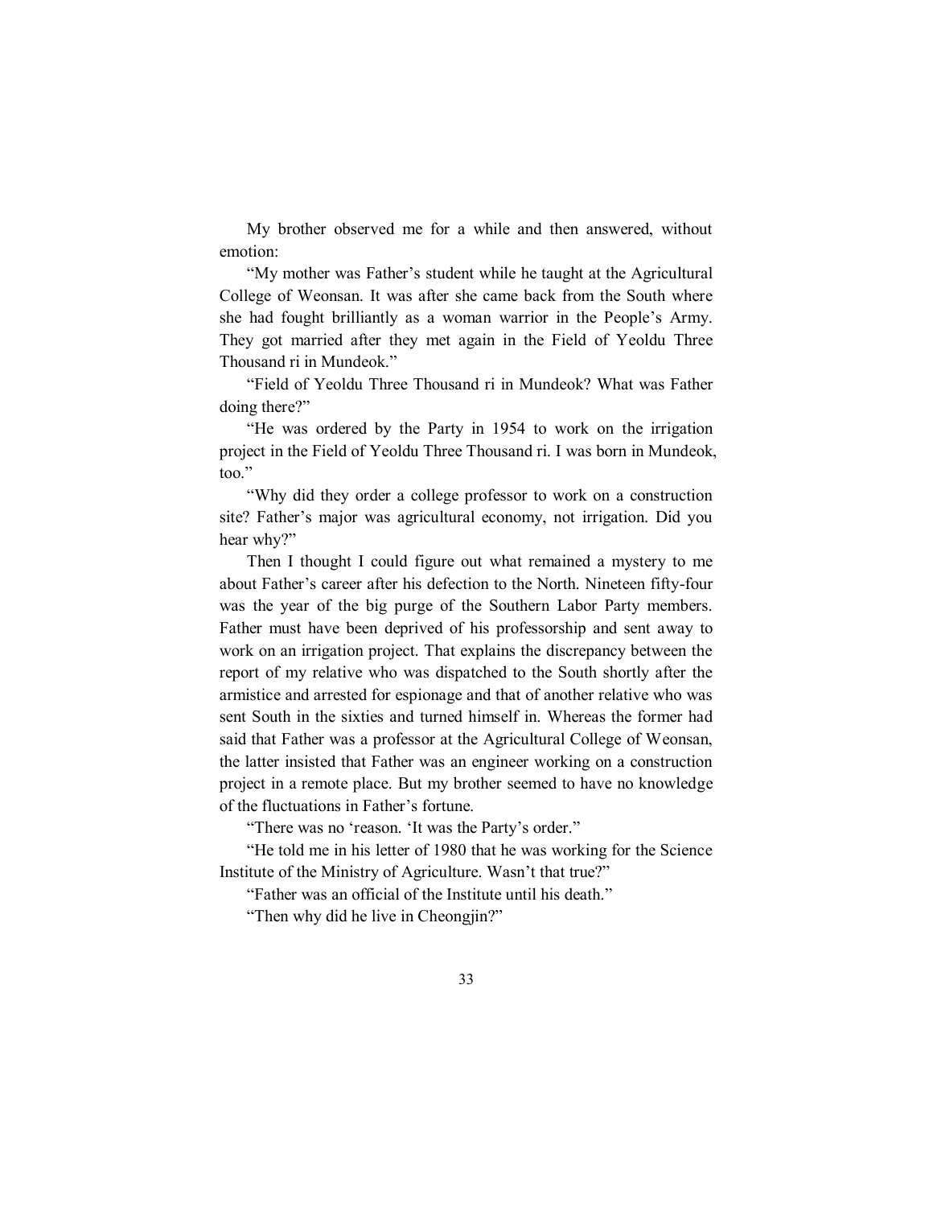My brother observed me for a while and then answered, without emotion:

"My mother was Father's student while he taught at the Agricultural College of Weonsan. It was after she came back from the South where she had fought brilliantly as a woman warrior in the People's Army. They got married after they met again in the Field of Yeoldu Three Thousand ri in Mundeok."

"Field of Yeoldu Three Thousand ri in Mundeok? What was Father doing there?"

"He was ordered by the Party in 1954 to work on the irrigation project in the Field of Yeoldu Three Thousand ri. I was born in Mundeok, too."

"Why did they order a college professor to work on a construction site? Father's major was agricultural economy, not irrigation. Did you hear why?"

Then I thought I could figure out what remained a mystery to me about Father's career after his defection to the North. Nineteen fifty-four was the year of the big purge of the Southern Labor Party members. Father must have been deprived of his professorship and sent away to work on an irrigation project. That explains the discrepancy between the report of my relative who was dispatched to the South shortly after the armistice and arrested for espionage and that of another relative who was sent South in the sixties and turned himself in. Whereas the former had said that Father was a professor at the Agricultural College of Weonsan, the latter insisted that Father was an engineer working on a construction project in a remote place. But my brother seemed to have no knowledge of the fluctuations in Father's fortune.

"There was no 'reason. 'It was the Party's order."

"He told me in his letter of 1980 that he was working for the Science Institute of the Ministry of Agriculture. Wasn't that true?"

"Father was an official of the Institute until his death."

"Then why did he live in Cheongjin?"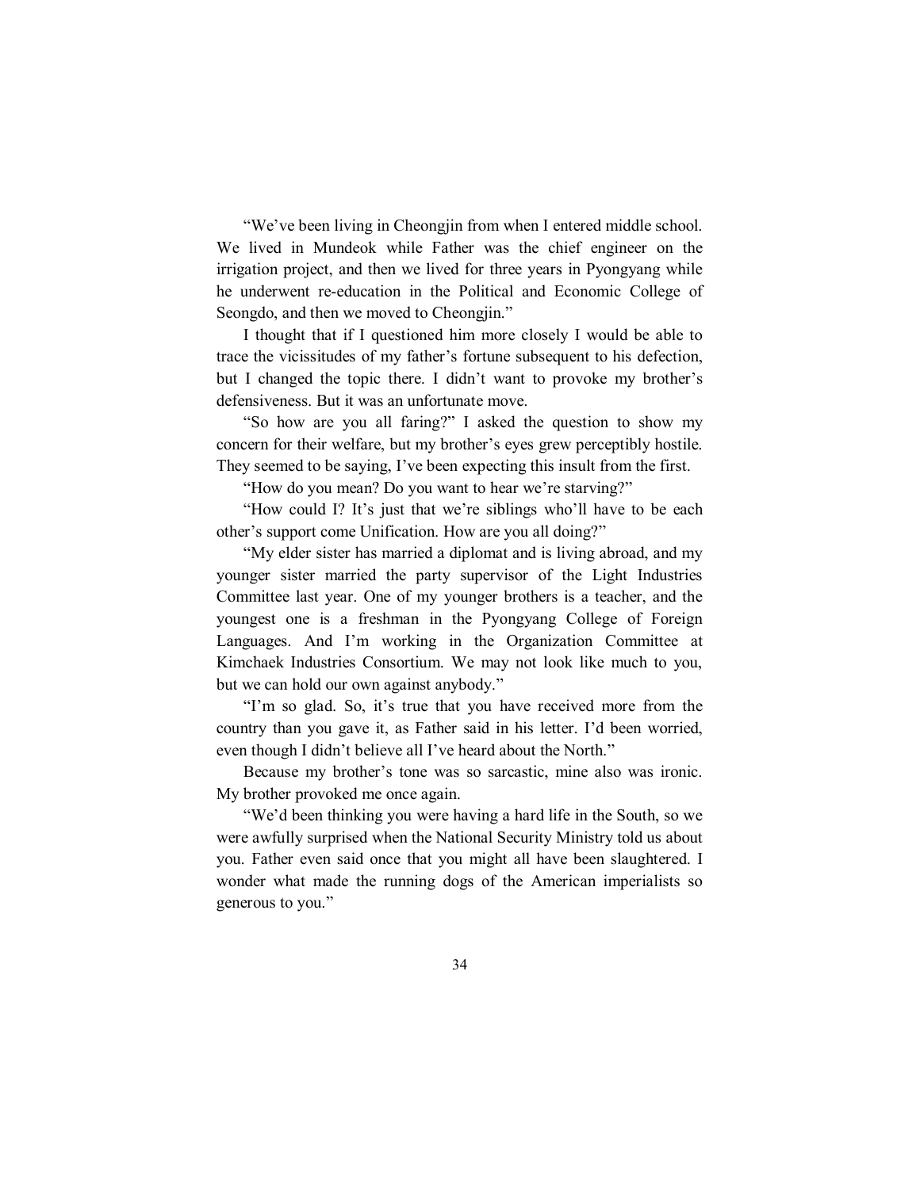"We've been living in Cheongjin from when I entered middle school. We lived in Mundeok while Father was the chief engineer on the irrigation project, and then we lived for three years in Pyongyang while he underwent re-education in the Political and Economic College of Seongdo, and then we moved to Cheongjin."

I thought that if I questioned him more closely I would be able to trace the vicissitudes of my father's fortune subsequent to his defection, but I changed the topic there. I didn't want to provoke my brother's defensiveness. But it was an unfortunate move.

"So how are you all faring?" I asked the question to show my concern for their welfare, but my brother's eyes grew perceptibly hostile. They seemed to be saying, I've been expecting this insult from the first.

"How do you mean? Do you want to hear we're starving?"

"How could I? It's just that we're siblings who'll have to be each other's support come Unification. How are you all doing?"

"My elder sister has married a diplomat and is living abroad, and my younger sister married the party supervisor of the Light Industries Committee last year. One of my younger brothers is a teacher, and the youngest one is a freshman in the Pyongyang College of Foreign Languages. And I'm working in the Organization Committee at Kimchaek Industries Consortium. We may not look like much to you, but we can hold our own against anybody."

"I'm so glad. So, it's true that you have received more from the country than you gave it, as Father said in his letter. I'd been worried, even though I didn't believe all I've heard about the North."

Because my brother's tone was so sarcastic, mine also was ironic. My brother provoked me once again.

"We'd been thinking you were having a hard life in the South, so we were awfully surprised when the National Security Ministry told us about you. Father even said once that you might all have been slaughtered. I wonder what made the running dogs of the American imperialists so generous to you."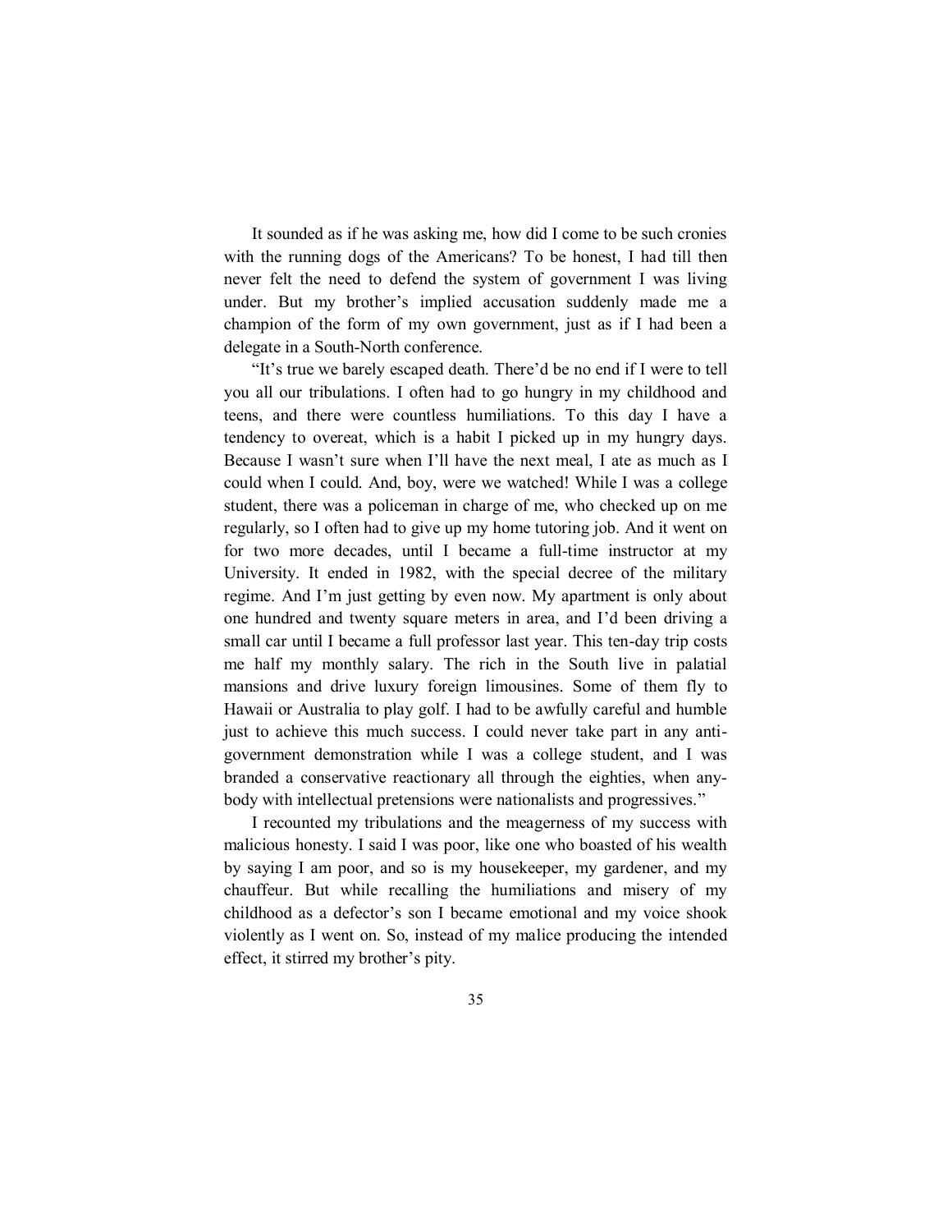It sounded as if he was asking me, how did I come to be such cronies with the running dogs of the Americans? To be honest, I had till then never felt the need to defend the system of government I was living under. But my brother's implied accusation suddenly made me a champion of the form of my own government, just as if I had been a delegate in a South-North conference.

"It's true we barely escaped death. There'd be no end if I were to tell you all our tribulations. I often had to go hungry in my childhood and teens, and there were countless humiliations. To this day I have a tendency to overeat, which is a habit I picked up in my hungry days. Because I wasn't sure when I'll have the next meal, I ate as much as I could when I could. And, boy, were we watched! While I was a college student, there was a policeman in charge of me, who checked up on me regularly, so I often had to give up my home tutoring job. And it went on for two more decades, until I became a full-time instructor at my University. It ended in 1982, with the special decree of the military regime. And I'm just getting by even now. My apartment is only about one hundred and twenty square meters in area, and I'd been driving a small car until I became a full professor last year. This ten-day trip costs me half my monthly salary. The rich in the South live in palatial mansions and drive luxury foreign limousines. Some of them fly to Hawaii or Australia to play golf. I had to be awfully careful and humble just to achieve this much success. I could never take part in any anti-government demonstration while I was a college student, and I was branded a conservative reactionary all through the eighties, when any-body with intellectual pretensions were nationalists and progressives."

I recounted my tribulations and the meagerness of my success with malicious honesty. I said I was poor, like one who boasted of his wealth by saying I am poor, and so is my housekeeper, my gardener, and my chauffeur. But while recalling the humiliations and misery of my childhood as a defector's son I became emotional and my voice shook violently as I went on. So, instead of my malice producing the intended effect, it stirred my brother's pity.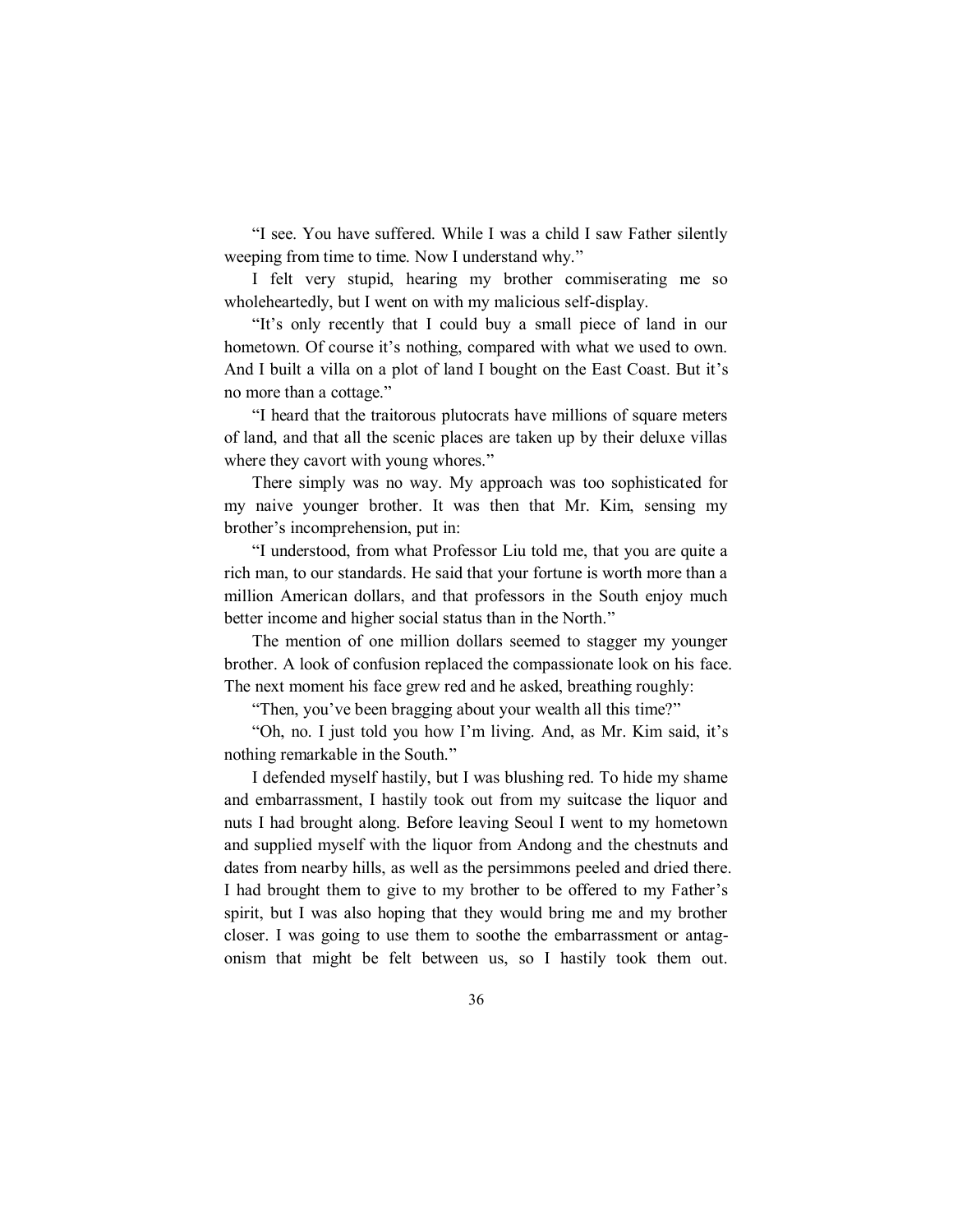"I see. You have suffered. While I was a child I saw Father silently weeping from time to time. Now I understand why."

I felt very stupid, hearing my brother commiserating me so wholeheartedly, but I went on with my malicious self-display.

"It's only recently that I could buy a small piece of land in our hometown. Of course it's nothing, compared with what we used to own. And I built a villa on a plot of land I bought on the East Coast. But it's no more than a cottage."

"I heard that the traitorous plutocrats have millions of square meters of land, and that all the scenic places are taken up by their deluxe villas where they cavort with young whores."

There simply was no way. My approach was too sophisticated for my naive younger brother. It was then that Mr. Kim, sensing my brother's incomprehension, put in:

"I understood, from what Professor Liu told me, that you are quite a rich man, to our standards. He said that your fortune is worth more than a million American dollars, and that professors in the South enjoy much better income and higher social status than in the North."

The mention of one million dollars seemed to stagger my younger brother. A look of confusion replaced the compassionate look on his face. The next moment his face grew red and he asked, breathing roughly:

"Then, you've been bragging about your wealth all this time?"

"Oh, no. I just told you how I'm living. And, as Mr. Kim said, it's nothing remarkable in the South."

I defended myself hastily, but I was blushing red. To hide my shame and embarrassment, I hastily took out from my suitcase the liquor and nuts I had brought along. Before leaving Seoul I went to my hometown and supplied myself with the liquor from Andong and the chestnuts and dates from nearby hills, as well as the persimmons peeled and dried there. I had brought them to give to my brother to be offered to my Father's spirit, but I was also hoping that they would bring me and my brother closer. I was going to use them to soothe the embarrassment or antagonism that might be felt between us, so I hastily took them out.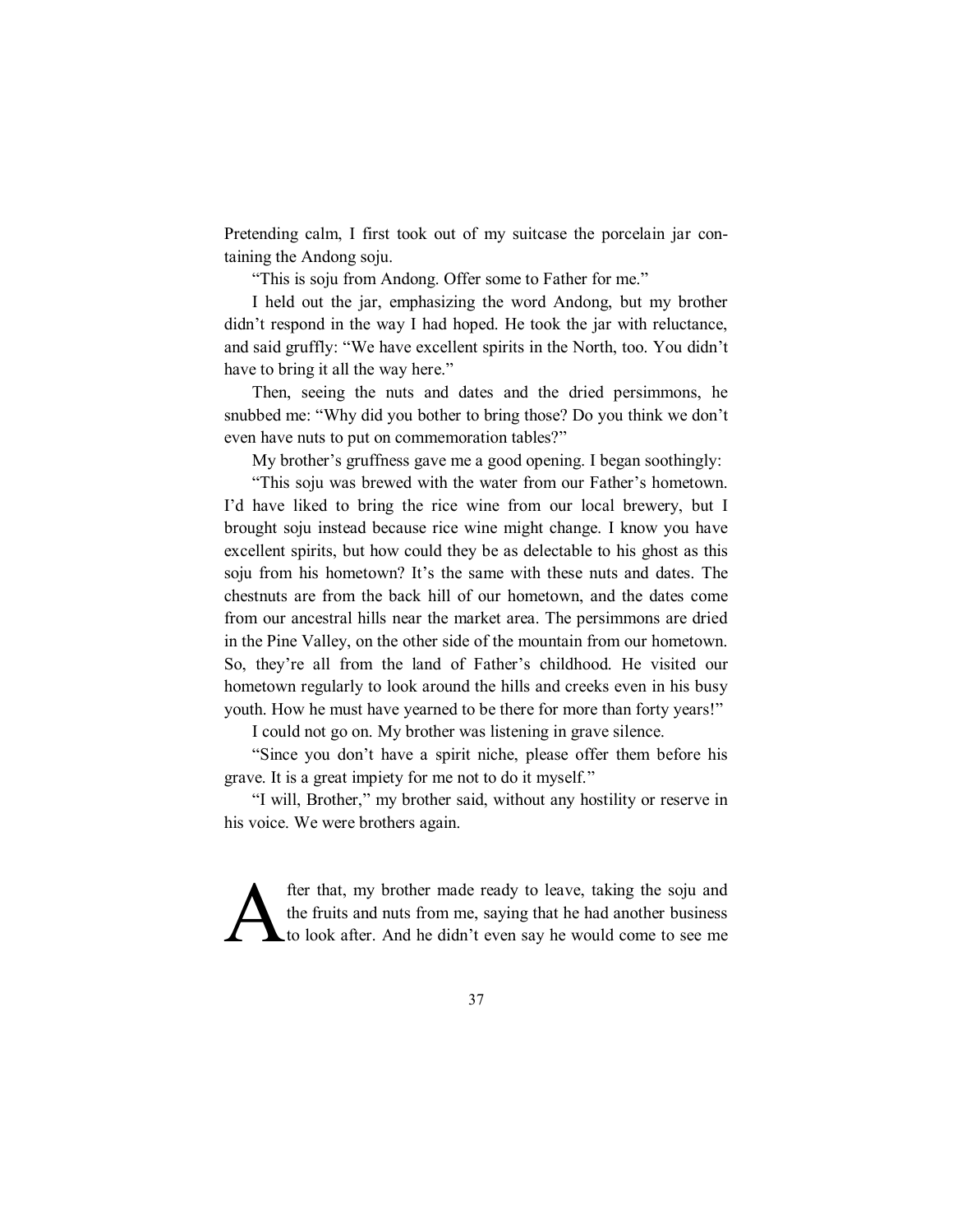Pretending calm, I first took out of my suitcase the porcelain jar containing the Andong soju.

"This is soju from Andong. Offer some to Father for me."

I held out the jar, emphasizing the word Andong, but my brother didn't respond in the way I had hoped. He took the jar with reluctance, and said gruffly: "We have excellent spirits in the North, too. You didn't have to bring it all the way here."

Then, seeing the nuts and dates and the dried persimmons, he snubbed me: "Why did you bother to bring those? Do you think we don't even have nuts to put on commemoration tables?"

My brother's gruffness gave me a good opening. I began soothingly:

"This soju was brewed with the water from our Father's hometown. I'd have liked to bring the rice wine from our local brewery, but I brought soju instead because rice wine might change. I know you have excellent spirits, but how could they be as delectable to his ghost as this soju from his hometown? It's the same with these nuts and dates. The chestnuts are from the back hill of our hometown, and the dates come from our ancestral hills near the market area. The persimmons are dried in the Pine Valley, on the other side of the mountain from our hometown. So, they're all from the land of Father's childhood. He visited our hometown regularly to look around the hills and creeks even in his busy youth. How he must have yearned to be there for more than forty years!"

I could not go on. My brother was listening in grave silence.

"Since you don't have a spirit niche, please offer them before his grave. It is a great impiety for me not to do it myself."

"I will, Brother," my brother said, without any hostility or reserve in his voice. We were brothers again.

After that, my brother made ready to leave, taking the soju and the fruits and nuts from me, saying that he had another business to look after. And he didn't even say he would come to see me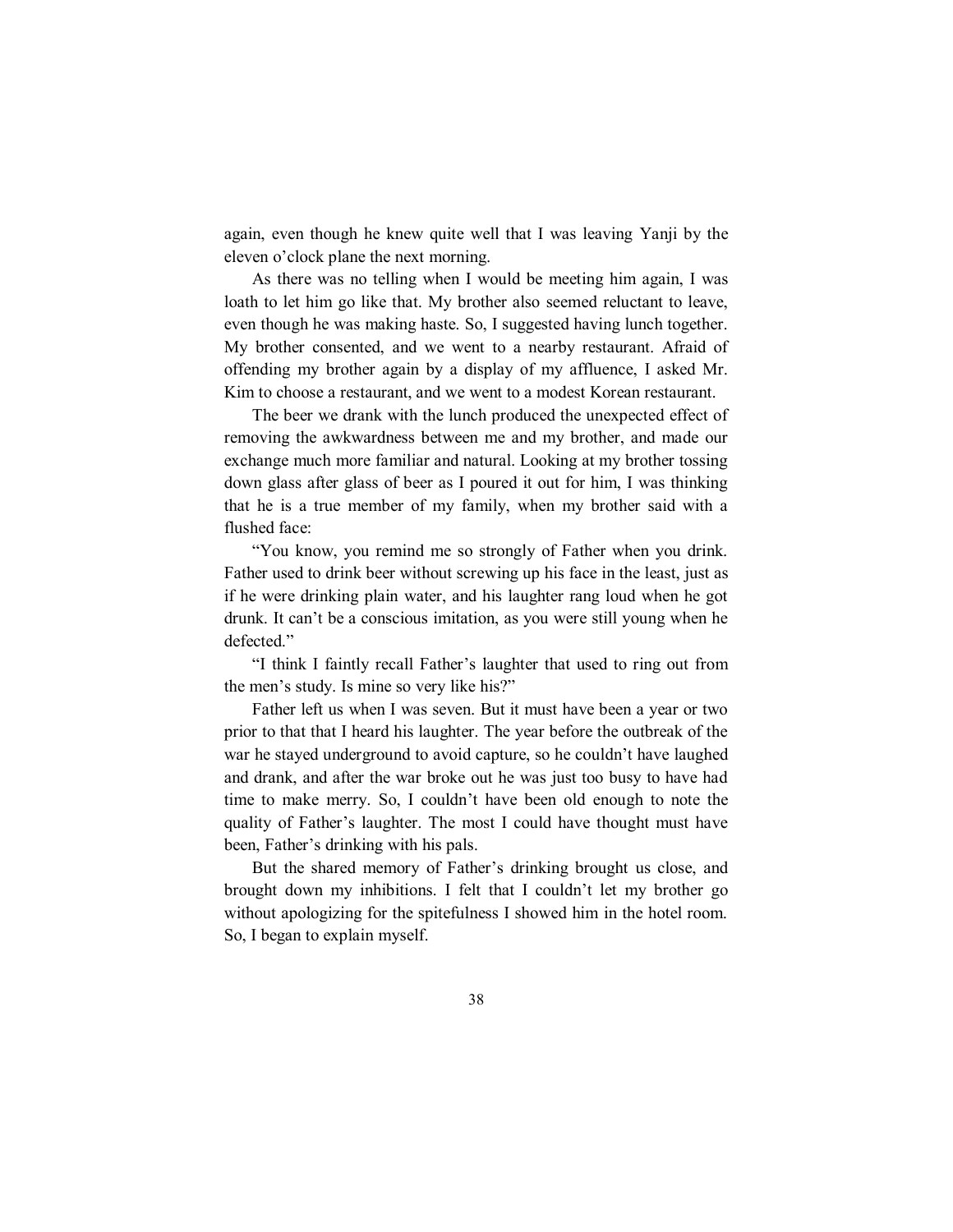again, even though he knew quite well that I was leaving Yanji by the eleven o'clock plane the next morning.

As there was no telling when I would be meeting him again, I was loath to let him go like that. My brother also seemed reluctant to leave, even though he was making haste. So, I suggested having lunch together. My brother consented, and we went to a nearby restaurant. Afraid of offending my brother again by a display of my affluence, I asked Mr. Kim to choose a restaurant, and we went to a modest Korean restaurant.

The beer we drank with the lunch produced the unexpected effect of removing the awkwardness between me and my brother, and made our exchange much more familiar and natural. Looking at my brother tossing down glass after glass of beer as I poured it out for him, I was thinking that he is a true member of my family, when my brother said with a flushed face:

"You know, you remind me so strongly of Father when you drink. Father used to drink beer without screwing up his face in the least, just as if he were drinking plain water, and his laughter rang loud when he got drunk. It can't be a conscious imitation, as you were still young when he defected."

"I think I faintly recall Father's laughter that used to ring out from the men's study. Is mine so very like his?"

Father left us when I was seven. But it must have been a year or two prior to that that I heard his laughter. The year before the outbreak of the war he stayed underground to avoid capture, so he couldn't have laughed and drank, and after the war broke out he was just too busy to have had time to make merry. So, I couldn't have been old enough to note the quality of Father's laughter. The most I could have thought must have been, Father's drinking with his pals.

But the shared memory of Father's drinking brought us close, and brought down my inhibitions. I felt that I couldn't let my brother go without apologizing for the spitefulness I showed him in the hotel room. So, I began to explain myself.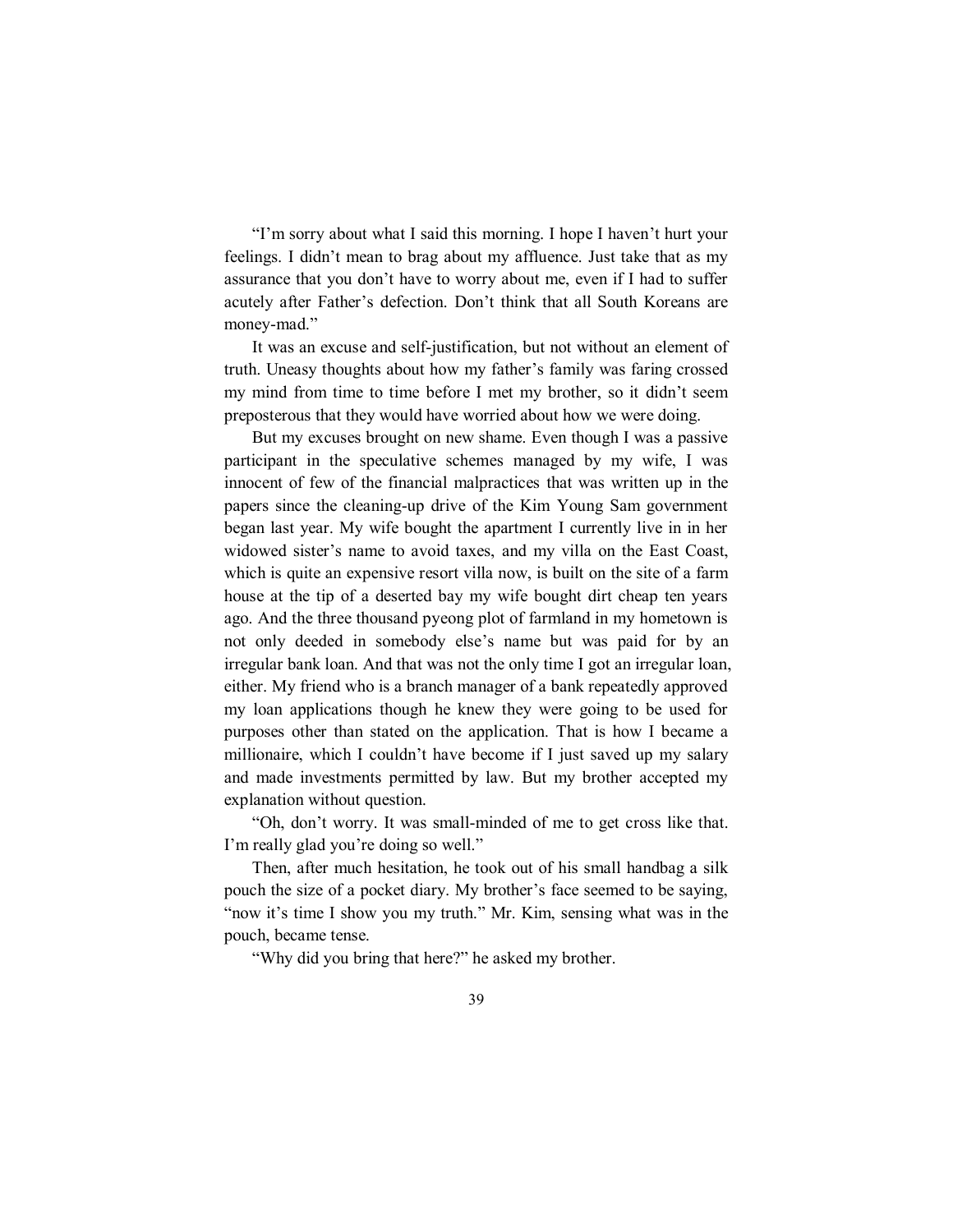"I'm sorry about what I said this morning. I hope I haven't hurt your feelings. I didn't mean to brag about my affluence. Just take that as my assurance that you don't have to worry about me, even if I had to suffer acutely after Father's defection. Don't think that all South Koreans are money-mad."

It was an excuse and self-justification, but not without an element of truth. Uneasy thoughts about how my father's family was faring crossed my mind from time to time before I met my brother, so it didn't seem preposterous that they would have worried about how we were doing.

But my excuses brought on new shame. Even though I was a passive participant in the speculative schemes managed by my wife, I was innocent of few of the financial malpractices that was written up in the papers since the cleaning-up drive of the Kim Young Sam government began last year. My wife bought the apartment I currently live in in her widowed sister's name to avoid taxes, and my villa on the East Coast, which is quite an expensive resort villa now, is built on the site of a farm house at the tip of a deserted bay my wife bought dirt cheap ten years ago. And the three thousand pyeong plot of farmland in my hometown is not only deeded in somebody else's name but was paid for by an irregular bank loan. And that was not the only time I got an irregular loan, either. My friend who is a branch manager of a bank repeatedly approved my loan applications though he knew they were going to be used for purposes other than stated on the application. That is how I became a millionaire, which I couldn't have become if I just saved up my salary and made investments permitted by law. But my brother accepted my explanation without question.

"Oh, don't worry. It was small-minded of me to get cross like that. I'm really glad you're doing so well."

Then, after much hesitation, he took out of his small handbag a silk pouch the size of a pocket diary. My brother's face seemed to be saying, "now it's time I show you my truth." Mr. Kim, sensing what was in the pouch, became tense.

"Why did you bring that here?" he asked my brother.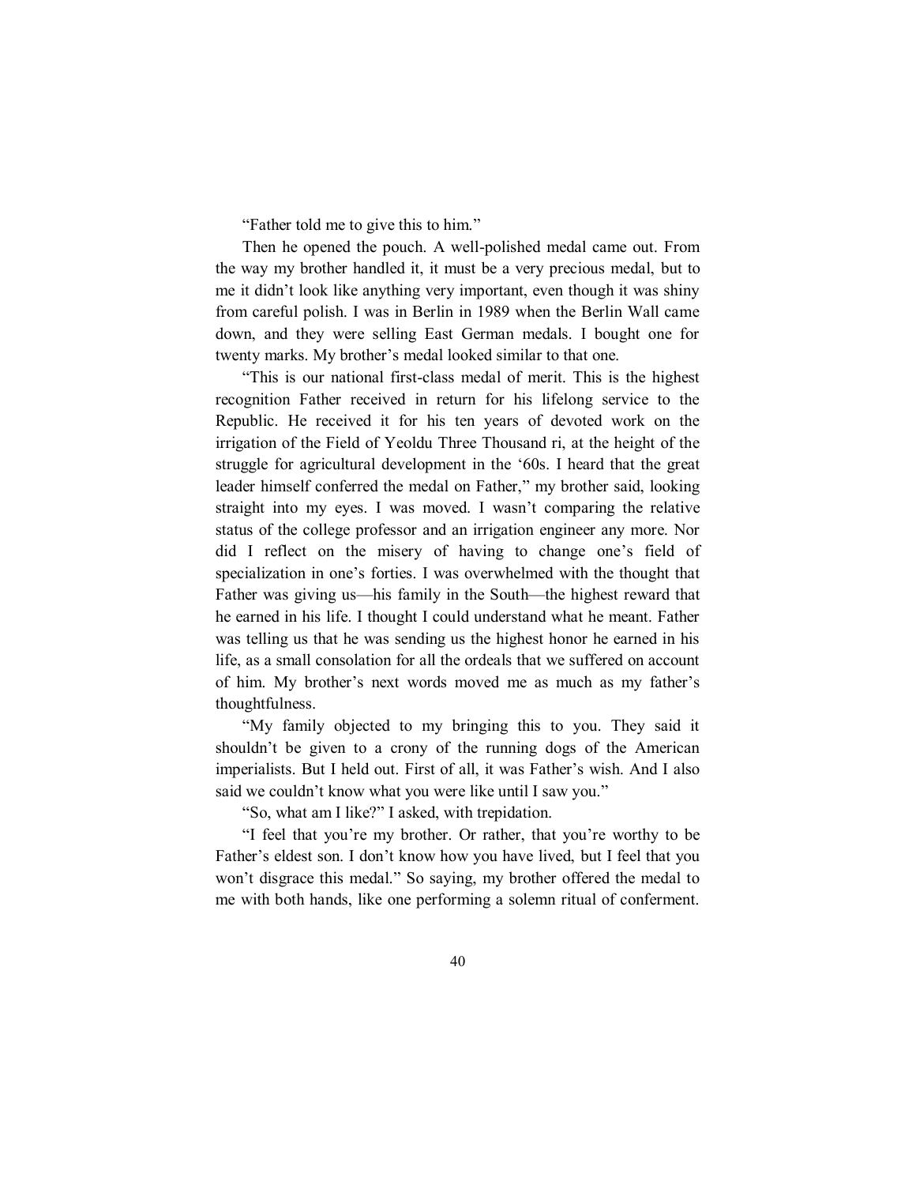"Father told me to give this to him."

Then he opened the pouch. A well-polished medal came out. From the way my brother handled it, it must be a very precious medal, but to me it didn't look like anything very important, even though it was shiny from careful polish. I was in Berlin in 1989 when the Berlin Wall came down, and they were selling East German medals. I bought one for twenty marks. My brother's medal looked similar to that one.

"This is our national first-class medal of merit. This is the highest recognition Father received in return for his lifelong service to the Republic. He received it for his ten years of devoted work on the irrigation of the Field of Yeoldu Three Thousand ri, at the height of the struggle for agricultural development in the '60s. I heard that the great leader himself conferred the medal on Father," my brother said, looking straight into my eyes. I was moved. I wasn't comparing the relative status of the college professor and an irrigation engineer any more. Nor did I reflect on the misery of having to change one's field of specialization in one's forties. I was overwhelmed with the thought that Father was giving us—his family in the South—the highest reward that he earned in his life. I thought I could understand what he meant. Father was telling us that he was sending us the highest honor he earned in his life, as a small consolation for all the ordeals that we suffered on account of him. My brother's next words moved me as much as my father's thoughtfulness.

"My family objected to my bringing this to you. They said it shouldn't be given to a crony of the running dogs of the American imperialists. But I held out. First of all, it was Father's wish. And I also said we couldn't know what you were like until I saw you."

"So, what am I like?" I asked, with trepidation.

"I feel that you're my brother. Or rather, that you're worthy to be Father's eldest son. I don't know how you have lived, but I feel that you won't disgrace this medal." So saying, my brother offered the medal to me with both hands, like one performing a solemn ritual of conferment.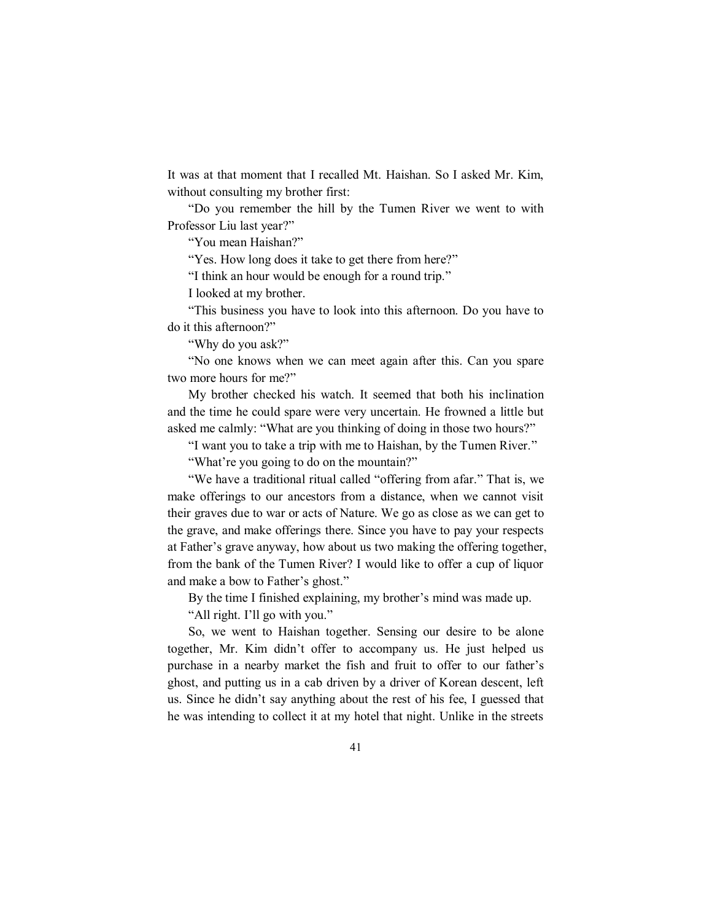It was at that moment that I recalled Mt. Haishan. So I asked Mr. Kim, without consulting my brother first:

"Do you remember the hill by the Tumen River we went to with Professor Liu last year?"

"You mean Haishan?"

"Yes. How long does it take to get there from here?"

"I think an hour would be enough for a round trip."

I looked at my brother.

"This business you have to look into this afternoon. Do you have to do it this afternoon?"

"Why do you ask?"

"No one knows when we can meet again after this. Can you spare two more hours for me?"

My brother checked his watch. It seemed that both his inclination and the time he could spare were very uncertain. He frowned a little but asked me calmly: "What are you thinking of doing in those two hours?"

"I want you to take a trip with me to Haishan, by the Tumen River."

"What're you going to do on the mountain?"

"We have a traditional ritual called "offering from afar." That is, we make offerings to our ancestors from a distance, when we cannot visit their graves due to war or acts of Nature. We go as close as we can get to the grave, and make offerings there. Since you have to pay your respects at Father's grave anyway, how about us two making the offering together, from the bank of the Tumen River? I would like to offer a cup of liquor and make a bow to Father's ghost."

By the time I finished explaining, my brother's mind was made up.

"All right. I'll go with you."

So, we went to Haishan together. Sensing our desire to be alone together, Mr. Kim didn't offer to accompany us. He just helped us purchase in a nearby market the fish and fruit to offer to our father's ghost, and putting us in a cab driven by a driver of Korean descent, left us. Since he didn't say anything about the rest of his fee, I guessed that he was intending to collect it at my hotel that night. Unlike in the streets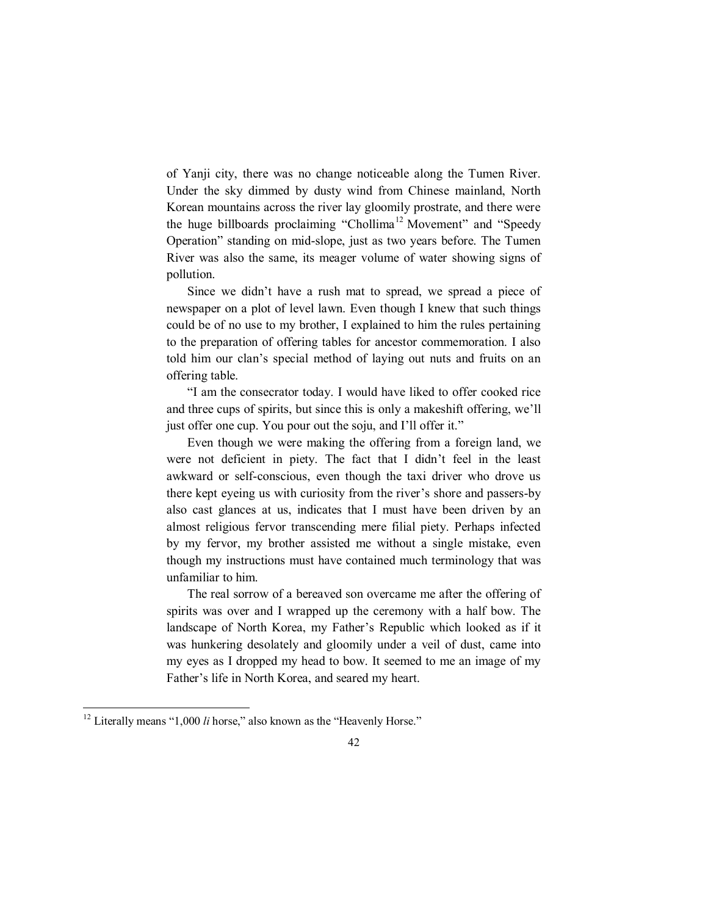of Yanji city, there was no change noticeable along the Tumen River. Under the sky dimmed by dusty wind from Chinese mainland, North Korean mountains across the river lay gloomily prostrate, and there were the huge billboards proclaiming "Chollima[12] Movement" and "Speedy Operation" standing on mid-slope, just as two years before. The Tumen River was also the same, its meager volume of water showing signs of pollution.

Since we didn't have a rush mat to spread, we spread a piece of newspaper on a plot of level lawn. Even though I knew that such things could be of no use to my brother, I explained to him the rules pertaining to the preparation of offering tables for ancestor commemoration. I also told him our clan's special method of laying out nuts and fruits on an offering table.

"I am the consecrator today. I would have liked to offer cooked rice and three cups of spirits, but since this is only a makeshift offering, we'll just offer one cup. You pour out the soju, and I'll offer it."

Even though we were making the offering from a foreign land, we were not deficient in piety. The fact that I didn't feel in the least awkward or self-conscious, even though the taxi driver who drove us there kept eyeing us with curiosity from the river's shore and passers-by also cast glances at us, indicates that I must have been driven by an almost religious fervor transcending mere filial piety. Perhaps infected by my fervor, my brother assisted me without a single mistake, even though my instructions must have contained much terminology that was unfamiliar to him.

The real sorrow of a bereaved son overcame me after the offering of spirits was over and I wrapped up the ceremony with a half bow. The landscape of North Korea, my Father's Republic which looked as if it was hunkering desolately and gloomily under a veil of dust, came into my eyes as I dropped my head to bow. It seemed to me an image of my Father's life in North Korea, and seared my heart.

---

[12] Literally means "1,000 *li* horse," also known as the "Heavenly Horse."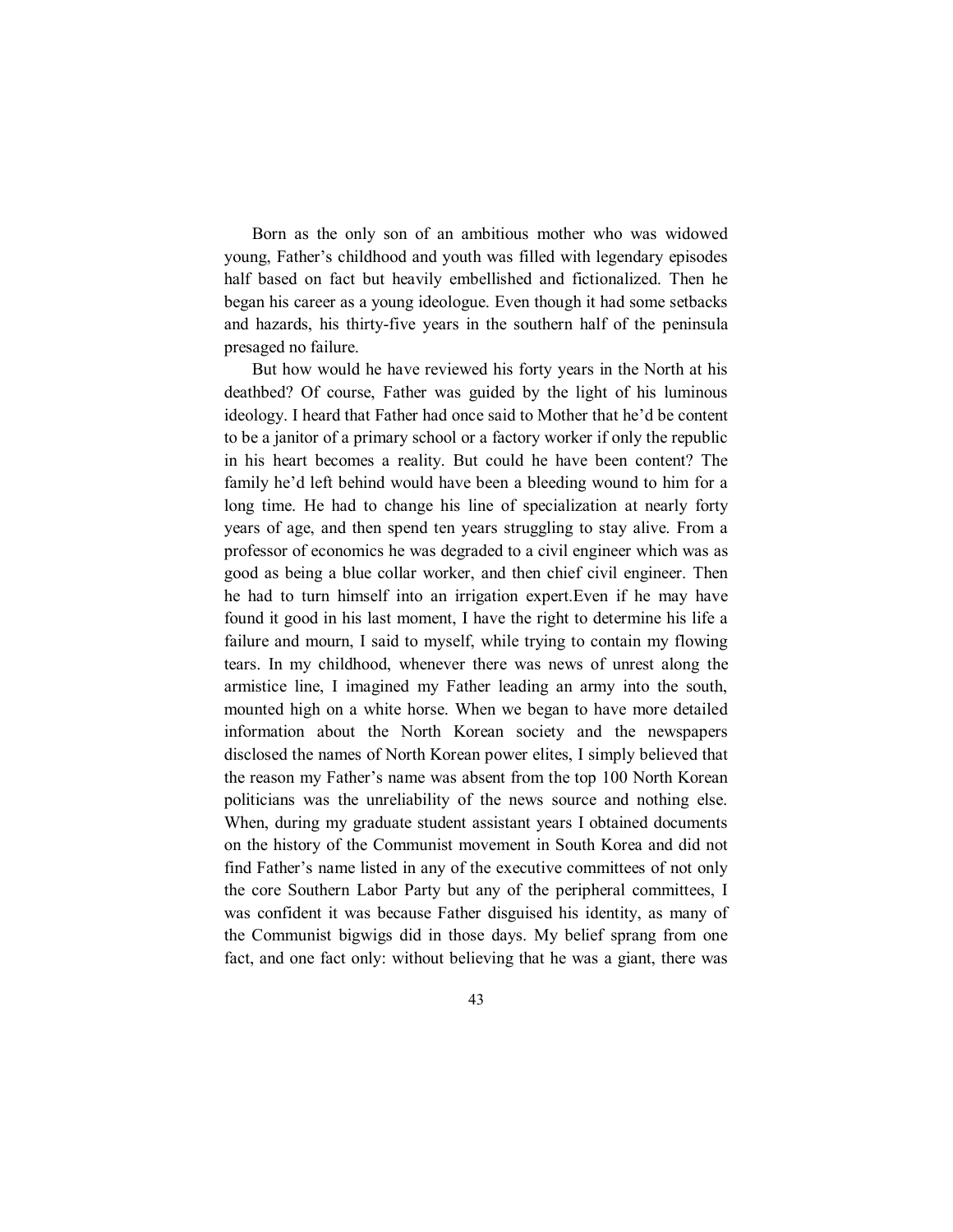Born as the only son of an ambitious mother who was widowed young, Father's childhood and youth was filled with legendary episodes half based on fact but heavily embellished and fictionalized. Then he began his career as a young ideologue. Even though it had some setbacks and hazards, his thirty-five years in the southern half of the peninsula presaged no failure.

But how would he have reviewed his forty years in the North at his deathbed? Of course, Father was guided by the light of his luminous ideology. I heard that Father had once said to Mother that he'd be content to be a janitor of a primary school or a factory worker if only the republic in his heart becomes a reality. But could he have been content? The family he'd left behind would have been a bleeding wound to him for a long time. He had to change his line of specialization at nearly forty years of age, and then spend ten years struggling to stay alive. From a professor of economics he was degraded to a civil engineer which was as good as being a blue collar worker, and then chief civil engineer. Then he had to turn himself into an irrigation expert.Even if he may have found it good in his last moment, I have the right to determine his life a failure and mourn, I said to myself, while trying to contain my flowing tears. In my childhood, whenever there was news of unrest along the armistice line, I imagined my Father leading an army into the south, mounted high on a white horse. When we began to have more detailed information about the North Korean society and the newspapers disclosed the names of North Korean power elites, I simply believed that the reason my Father's name was absent from the top 100 North Korean politicians was the unreliability of the news source and nothing else. When, during my graduate student assistant years I obtained documents on the history of the Communist movement in South Korea and did not find Father's name listed in any of the executive committees of not only the core Southern Labor Party but any of the peripheral committees, I was confident it was because Father disguised his identity, as many of the Communist bigwigs did in those days. My belief sprang from one fact, and one fact only: without believing that he was a giant, there was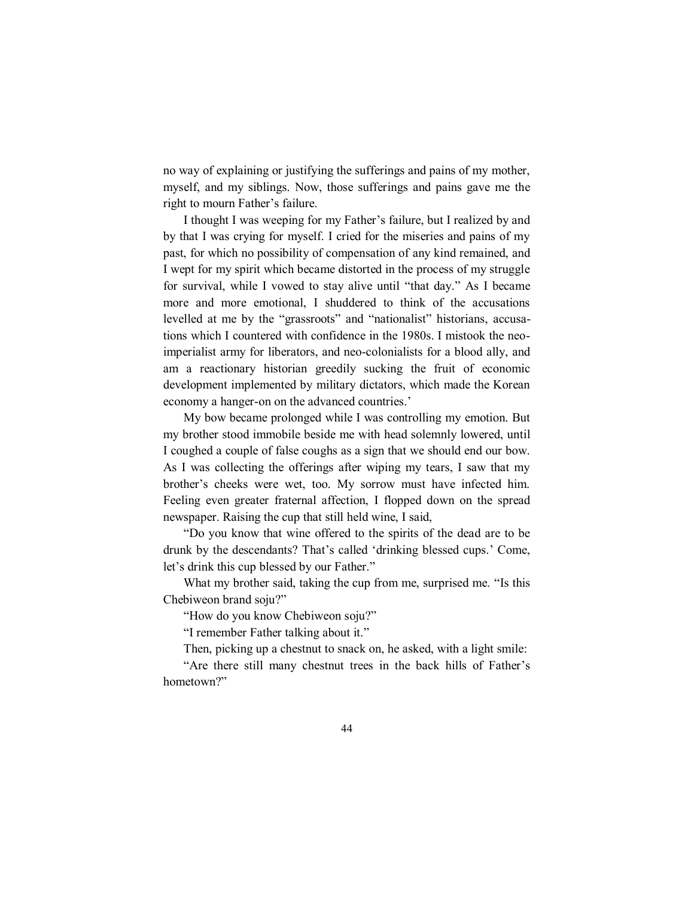no way of explaining or justifying the sufferings and pains of my mother, myself, and my siblings. Now, those sufferings and pains gave me the right to mourn Father's failure.

I thought I was weeping for my Father's failure, but I realized by and by that I was crying for myself. I cried for the miseries and pains of my past, for which no possibility of compensation of any kind remained, and I wept for my spirit which became distorted in the process of my struggle for survival, while I vowed to stay alive until "that day." As I became more and more emotional, I shuddered to think of the accusations levelled at me by the "grassroots" and "nationalist" historians, accusations which I countered with confidence in the 1980s. I mistook the neo-imperialist army for liberators, and neo-colonialists for a blood ally, and am a reactionary historian greedily sucking the fruit of economic development implemented by military dictators, which made the Korean economy a hanger-on on the advanced countries.'

My bow became prolonged while I was controlling my emotion. But my brother stood immobile beside me with head solemnly lowered, until I coughed a couple of false coughs as a sign that we should end our bow. As I was collecting the offerings after wiping my tears, I saw that my brother's cheeks were wet, too. My sorrow must have infected him. Feeling even greater fraternal affection, I flopped down on the spread newspaper. Raising the cup that still held wine, I said,

"Do you know that wine offered to the spirits of the dead are to be drunk by the descendants? That's called 'drinking blessed cups.' Come, let's drink this cup blessed by our Father."

What my brother said, taking the cup from me, surprised me. "Is this Chebiweon brand soju?"

"How do you know Chebiweon soju?"

"I remember Father talking about it."

Then, picking up a chestnut to snack on, he asked, with a light smile:

"Are there still many chestnut trees in the back hills of Father's hometown?"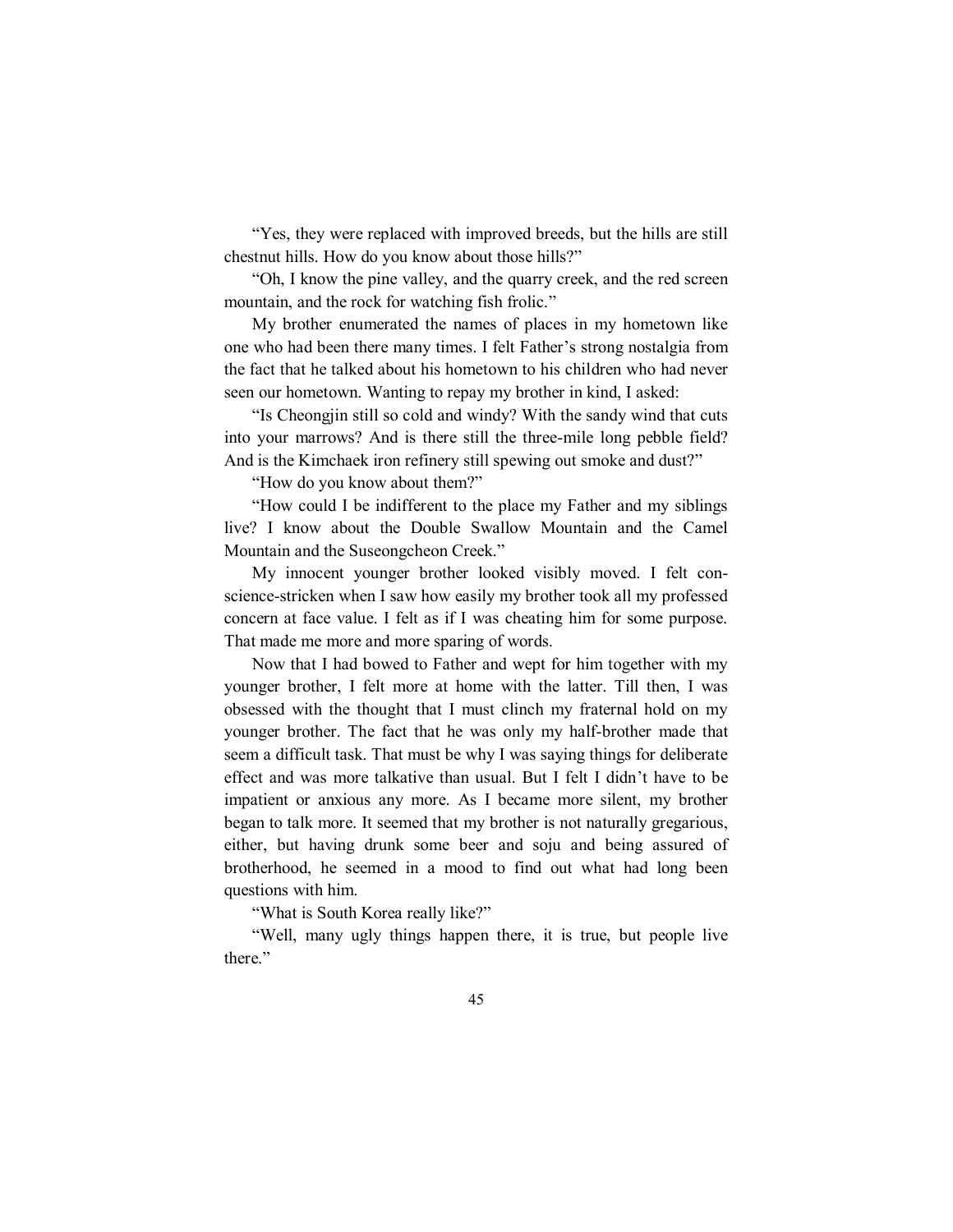"Yes, they were replaced with improved breeds, but the hills are still chestnut hills. How do you know about those hills?"

"Oh, I know the pine valley, and the quarry creek, and the red screen mountain, and the rock for watching fish frolic."

My brother enumerated the names of places in my hometown like one who had been there many times. I felt Father's strong nostalgia from the fact that he talked about his hometown to his children who had never seen our hometown. Wanting to repay my brother in kind, I asked:

"Is Cheongjin still so cold and windy? With the sandy wind that cuts into your marrows? And is there still the three-mile long pebble field? And is the Kimchaek iron refinery still spewing out smoke and dust?"

"How do you know about them?"

"How could I be indifferent to the place my Father and my siblings live? I know about the Double Swallow Mountain and the Camel Mountain and the Suseongcheon Creek."

My innocent younger brother looked visibly moved. I felt conscience-stricken when I saw how easily my brother took all my professed concern at face value. I felt as if I was cheating him for some purpose. That made me more and more sparing of words.

Now that I had bowed to Father and wept for him together with my younger brother, I felt more at home with the latter. Till then, I was obsessed with the thought that I must clinch my fraternal hold on my younger brother. The fact that he was only my half-brother made that seem a difficult task. That must be why I was saying things for deliberate effect and was more talkative than usual. But I felt I didn't have to be impatient or anxious any more. As I became more silent, my brother began to talk more. It seemed that my brother is not naturally gregarious, either, but having drunk some beer and soju and being assured of brotherhood, he seemed in a mood to find out what had long been questions with him.

"What is South Korea really like?"

"Well, many ugly things happen there, it is true, but people live there."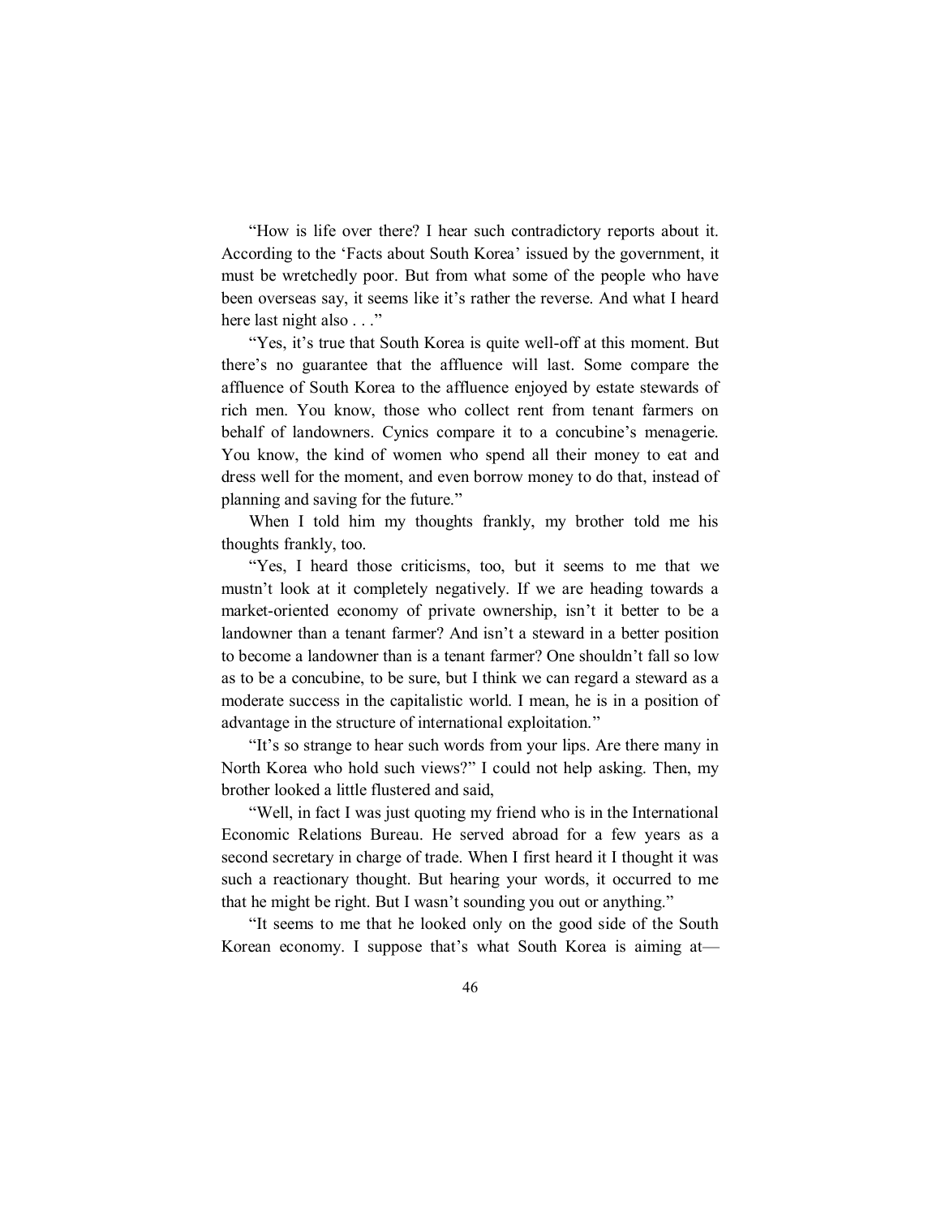"How is life over there? I hear such contradictory reports about it. According to the 'Facts about South Korea' issued by the government, it must be wretchedly poor. But from what some of the people who have been overseas say, it seems like it's rather the reverse. And what I heard here last night also . . ."

"Yes, it's true that South Korea is quite well-off at this moment. But there's no guarantee that the affluence will last. Some compare the affluence of South Korea to the affluence enjoyed by estate stewards of rich men. You know, those who collect rent from tenant farmers on behalf of landowners. Cynics compare it to a concubine's menagerie. You know, the kind of women who spend all their money to eat and dress well for the moment, and even borrow money to do that, instead of planning and saving for the future."

When I told him my thoughts frankly, my brother told me his thoughts frankly, too.

"Yes, I heard those criticisms, too, but it seems to me that we mustn't look at it completely negatively. If we are heading towards a market-oriented economy of private ownership, isn't it better to be a landowner than a tenant farmer? And isn't a steward in a better position to become a landowner than is a tenant farmer? One shouldn't fall so low as to be a concubine, to be sure, but I think we can regard a steward as a moderate success in the capitalistic world. I mean, he is in a position of advantage in the structure of international exploitation."

"It's so strange to hear such words from your lips. Are there many in North Korea who hold such views?" I could not help asking. Then, my brother looked a little flustered and said,

"Well, in fact I was just quoting my friend who is in the International Economic Relations Bureau. He served abroad for a few years as a second secretary in charge of trade. When I first heard it I thought it was such a reactionary thought. But hearing your words, it occurred to me that he might be right. But I wasn't sounding you out or anything."

"It seems to me that he looked only on the good side of the South Korean economy. I suppose that's what South Korea is aiming at—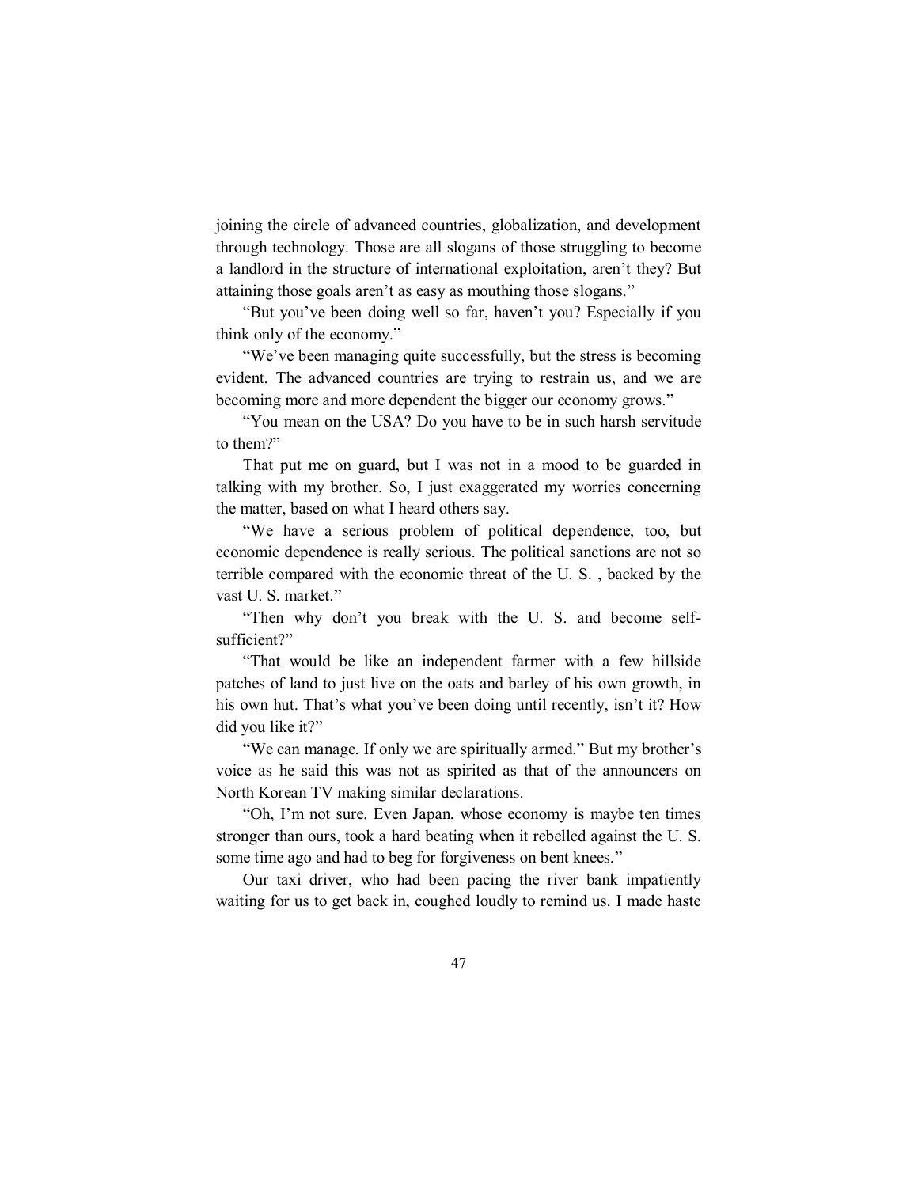joining the circle of advanced countries, globalization, and development through technology. Those are all slogans of those struggling to become a landlord in the structure of international exploitation, aren't they? But attaining those goals aren't as easy as mouthing those slogans."

"But you've been doing well so far, haven't you? Especially if you think only of the economy."

"We've been managing quite successfully, but the stress is becoming evident. The advanced countries are trying to restrain us, and we are becoming more and more dependent the bigger our economy grows."

"You mean on the USA? Do you have to be in such harsh servitude to them?"

That put me on guard, but I was not in a mood to be guarded in talking with my brother. So, I just exaggerated my worries concerning the matter, based on what I heard others say.

"We have a serious problem of political dependence, too, but economic dependence is really serious. The political sanctions are not so terrible compared with the economic threat of the U. S. , backed by the vast U. S. market."

"Then why don't you break with the U. S. and become self-sufficient?"

"That would be like an independent farmer with a few hillside patches of land to just live on the oats and barley of his own growth, in his own hut. That's what you've been doing until recently, isn't it? How did you like it?"

"We can manage. If only we are spiritually armed." But my brother's voice as he said this was not as spirited as that of the announcers on North Korean TV making similar declarations.

"Oh, I'm not sure. Even Japan, whose economy is maybe ten times stronger than ours, took a hard beating when it rebelled against the U. S. some time ago and had to beg for forgiveness on bent knees."

Our taxi driver, who had been pacing the river bank impatiently waiting for us to get back in, coughed loudly to remind us. I made haste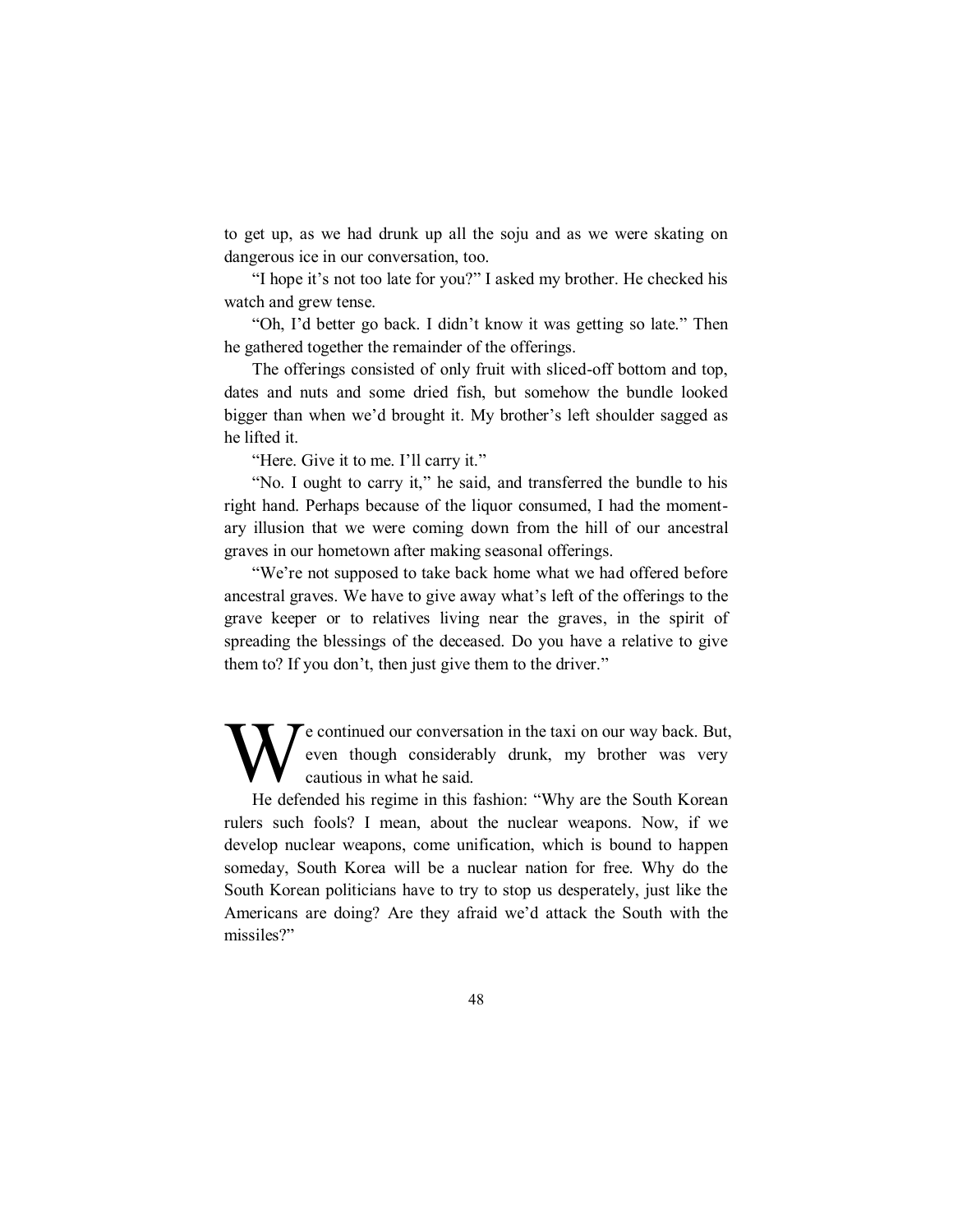to get up, as we had drunk up all the soju and as we were skating on dangerous ice in our conversation, too.

"I hope it's not too late for you?" I asked my brother. He checked his watch and grew tense.

"Oh, I'd better go back. I didn't know it was getting so late." Then he gathered together the remainder of the offerings.

The offerings consisted of only fruit with sliced-off bottom and top, dates and nuts and some dried fish, but somehow the bundle looked bigger than when we'd brought it. My brother's left shoulder sagged as he lifted it.

"Here. Give it to me. I'll carry it."

"No. I ought to carry it," he said, and transferred the bundle to his right hand. Perhaps because of the liquor consumed, I had the momentary illusion that we were coming down from the hill of our ancestral graves in our hometown after making seasonal offerings.

"We're not supposed to take back home what we had offered before ancestral graves. We have to give away what's left of the offerings to the grave keeper or to relatives living near the graves, in the spirit of spreading the blessings of the deceased. Do you have a relative to give them to? If you don't, then just give them to the driver."

We continued our conversation in the taxi on our way back. But, even though considerably drunk, my brother was very cautious in what he said.

He defended his regime in this fashion: "Why are the South Korean rulers such fools? I mean, about the nuclear weapons. Now, if we develop nuclear weapons, come unification, which is bound to happen someday, South Korea will be a nuclear nation for free. Why do the South Korean politicians have to try to stop us desperately, just like the Americans are doing? Are they afraid we'd attack the South with the missiles?"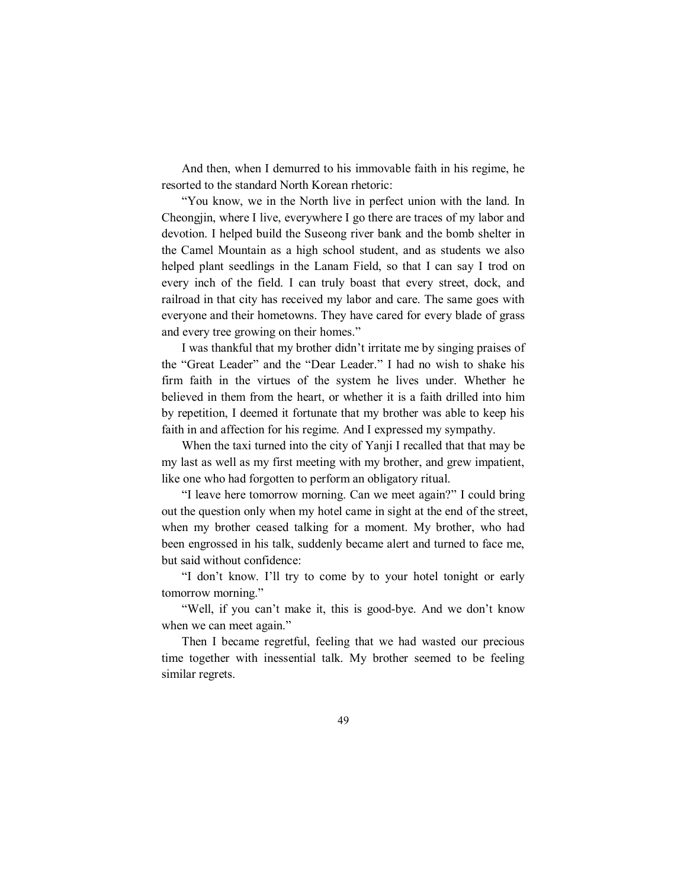And then, when I demurred to his immovable faith in his regime, he resorted to the standard North Korean rhetoric:

"You know, we in the North live in perfect union with the land. In Cheongjin, where I live, everywhere I go there are traces of my labor and devotion. I helped build the Suseong river bank and the bomb shelter in the Camel Mountain as a high school student, and as students we also helped plant seedlings in the Lanam Field, so that I can say I trod on every inch of the field. I can truly boast that every street, dock, and railroad in that city has received my labor and care. The same goes with everyone and their hometowns. They have cared for every blade of grass and every tree growing on their homes."

I was thankful that my brother didn't irritate me by singing praises of the "Great Leader" and the "Dear Leader." I had no wish to shake his firm faith in the virtues of the system he lives under. Whether he believed in them from the heart, or whether it is a faith drilled into him by repetition, I deemed it fortunate that my brother was able to keep his faith in and affection for his regime. And I expressed my sympathy.

When the taxi turned into the city of Yanji I recalled that that may be my last as well as my first meeting with my brother, and grew impatient, like one who had forgotten to perform an obligatory ritual.

"I leave here tomorrow morning. Can we meet again?" I could bring out the question only when my hotel came in sight at the end of the street, when my brother ceased talking for a moment. My brother, who had been engrossed in his talk, suddenly became alert and turned to face me, but said without confidence:

"I don't know. I'll try to come by to your hotel tonight or early tomorrow morning."

"Well, if you can't make it, this is good-bye. And we don't know when we can meet again."

Then I became regretful, feeling that we had wasted our precious time together with inessential talk. My brother seemed to be feeling similar regrets.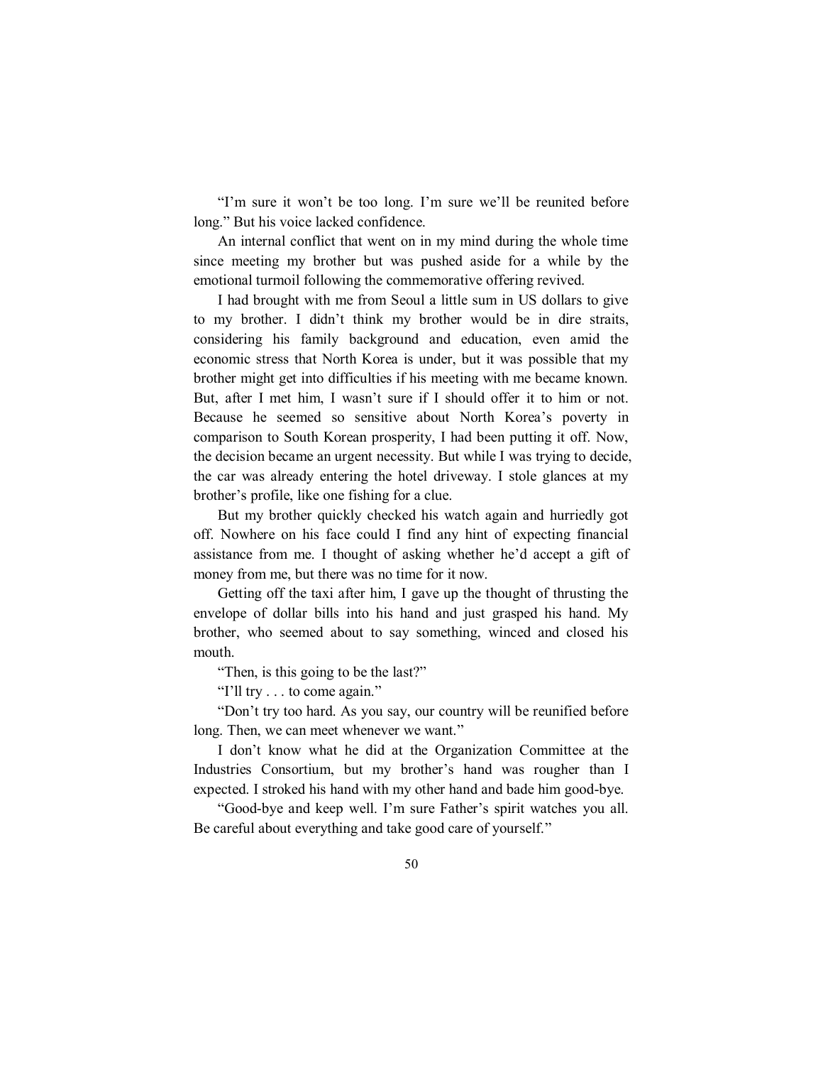"I'm sure it won't be too long. I'm sure we'll be reunited before long." But his voice lacked confidence.

An internal conflict that went on in my mind during the whole time since meeting my brother but was pushed aside for a while by the emotional turmoil following the commemorative offering revived.

I had brought with me from Seoul a little sum in US dollars to give to my brother. I didn't think my brother would be in dire straits, considering his family background and education, even amid the economic stress that North Korea is under, but it was possible that my brother might get into difficulties if his meeting with me became known. But, after I met him, I wasn't sure if I should offer it to him or not. Because he seemed so sensitive about North Korea's poverty in comparison to South Korean prosperity, I had been putting it off. Now, the decision became an urgent necessity. But while I was trying to decide, the car was already entering the hotel driveway. I stole glances at my brother's profile, like one fishing for a clue.

But my brother quickly checked his watch again and hurriedly got off. Nowhere on his face could I find any hint of expecting financial assistance from me. I thought of asking whether he'd accept a gift of money from me, but there was no time for it now.

Getting off the taxi after him, I gave up the thought of thrusting the envelope of dollar bills into his hand and just grasped his hand. My brother, who seemed about to say something, winced and closed his mouth.

"Then, is this going to be the last?"

"I'll try . . . to come again."

"Don't try too hard. As you say, our country will be reunified before long. Then, we can meet whenever we want."

I don't know what he did at the Organization Committee at the Industries Consortium, but my brother's hand was rougher than I expected. I stroked his hand with my other hand and bade him good-bye.

"Good-bye and keep well. I'm sure Father's spirit watches you all. Be careful about everything and take good care of yourself."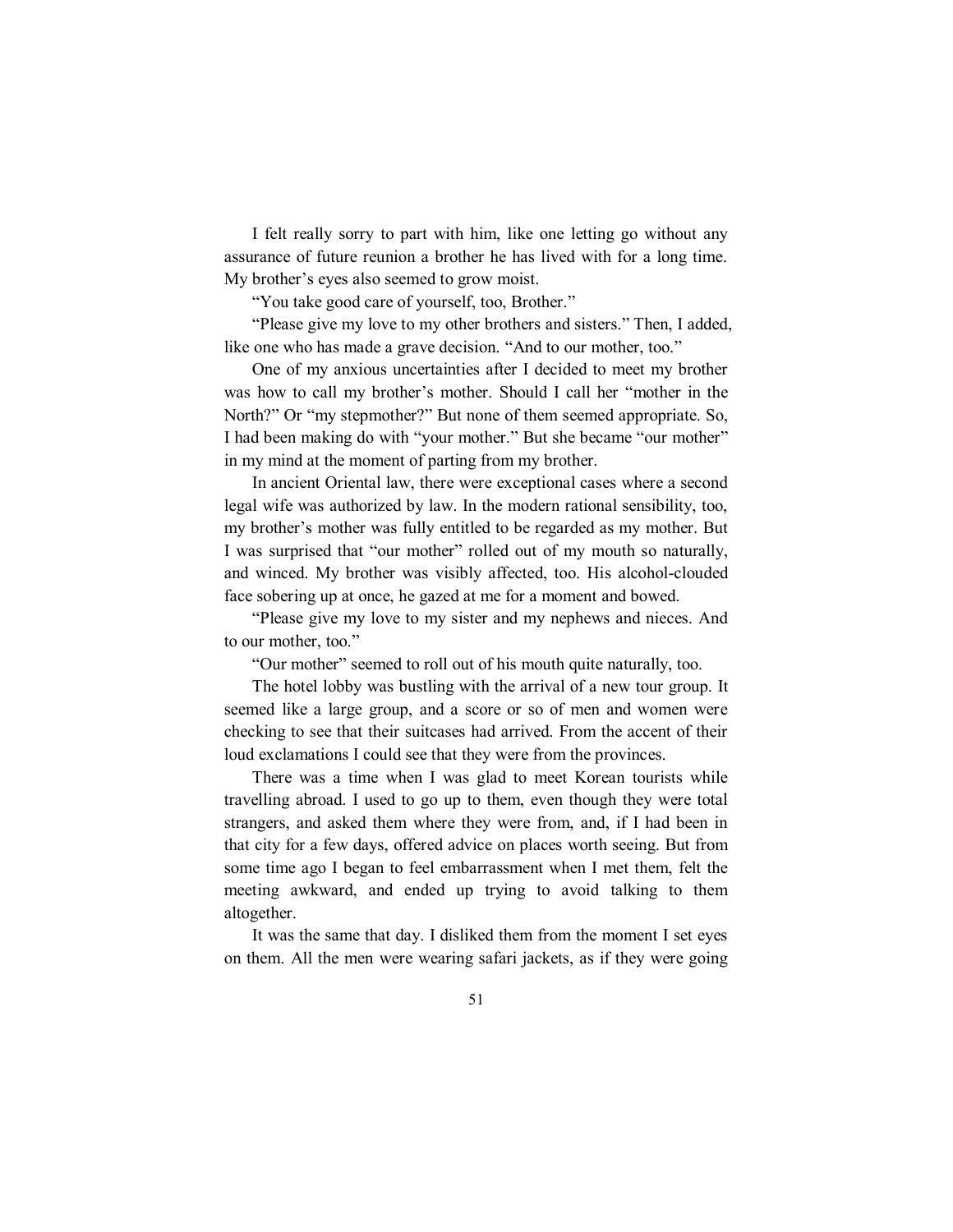I felt really sorry to part with him, like one letting go without any assurance of future reunion a brother he has lived with for a long time. My brother's eyes also seemed to grow moist.

"You take good care of yourself, too, Brother."

"Please give my love to my other brothers and sisters." Then, I added, like one who has made a grave decision. "And to our mother, too."

One of my anxious uncertainties after I decided to meet my brother was how to call my brother's mother. Should I call her "mother in the North?" Or "my stepmother?" But none of them seemed appropriate. So, I had been making do with "your mother." But she became "our mother" in my mind at the moment of parting from my brother.

In ancient Oriental law, there were exceptional cases where a second legal wife was authorized by law. In the modern rational sensibility, too, my brother's mother was fully entitled to be regarded as my mother. But I was surprised that "our mother" rolled out of my mouth so naturally, and winced. My brother was visibly affected, too. His alcohol-clouded face sobering up at once, he gazed at me for a moment and bowed.

"Please give my love to my sister and my nephews and nieces. And to our mother, too."

"Our mother" seemed to roll out of his mouth quite naturally, too.

The hotel lobby was bustling with the arrival of a new tour group. It seemed like a large group, and a score or so of men and women were checking to see that their suitcases had arrived. From the accent of their loud exclamations I could see that they were from the provinces.

There was a time when I was glad to meet Korean tourists while travelling abroad. I used to go up to them, even though they were total strangers, and asked them where they were from, and, if I had been in that city for a few days, offered advice on places worth seeing. But from some time ago I began to feel embarrassment when I met them, felt the meeting awkward, and ended up trying to avoid talking to them altogether.

It was the same that day. I disliked them from the moment I set eyes on them. All the men were wearing safari jackets, as if they were going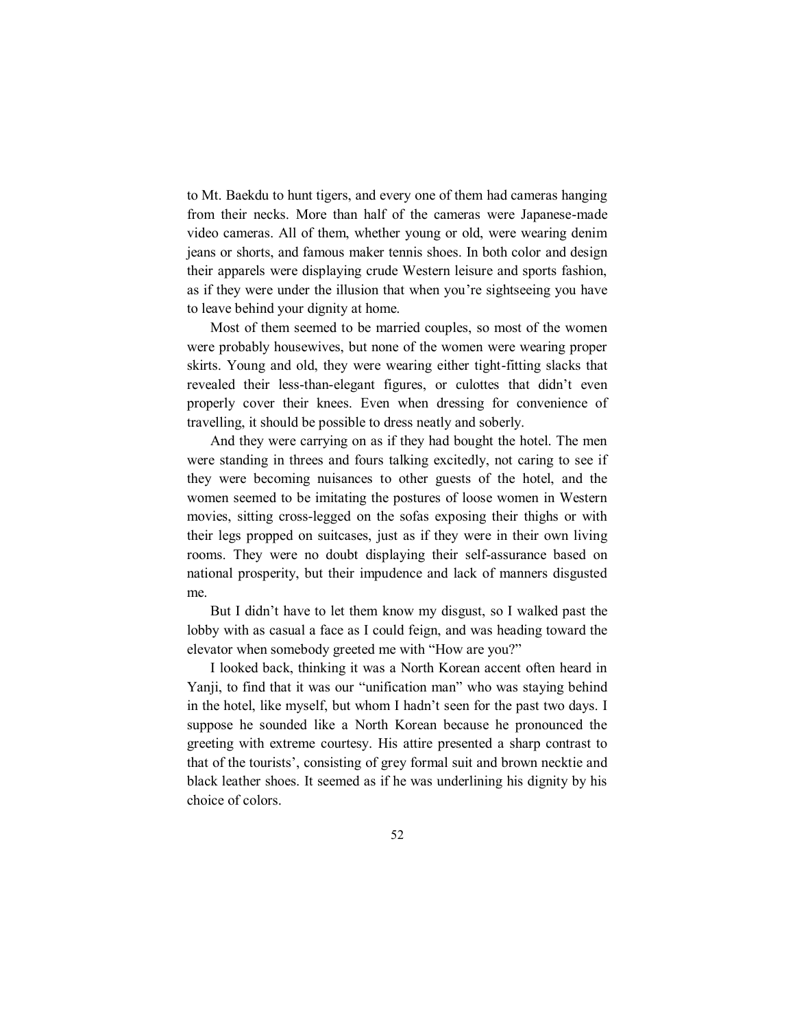to Mt. Baekdu to hunt tigers, and every one of them had cameras hanging from their necks. More than half of the cameras were Japanese-made video cameras. All of them, whether young or old, were wearing denim jeans or shorts, and famous maker tennis shoes. In both color and design their apparels were displaying crude Western leisure and sports fashion, as if they were under the illusion that when you're sightseeing you have to leave behind your dignity at home.

Most of them seemed to be married couples, so most of the women were probably housewives, but none of the women were wearing proper skirts. Young and old, they were wearing either tight-fitting slacks that revealed their less-than-elegant figures, or culottes that didn't even properly cover their knees. Even when dressing for convenience of travelling, it should be possible to dress neatly and soberly.

And they were carrying on as if they had bought the hotel. The men were standing in threes and fours talking excitedly, not caring to see if they were becoming nuisances to other guests of the hotel, and the women seemed to be imitating the postures of loose women in Western movies, sitting cross-legged on the sofas exposing their thighs or with their legs propped on suitcases, just as if they were in their own living rooms. They were no doubt displaying their self-assurance based on national prosperity, but their impudence and lack of manners disgusted me.

But I didn't have to let them know my disgust, so I walked past the lobby with as casual a face as I could feign, and was heading toward the elevator when somebody greeted me with "How are you?"

I looked back, thinking it was a North Korean accent often heard in Yanji, to find that it was our "unification man" who was staying behind in the hotel, like myself, but whom I hadn't seen for the past two days. I suppose he sounded like a North Korean because he pronounced the greeting with extreme courtesy. His attire presented a sharp contrast to that of the tourists', consisting of grey formal suit and brown necktie and black leather shoes. It seemed as if he was underlining his dignity by his choice of colors.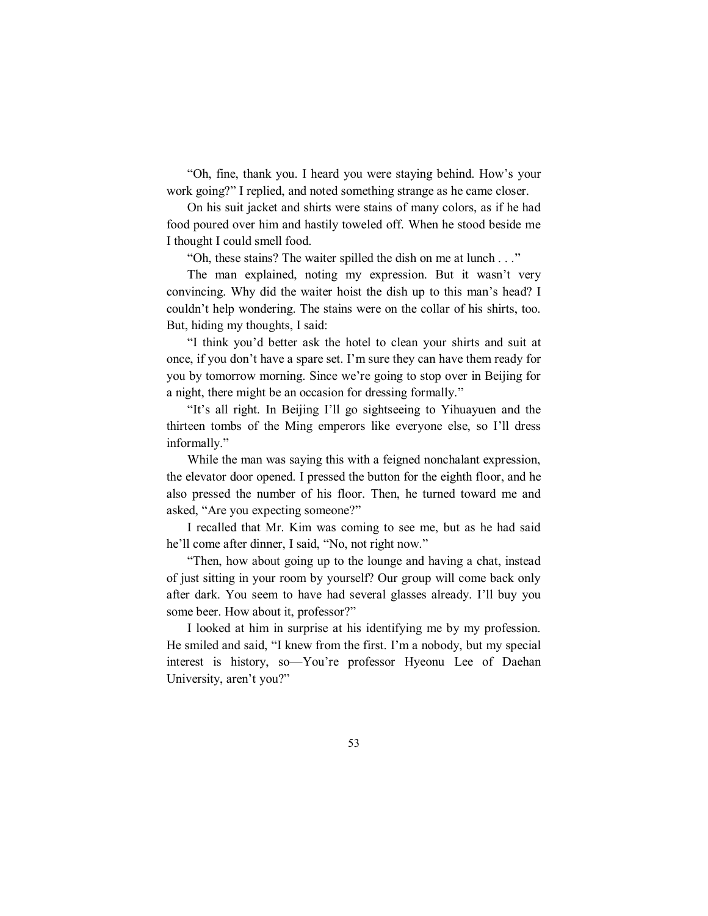"Oh, fine, thank you. I heard you were staying behind. How's your work going?" I replied, and noted something strange as he came closer.

On his suit jacket and shirts were stains of many colors, as if he had food poured over him and hastily toweled off. When he stood beside me I thought I could smell food.

"Oh, these stains? The waiter spilled the dish on me at lunch . . ."

The man explained, noting my expression. But it wasn't very convincing. Why did the waiter hoist the dish up to this man's head? I couldn't help wondering. The stains were on the collar of his shirts, too. But, hiding my thoughts, I said:

"I think you'd better ask the hotel to clean your shirts and suit at once, if you don't have a spare set. I'm sure they can have them ready for you by tomorrow morning. Since we're going to stop over in Beijing for a night, there might be an occasion for dressing formally."

"It's all right. In Beijing I'll go sightseeing to Yihuayuen and the thirteen tombs of the Ming emperors like everyone else, so I'll dress informally."

While the man was saying this with a feigned nonchalant expression, the elevator door opened. I pressed the button for the eighth floor, and he also pressed the number of his floor. Then, he turned toward me and asked, "Are you expecting someone?"

I recalled that Mr. Kim was coming to see me, but as he had said he'll come after dinner, I said, "No, not right now."

"Then, how about going up to the lounge and having a chat, instead of just sitting in your room by yourself? Our group will come back only after dark. You seem to have had several glasses already. I'll buy you some beer. How about it, professor?"

I looked at him in surprise at his identifying me by my profession. He smiled and said, "I knew from the first. I'm a nobody, but my special interest is history, so—You're professor Hyeonu Lee of Daehan University, aren't you?"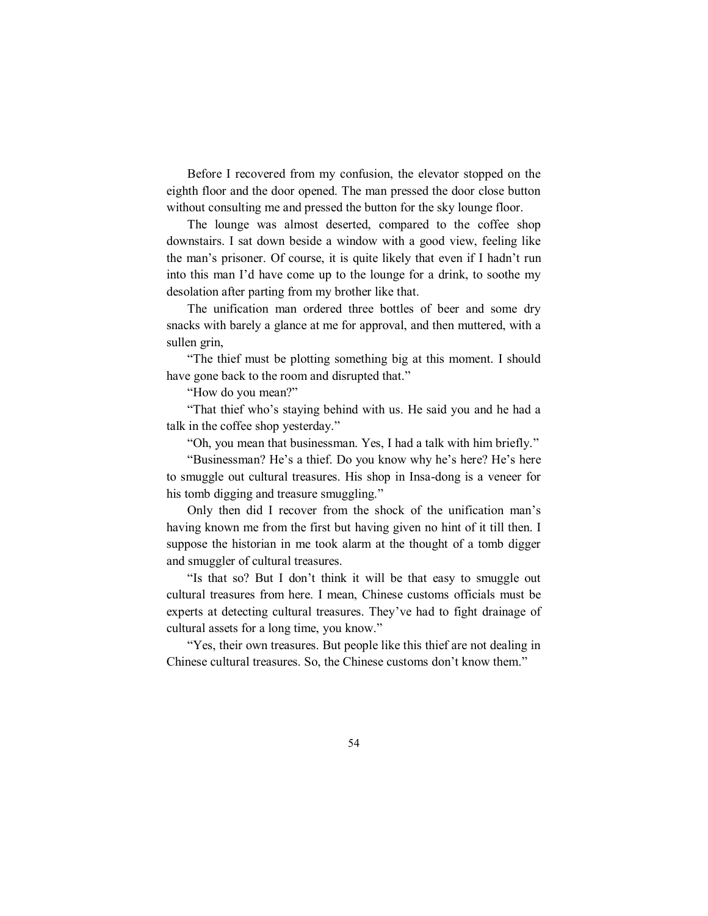Before I recovered from my confusion, the elevator stopped on the eighth floor and the door opened. The man pressed the door close button without consulting me and pressed the button for the sky lounge floor.

The lounge was almost deserted, compared to the coffee shop downstairs. I sat down beside a window with a good view, feeling like the man's prisoner. Of course, it is quite likely that even if I hadn't run into this man I'd have come up to the lounge for a drink, to soothe my desolation after parting from my brother like that.

The unification man ordered three bottles of beer and some dry snacks with barely a glance at me for approval, and then muttered, with a sullen grin,

"The thief must be plotting something big at this moment. I should have gone back to the room and disrupted that."

"How do you mean?"

"That thief who's staying behind with us. He said you and he had a talk in the coffee shop yesterday."

"Oh, you mean that businessman. Yes, I had a talk with him briefly."

"Businessman? He's a thief. Do you know why he's here? He's here to smuggle out cultural treasures. His shop in Insa-dong is a veneer for his tomb digging and treasure smuggling."

Only then did I recover from the shock of the unification man's having known me from the first but having given no hint of it till then. I suppose the historian in me took alarm at the thought of a tomb digger and smuggler of cultural treasures.

"Is that so? But I don't think it will be that easy to smuggle out cultural treasures from here. I mean, Chinese customs officials must be experts at detecting cultural treasures. They've had to fight drainage of cultural assets for a long time, you know."

"Yes, their own treasures. But people like this thief are not dealing in Chinese cultural treasures. So, the Chinese customs don't know them."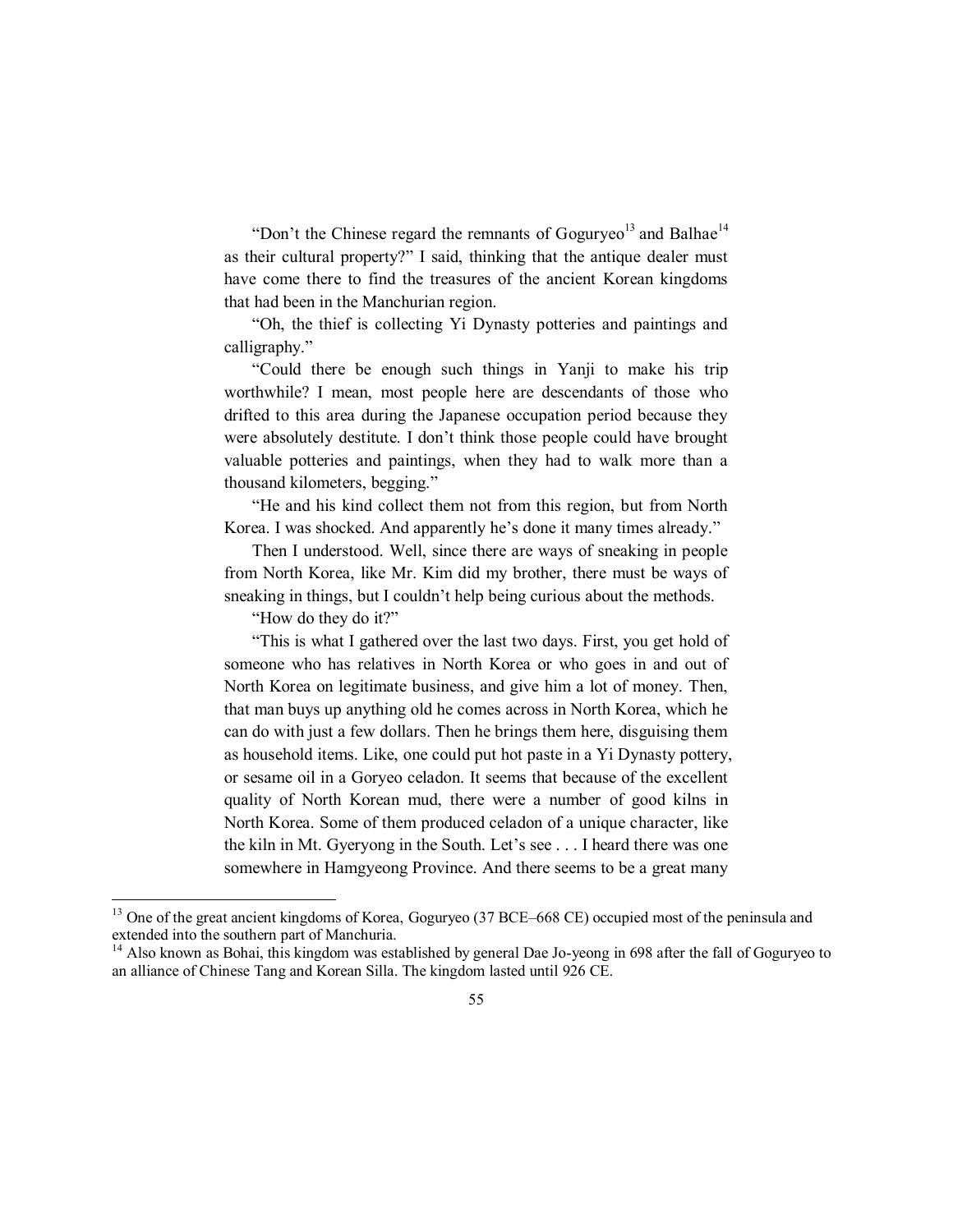"Don't the Chinese regard the remnants of Goguryeo[13] and Balhae[14] as their cultural property?" I said, thinking that the antique dealer must have come there to find the treasures of the ancient Korean kingdoms that had been in the Manchurian region.

"Oh, the thief is collecting Yi Dynasty potteries and paintings and calligraphy."

"Could there be enough such things in Yanji to make his trip worthwhile? I mean, most people here are descendants of those who drifted to this area during the Japanese occupation period because they were absolutely destitute. I don't think those people could have brought valuable potteries and paintings, when they had to walk more than a thousand kilometers, begging."

"He and his kind collect them not from this region, but from North Korea. I was shocked. And apparently he's done it many times already."

Then I understood. Well, since there are ways of sneaking in people from North Korea, like Mr. Kim did my brother, there must be ways of sneaking in things, but I couldn't help being curious about the methods.

"How do they do it?"

"This is what I gathered over the last two days. First, you get hold of someone who has relatives in North Korea or who goes in and out of North Korea on legitimate business, and give him a lot of money. Then, that man buys up anything old he comes across in North Korea, which he can do with just a few dollars. Then he brings them here, disguising them as household items. Like, one could put hot paste in a Yi Dynasty pottery, or sesame oil in a Goryeo celadon. It seems that because of the excellent quality of North Korean mud, there were a number of good kilns in North Korea. Some of them produced celadon of a unique character, like the kiln in Mt. Gyeryong in the South. Let's see . . . I heard there was one somewhere in Hamgyeong Province. And there seems to be a great many

---

[13] One of the great ancient kingdoms of Korea, Goguryeo (37 BCE–668 CE) occupied most of the peninsula and extended into the southern part of Manchuria.

[14] Also known as Bohai, this kingdom was established by general Dae Jo-yeong in 698 after the fall of Goguryeo to an alliance of Chinese Tang and Korean Silla. The kingdom lasted until 926 CE.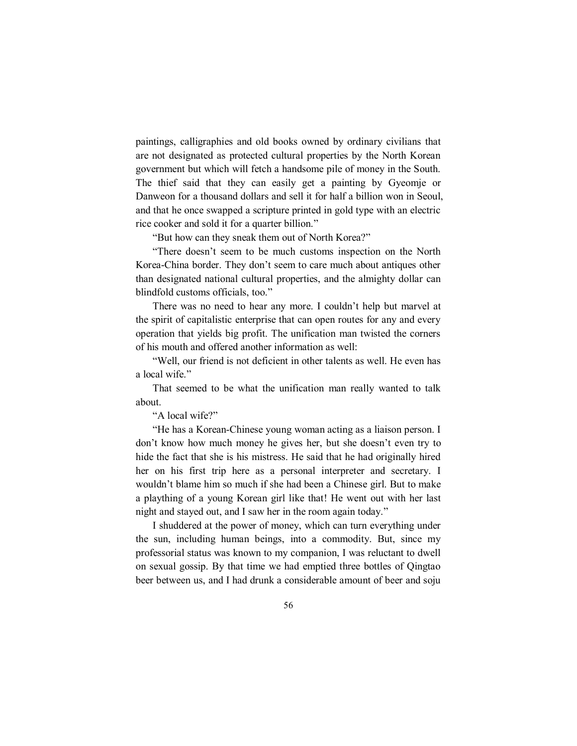paintings, calligraphies and old books owned by ordinary civilians that are not designated as protected cultural properties by the North Korean government but which will fetch a handsome pile of money in the South. The thief said that they can easily get a painting by Gyeomje or Danweon for a thousand dollars and sell it for half a billion won in Seoul, and that he once swapped a scripture printed in gold type with an electric rice cooker and sold it for a quarter billion."

"But how can they sneak them out of North Korea?"

"There doesn't seem to be much customs inspection on the North Korea-China border. They don't seem to care much about antiques other than designated national cultural properties, and the almighty dollar can blindfold customs officials, too."

There was no need to hear any more. I couldn't help but marvel at the spirit of capitalistic enterprise that can open routes for any and every operation that yields big profit. The unification man twisted the corners of his mouth and offered another information as well:

"Well, our friend is not deficient in other talents as well. He even has a local wife."

That seemed to be what the unification man really wanted to talk about.

"A local wife?"

"He has a Korean-Chinese young woman acting as a liaison person. I don't know how much money he gives her, but she doesn't even try to hide the fact that she is his mistress. He said that he had originally hired her on his first trip here as a personal interpreter and secretary. I wouldn't blame him so much if she had been a Chinese girl. But to make a plaything of a young Korean girl like that! He went out with her last night and stayed out, and I saw her in the room again today."

I shuddered at the power of money, which can turn everything under the sun, including human beings, into a commodity. But, since my professorial status was known to my companion, I was reluctant to dwell on sexual gossip. By that time we had emptied three bottles of Qingtao beer between us, and I had drunk a considerable amount of beer and soju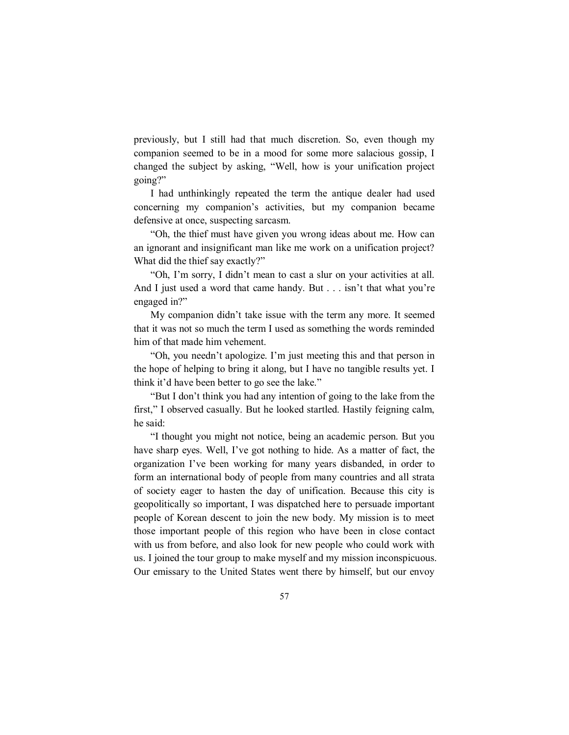previously, but I still had that much discretion. So, even though my companion seemed to be in a mood for some more salacious gossip, I changed the subject by asking, "Well, how is your unification project going?"

I had unthinkingly repeated the term the antique dealer had used concerning my companion's activities, but my companion became defensive at once, suspecting sarcasm.

"Oh, the thief must have given you wrong ideas about me. How can an ignorant and insignificant man like me work on a unification project? What did the thief say exactly?"

"Oh, I'm sorry, I didn't mean to cast a slur on your activities at all. And I just used a word that came handy. But . . . isn't that what you're engaged in?"

My companion didn't take issue with the term any more. It seemed that it was not so much the term I used as something the words reminded him of that made him vehement.

"Oh, you needn't apologize. I'm just meeting this and that person in the hope of helping to bring it along, but I have no tangible results yet. I think it'd have been better to go see the lake."

"But I don't think you had any intention of going to the lake from the first," I observed casually. But he looked startled. Hastily feigning calm, he said:

"I thought you might not notice, being an academic person. But you have sharp eyes. Well, I've got nothing to hide. As a matter of fact, the organization I've been working for many years disbanded, in order to form an international body of people from many countries and all strata of society eager to hasten the day of unification. Because this city is geopolitically so important, I was dispatched here to persuade important people of Korean descent to join the new body. My mission is to meet those important people of this region who have been in close contact with us from before, and also look for new people who could work with us. I joined the tour group to make myself and my mission inconspicuous. Our emissary to the United States went there by himself, but our envoy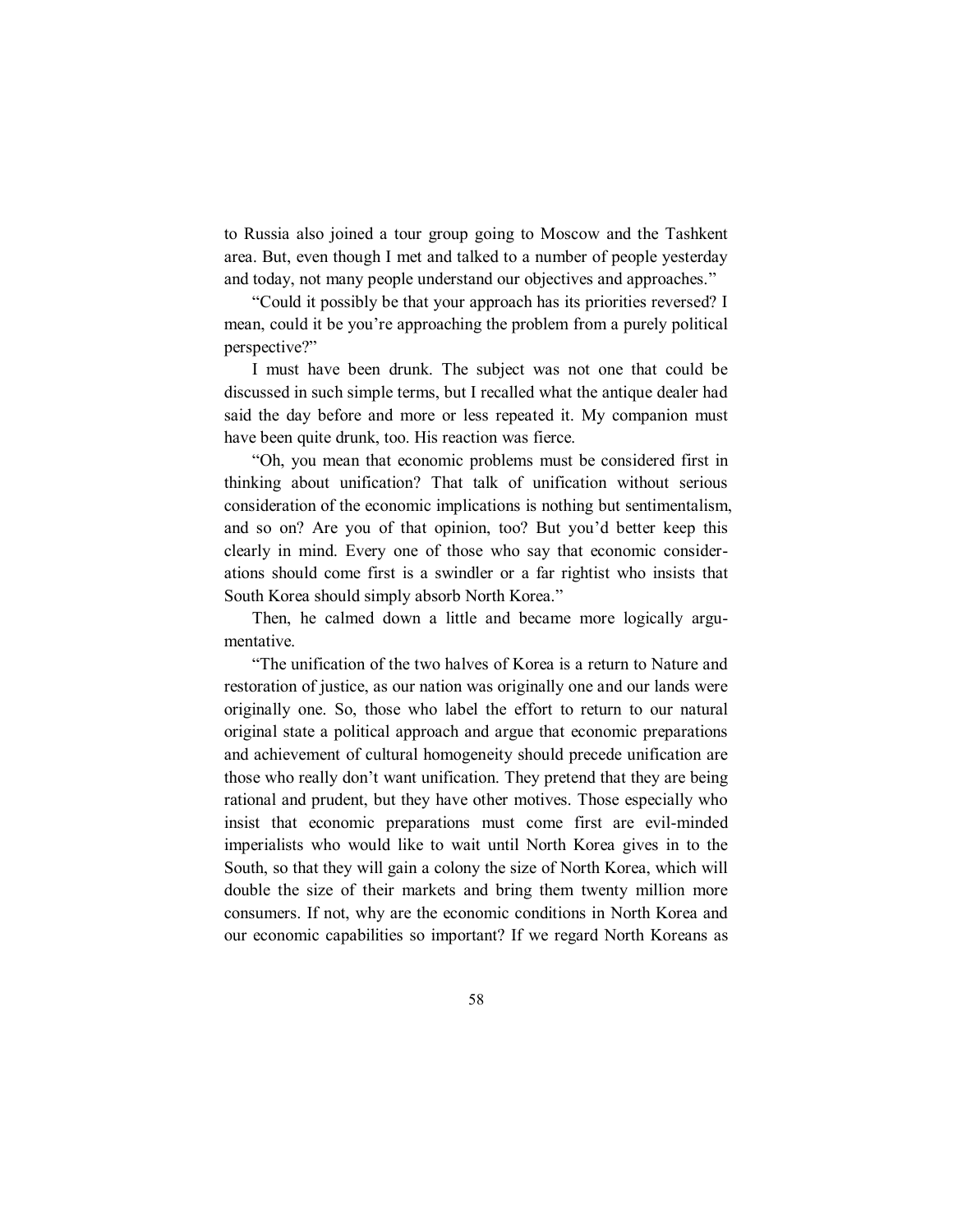to Russia also joined a tour group going to Moscow and the Tashkent area. But, even though I met and talked to a number of people yesterday and today, not many people understand our objectives and approaches."

"Could it possibly be that your approach has its priorities reversed? I mean, could it be you're approaching the problem from a purely political perspective?"

I must have been drunk. The subject was not one that could be discussed in such simple terms, but I recalled what the antique dealer had said the day before and more or less repeated it. My companion must have been quite drunk, too. His reaction was fierce.

"Oh, you mean that economic problems must be considered first in thinking about unification? That talk of unification without serious consideration of the economic implications is nothing but sentimentalism, and so on? Are you of that opinion, too? But you'd better keep this clearly in mind. Every one of those who say that economic considerations should come first is a swindler or a far rightist who insists that South Korea should simply absorb North Korea."

Then, he calmed down a little and became more logically argumentative.

"The unification of the two halves of Korea is a return to Nature and restoration of justice, as our nation was originally one and our lands were originally one. So, those who label the effort to return to our natural original state a political approach and argue that economic preparations and achievement of cultural homogeneity should precede unification are those who really don't want unification. They pretend that they are being rational and prudent, but they have other motives. Those especially who insist that economic preparations must come first are evil-minded imperialists who would like to wait until North Korea gives in to the South, so that they will gain a colony the size of North Korea, which will double the size of their markets and bring them twenty million more consumers. If not, why are the economic conditions in North Korea and our economic capabilities so important? If we regard North Koreans as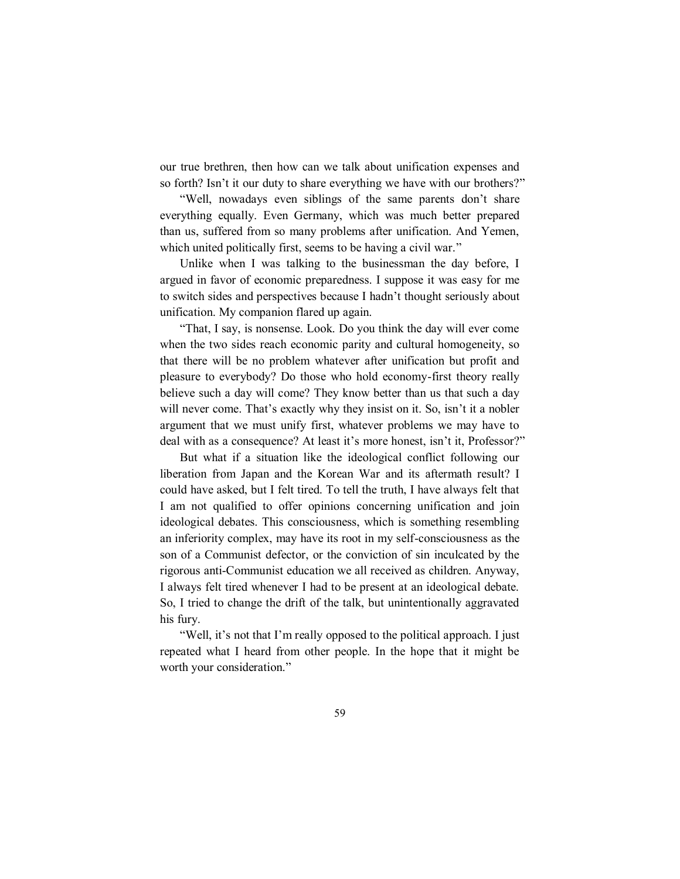our true brethren, then how can we talk about unification expenses and so forth? Isn't it our duty to share everything we have with our brothers?"

"Well, nowadays even siblings of the same parents don't share everything equally. Even Germany, which was much better prepared than us, suffered from so many problems after unification. And Yemen, which united politically first, seems to be having a civil war."

Unlike when I was talking to the businessman the day before, I argued in favor of economic preparedness. I suppose it was easy for me to switch sides and perspectives because I hadn't thought seriously about unification. My companion flared up again.

"That, I say, is nonsense. Look. Do you think the day will ever come when the two sides reach economic parity and cultural homogeneity, so that there will be no problem whatever after unification but profit and pleasure to everybody? Do those who hold economy-first theory really believe such a day will come? They know better than us that such a day will never come. That's exactly why they insist on it. So, isn't it a nobler argument that we must unify first, whatever problems we may have to deal with as a consequence? At least it's more honest, isn't it, Professor?"

But what if a situation like the ideological conflict following our liberation from Japan and the Korean War and its aftermath result? I could have asked, but I felt tired. To tell the truth, I have always felt that I am not qualified to offer opinions concerning unification and join ideological debates. This consciousness, which is something resembling an inferiority complex, may have its root in my self-consciousness as the son of a Communist defector, or the conviction of sin inculcated by the rigorous anti-Communist education we all received as children. Anyway, I always felt tired whenever I had to be present at an ideological debate. So, I tried to change the drift of the talk, but unintentionally aggravated his fury.

"Well, it's not that I'm really opposed to the political approach. I just repeated what I heard from other people. In the hope that it might be worth your consideration."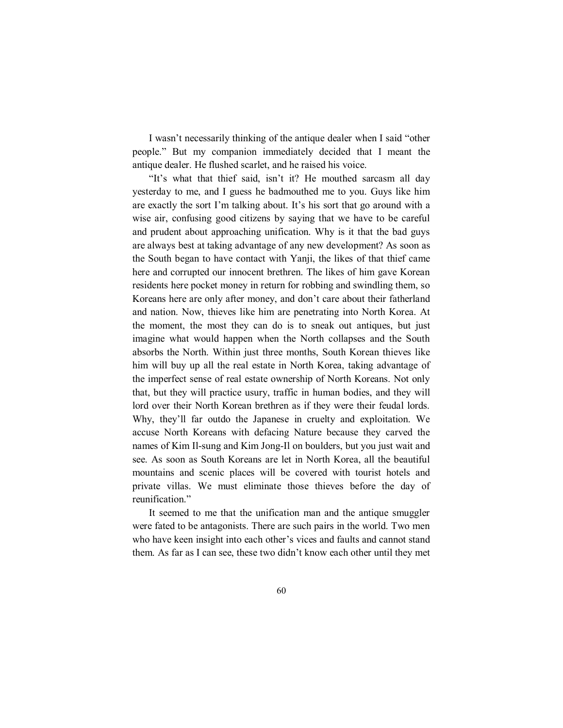I wasn't necessarily thinking of the antique dealer when I said "other people." But my companion immediately decided that I meant the antique dealer. He flushed scarlet, and he raised his voice.

"It's what that thief said, isn't it? He mouthed sarcasm all day yesterday to me, and I guess he badmouthed me to you. Guys like him are exactly the sort I'm talking about. It's his sort that go around with a wise air, confusing good citizens by saying that we have to be careful and prudent about approaching unification. Why is it that the bad guys are always best at taking advantage of any new development? As soon as the South began to have contact with Yanji, the likes of that thief came here and corrupted our innocent brethren. The likes of him gave Korean residents here pocket money in return for robbing and swindling them, so Koreans here are only after money, and don't care about their fatherland and nation. Now, thieves like him are penetrating into North Korea. At the moment, the most they can do is to sneak out antiques, but just imagine what would happen when the North collapses and the South absorbs the North. Within just three months, South Korean thieves like him will buy up all the real estate in North Korea, taking advantage of the imperfect sense of real estate ownership of North Koreans. Not only that, but they will practice usury, traffic in human bodies, and they will lord over their North Korean brethren as if they were their feudal lords. Why, they'll far outdo the Japanese in cruelty and exploitation. We accuse North Koreans with defacing Nature because they carved the names of Kim Il-sung and Kim Jong-Il on boulders, but you just wait and see. As soon as South Koreans are let in North Korea, all the beautiful mountains and scenic places will be covered with tourist hotels and private villas. We must eliminate those thieves before the day of reunification."

It seemed to me that the unification man and the antique smuggler were fated to be antagonists. There are such pairs in the world. Two men who have keen insight into each other's vices and faults and cannot stand them. As far as I can see, these two didn't know each other until they met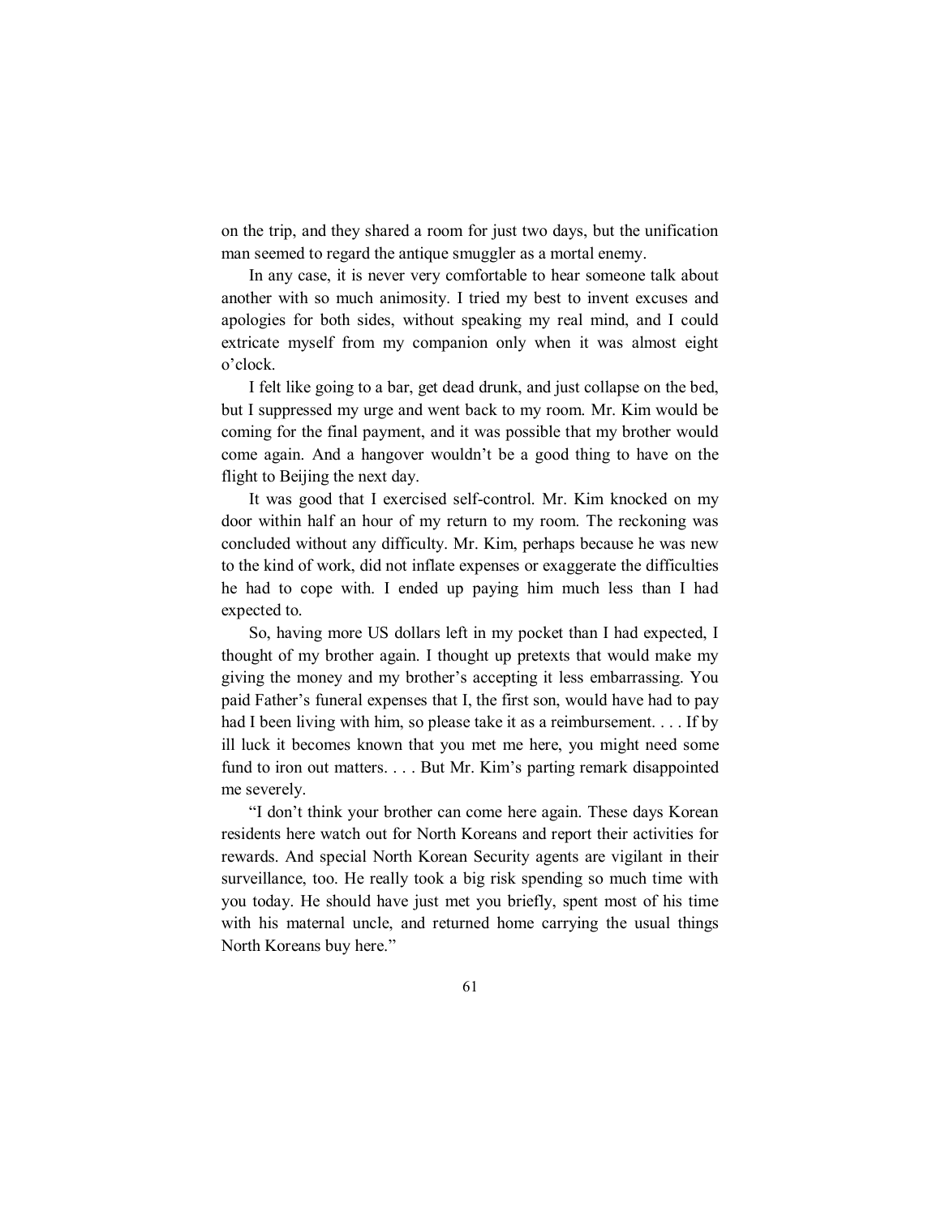on the trip, and they shared a room for just two days, but the unification man seemed to regard the antique smuggler as a mortal enemy.

In any case, it is never very comfortable to hear someone talk about another with so much animosity. I tried my best to invent excuses and apologies for both sides, without speaking my real mind, and I could extricate myself from my companion only when it was almost eight o'clock.

I felt like going to a bar, get dead drunk, and just collapse on the bed, but I suppressed my urge and went back to my room. Mr. Kim would be coming for the final payment, and it was possible that my brother would come again. And a hangover wouldn't be a good thing to have on the flight to Beijing the next day.

It was good that I exercised self-control. Mr. Kim knocked on my door within half an hour of my return to my room. The reckoning was concluded without any difficulty. Mr. Kim, perhaps because he was new to the kind of work, did not inflate expenses or exaggerate the difficulties he had to cope with. I ended up paying him much less than I had expected to.

So, having more US dollars left in my pocket than I had expected, I thought of my brother again. I thought up pretexts that would make my giving the money and my brother's accepting it less embarrassing. You paid Father's funeral expenses that I, the first son, would have had to pay had I been living with him, so please take it as a reimbursement. . . . If by ill luck it becomes known that you met me here, you might need some fund to iron out matters. . . . But Mr. Kim's parting remark disappointed me severely.

"I don't think your brother can come here again. These days Korean residents here watch out for North Koreans and report their activities for rewards. And special North Korean Security agents are vigilant in their surveillance, too. He really took a big risk spending so much time with you today. He should have just met you briefly, spent most of his time with his maternal uncle, and returned home carrying the usual things North Koreans buy here."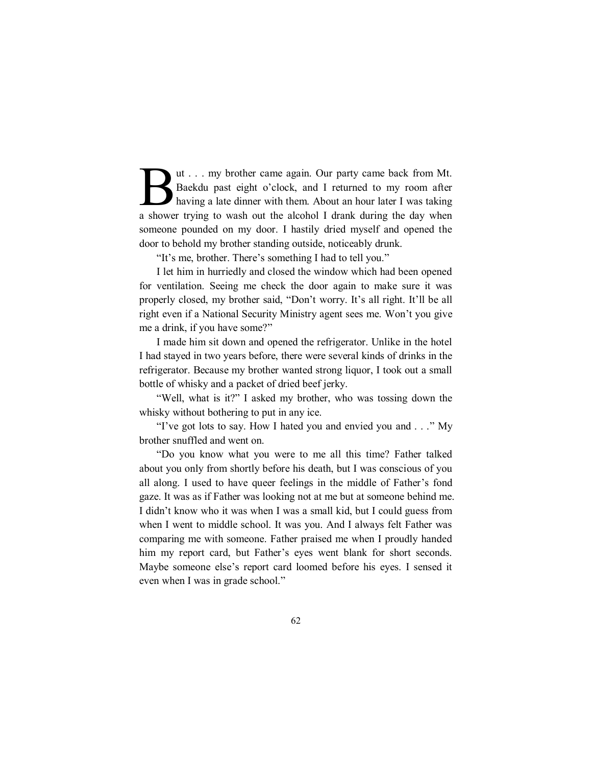But . . . my brother came again. Our party came back from Mt. Baekdu past eight o'clock, and I returned to my room after having a late dinner with them. About an hour later I was taking a shower trying to wash out the alcohol I drank during the day when someone pounded on my door. I hastily dried myself and opened the door to behold my brother standing outside, noticeably drunk.

"It's me, brother. There's something I had to tell you."

I let him in hurriedly and closed the window which had been opened for ventilation. Seeing me check the door again to make sure it was properly closed, my brother said, "Don't worry. It's all right. It'll be all right even if a National Security Ministry agent sees me. Won't you give me a drink, if you have some?"

I made him sit down and opened the refrigerator. Unlike in the hotel I had stayed in two years before, there were several kinds of drinks in the refrigerator. Because my brother wanted strong liquor, I took out a small bottle of whisky and a packet of dried beef jerky.

"Well, what is it?" I asked my brother, who was tossing down the whisky without bothering to put in any ice.

"I've got lots to say. How I hated you and envied you and . . ." My brother snuffled and went on.

"Do you know what you were to me all this time? Father talked about you only from shortly before his death, but I was conscious of you all along. I used to have queer feelings in the middle of Father's fond gaze. It was as if Father was looking not at me but at someone behind me. I didn't know who it was when I was a small kid, but I could guess from when I went to middle school. It was you. And I always felt Father was comparing me with someone. Father praised me when I proudly handed him my report card, but Father's eyes went blank for short seconds. Maybe someone else's report card loomed before his eyes. I sensed it even when I was in grade school."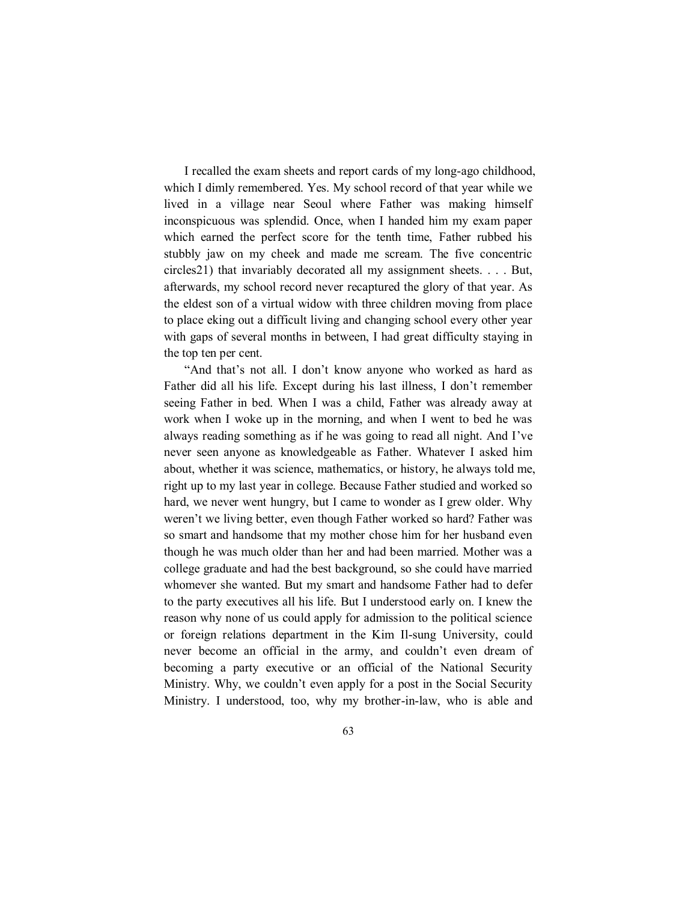I recalled the exam sheets and report cards of my long-ago childhood, which I dimly remembered. Yes. My school record of that year while we lived in a village near Seoul where Father was making himself inconspicuous was splendid. Once, when I handed him my exam paper which earned the perfect score for the tenth time, Father rubbed his stubbly jaw on my cheek and made me scream. The five concentric circles[21] that invariably decorated all my assignment sheets. . . . But, afterwards, my school record never recaptured the glory of that year. As the eldest son of a virtual widow with three children moving from place to place eking out a difficult living and changing school every other year with gaps of several months in between, I had great difficulty staying in the top ten per cent.

"And that's not all. I don't know anyone who worked as hard as Father did all his life. Except during his last illness, I don't remember seeing Father in bed. When I was a child, Father was already away at work when I woke up in the morning, and when I went to bed he was always reading something as if he was going to read all night. And I've never seen anyone as knowledgeable as Father. Whatever I asked him about, whether it was science, mathematics, or history, he always told me, right up to my last year in college. Because Father studied and worked so hard, we never went hungry, but I came to wonder as I grew older. Why weren't we living better, even though Father worked so hard? Father was so smart and handsome that my mother chose him for her husband even though he was much older than her and had been married. Mother was a college graduate and had the best background, so she could have married whomever she wanted. But my smart and handsome Father had to defer to the party executives all his life. But I understood early on. I knew the reason why none of us could apply for admission to the political science or foreign relations department in the Kim Il-sung University, could never become an official in the army, and couldn't even dream of becoming a party executive or an official of the National Security Ministry. Why, we couldn't even apply for a post in the Social Security Ministry. I understood, too, why my brother-in-law, who is able and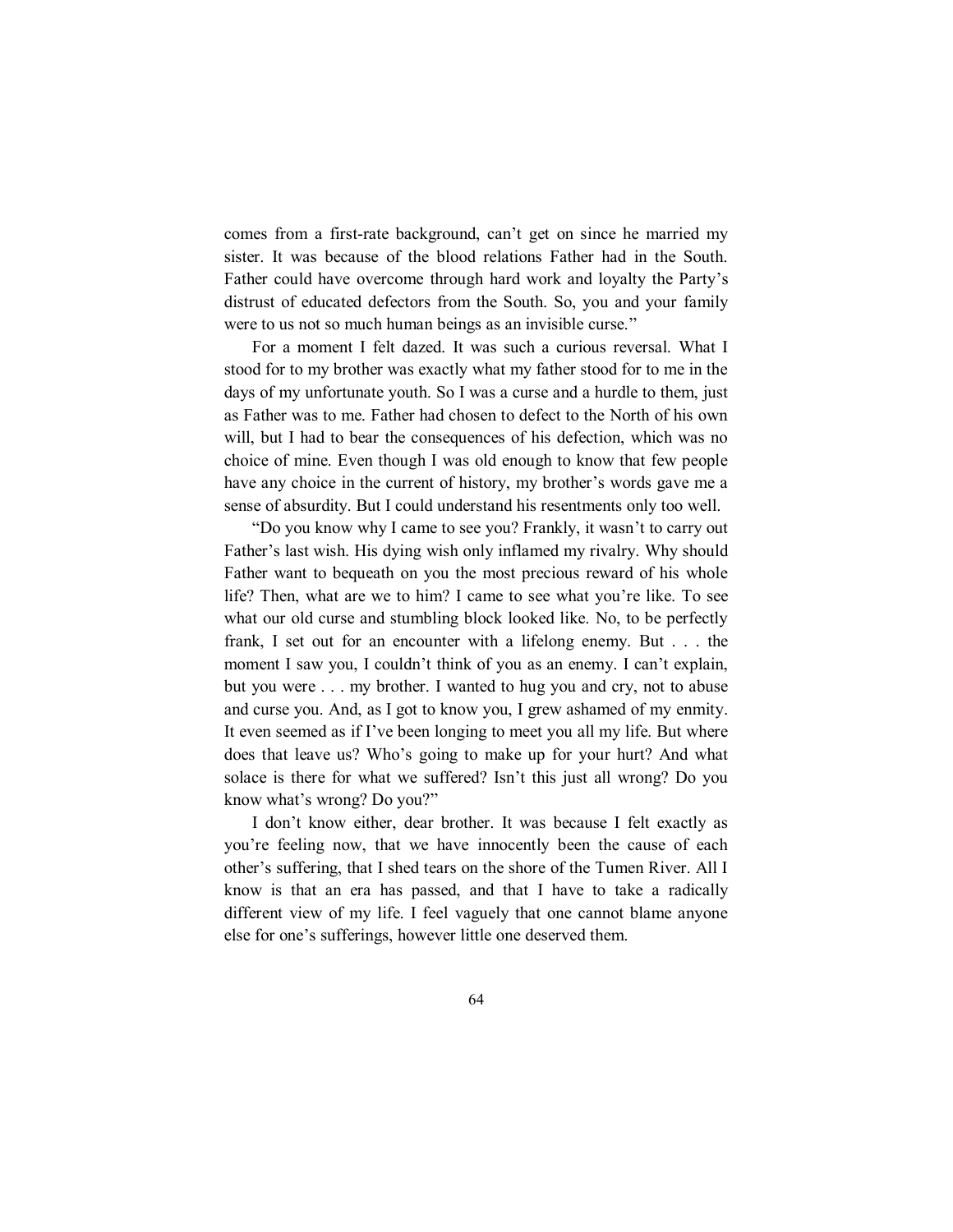comes from a first-rate background, can't get on since he married my sister. It was because of the blood relations Father had in the South. Father could have overcome through hard work and loyalty the Party's distrust of educated defectors from the South. So, you and your family were to us not so much human beings as an invisible curse."

For a moment I felt dazed. It was such a curious reversal. What I stood for to my brother was exactly what my father stood for to me in the days of my unfortunate youth. So I was a curse and a hurdle to them, just as Father was to me. Father had chosen to defect to the North of his own will, but I had to bear the consequences of his defection, which was no choice of mine. Even though I was old enough to know that few people have any choice in the current of history, my brother's words gave me a sense of absurdity. But I could understand his resentments only too well.

"Do you know why I came to see you? Frankly, it wasn't to carry out Father's last wish. His dying wish only inflamed my rivalry. Why should Father want to bequeath on you the most precious reward of his whole life? Then, what are we to him? I came to see what you're like. To see what our old curse and stumbling block looked like. No, to be perfectly frank, I set out for an encounter with a lifelong enemy. But . . . the moment I saw you, I couldn't think of you as an enemy. I can't explain, but you were . . . my brother. I wanted to hug you and cry, not to abuse and curse you. And, as I got to know you, I grew ashamed of my enmity. It even seemed as if I've been longing to meet you all my life. But where does that leave us? Who's going to make up for your hurt? And what solace is there for what we suffered? Isn't this just all wrong? Do you know what's wrong? Do you?"

I don't know either, dear brother. It was because I felt exactly as you're feeling now, that we have innocently been the cause of each other's suffering, that I shed tears on the shore of the Tumen River. All I know is that an era has passed, and that I have to take a radically different view of my life. I feel vaguely that one cannot blame anyone else for one's sufferings, however little one deserved them.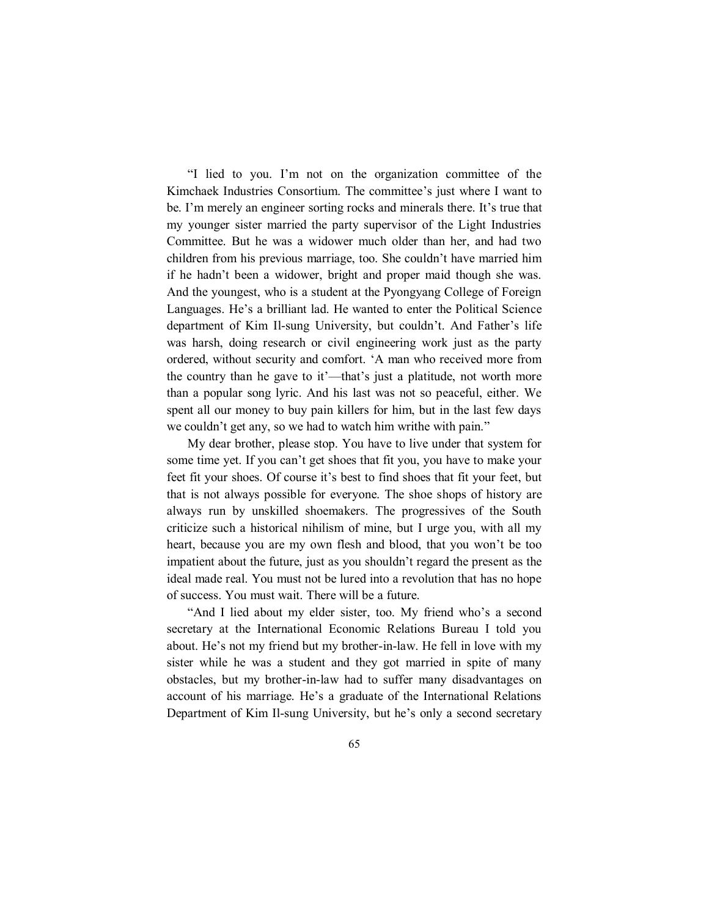"I lied to you. I'm not on the organization committee of the Kimchaek Industries Consortium. The committee's just where I want to be. I'm merely an engineer sorting rocks and minerals there. It's true that my younger sister married the party supervisor of the Light Industries Committee. But he was a widower much older than her, and had two children from his previous marriage, too. She couldn't have married him if he hadn't been a widower, bright and proper maid though she was. And the youngest, who is a student at the Pyongyang College of Foreign Languages. He's a brilliant lad. He wanted to enter the Political Science department of Kim Il-sung University, but couldn't. And Father's life was harsh, doing research or civil engineering work just as the party ordered, without security and comfort. 'A man who received more from the country than he gave to it'—that's just a platitude, not worth more than a popular song lyric. And his last was not so peaceful, either. We spent all our money to buy pain killers for him, but in the last few days we couldn't get any, so we had to watch him writhe with pain."

My dear brother, please stop. You have to live under that system for some time yet. If you can't get shoes that fit you, you have to make your feet fit your shoes. Of course it's best to find shoes that fit your feet, but that is not always possible for everyone. The shoe shops of history are always run by unskilled shoemakers. The progressives of the South criticize such a historical nihilism of mine, but I urge you, with all my heart, because you are my own flesh and blood, that you won't be too impatient about the future, just as you shouldn't regard the present as the ideal made real. You must not be lured into a revolution that has no hope of success. You must wait. There will be a future.

"And I lied about my elder sister, too. My friend who's a second secretary at the International Economic Relations Bureau I told you about. He's not my friend but my brother-in-law. He fell in love with my sister while he was a student and they got married in spite of many obstacles, but my brother-in-law had to suffer many disadvantages on account of his marriage. He's a graduate of the International Relations Department of Kim Il-sung University, but he's only a second secretary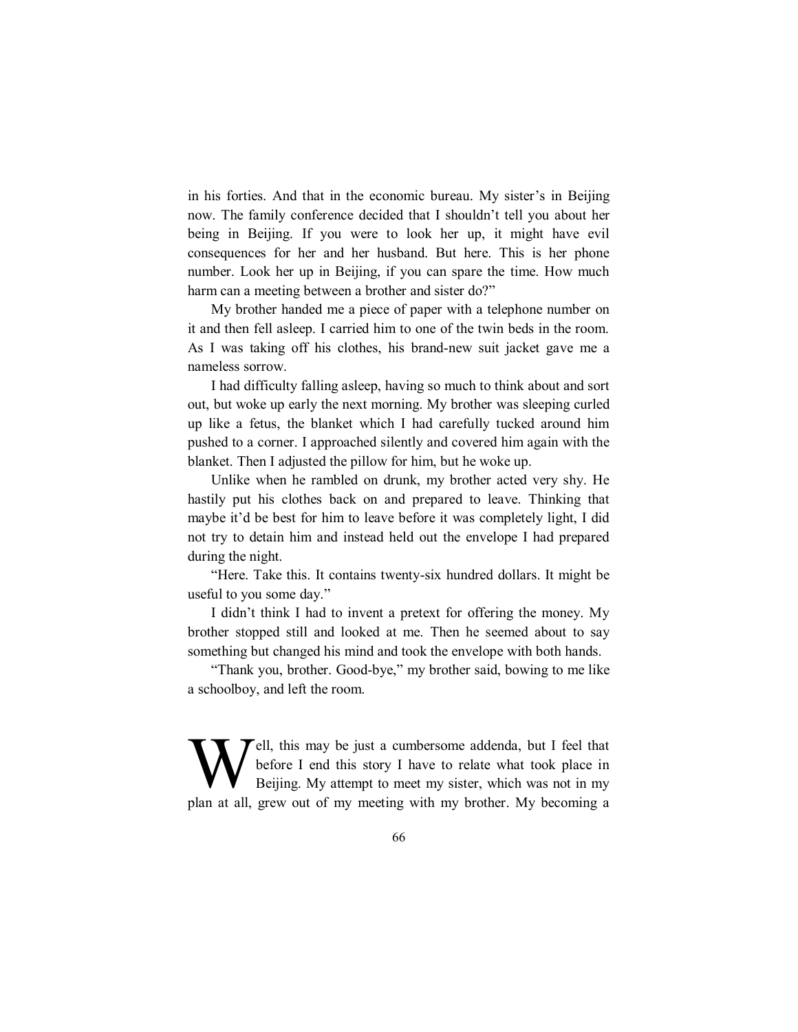in his forties. And that in the economic bureau. My sister's in Beijing now. The family conference decided that I shouldn't tell you about her being in Beijing. If you were to look her up, it might have evil consequences for her and her husband. But here. This is her phone number. Look her up in Beijing, if you can spare the time. How much harm can a meeting between a brother and sister do?"

My brother handed me a piece of paper with a telephone number on it and then fell asleep. I carried him to one of the twin beds in the room. As I was taking off his clothes, his brand-new suit jacket gave me a nameless sorrow.

I had difficulty falling asleep, having so much to think about and sort out, but woke up early the next morning. My brother was sleeping curled up like a fetus, the blanket which I had carefully tucked around him pushed to a corner. I approached silently and covered him again with the blanket. Then I adjusted the pillow for him, but he woke up.

Unlike when he rambled on drunk, my brother acted very shy. He hastily put his clothes back on and prepared to leave. Thinking that maybe it'd be best for him to leave before it was completely light, I did not try to detain him and instead held out the envelope I had prepared during the night.

"Here. Take this. It contains twenty-six hundred dollars. It might be useful to you some day."

I didn't think I had to invent a pretext for offering the money. My brother stopped still and looked at me. Then he seemed about to say something but changed his mind and took the envelope with both hands.

"Thank you, brother. Good-bye," my brother said, bowing to me like a schoolboy, and left the room.

Well, this may be just a cumbersome addenda, but I feel that before I end this story I have to relate what took place in Beijing. My attempt to meet my sister, which was not in my plan at all, grew out of my meeting with my brother. My becoming a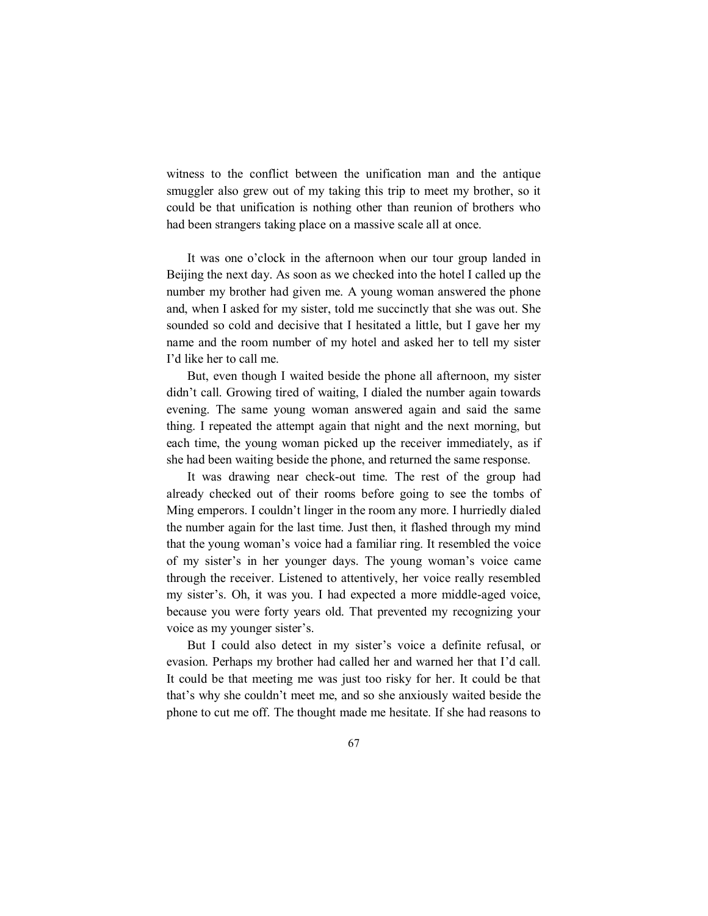witness to the conflict between the unification man and the antique smuggler also grew out of my taking this trip to meet my brother, so it could be that unification is nothing other than reunion of brothers who had been strangers taking place on a massive scale all at once.

It was one o'clock in the afternoon when our tour group landed in Beijing the next day. As soon as we checked into the hotel I called up the number my brother had given me. A young woman answered the phone and, when I asked for my sister, told me succinctly that she was out. She sounded so cold and decisive that I hesitated a little, but I gave her my name and the room number of my hotel and asked her to tell my sister I'd like her to call me.

But, even though I waited beside the phone all afternoon, my sister didn't call. Growing tired of waiting, I dialed the number again towards evening. The same young woman answered again and said the same thing. I repeated the attempt again that night and the next morning, but each time, the young woman picked up the receiver immediately, as if she had been waiting beside the phone, and returned the same response.

It was drawing near check-out time. The rest of the group had already checked out of their rooms before going to see the tombs of Ming emperors. I couldn't linger in the room any more. I hurriedly dialed the number again for the last time. Just then, it flashed through my mind that the young woman's voice had a familiar ring. It resembled the voice of my sister's in her younger days. The young woman's voice came through the receiver. Listened to attentively, her voice really resembled my sister's. Oh, it was you. I had expected a more middle-aged voice, because you were forty years old. That prevented my recognizing your voice as my younger sister's.

But I could also detect in my sister's voice a definite refusal, or evasion. Perhaps my brother had called her and warned her that I'd call. It could be that meeting me was just too risky for her. It could be that that's why she couldn't meet me, and so she anxiously waited beside the phone to cut me off. The thought made me hesitate. If she had reasons to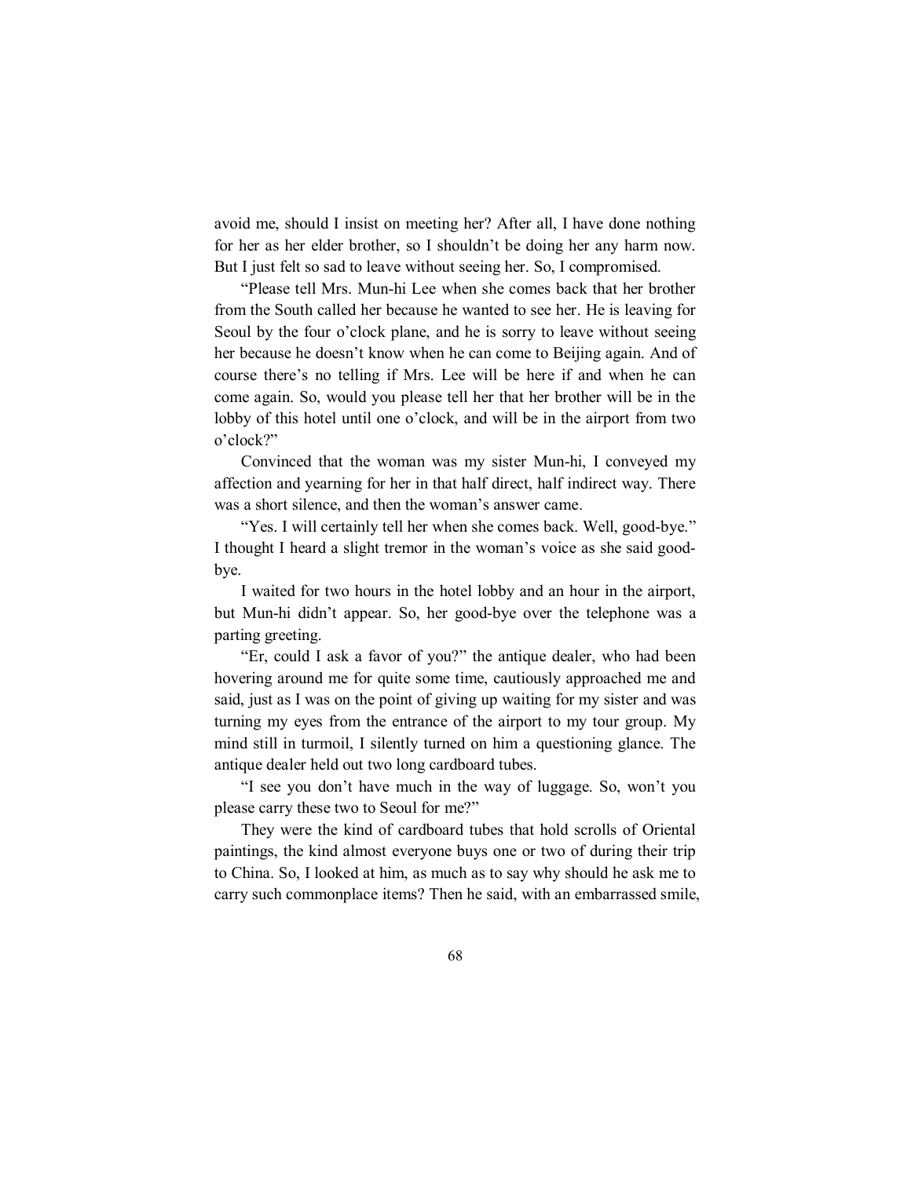avoid me, should I insist on meeting her? After all, I have done nothing for her as her elder brother, so I shouldn't be doing her any harm now. But I just felt so sad to leave without seeing her. So, I compromised.

"Please tell Mrs. Mun-hi Lee when she comes back that her brother from the South called her because he wanted to see her. He is leaving for Seoul by the four o'clock plane, and he is sorry to leave without seeing her because he doesn't know when he can come to Beijing again. And of course there's no telling if Mrs. Lee will be here if and when he can come again. So, would you please tell her that her brother will be in the lobby of this hotel until one o'clock, and will be in the airport from two o'clock?"

Convinced that the woman was my sister Mun-hi, I conveyed my affection and yearning for her in that half direct, half indirect way. There was a short silence, and then the woman's answer came.

"Yes. I will certainly tell her when she comes back. Well, good-bye." I thought I heard a slight tremor in the woman's voice as she said good-bye.

I waited for two hours in the hotel lobby and an hour in the airport, but Mun-hi didn't appear. So, her good-bye over the telephone was a parting greeting.

"Er, could I ask a favor of you?" the antique dealer, who had been hovering around me for quite some time, cautiously approached me and said, just as I was on the point of giving up waiting for my sister and was turning my eyes from the entrance of the airport to my tour group. My mind still in turmoil, I silently turned on him a questioning glance. The antique dealer held out two long cardboard tubes.

"I see you don't have much in the way of luggage. So, won't you please carry these two to Seoul for me?"

They were the kind of cardboard tubes that hold scrolls of Oriental paintings, the kind almost everyone buys one or two of during their trip to China. So, I looked at him, as much as to say why should he ask me to carry such commonplace items? Then he said, with an embarrassed smile,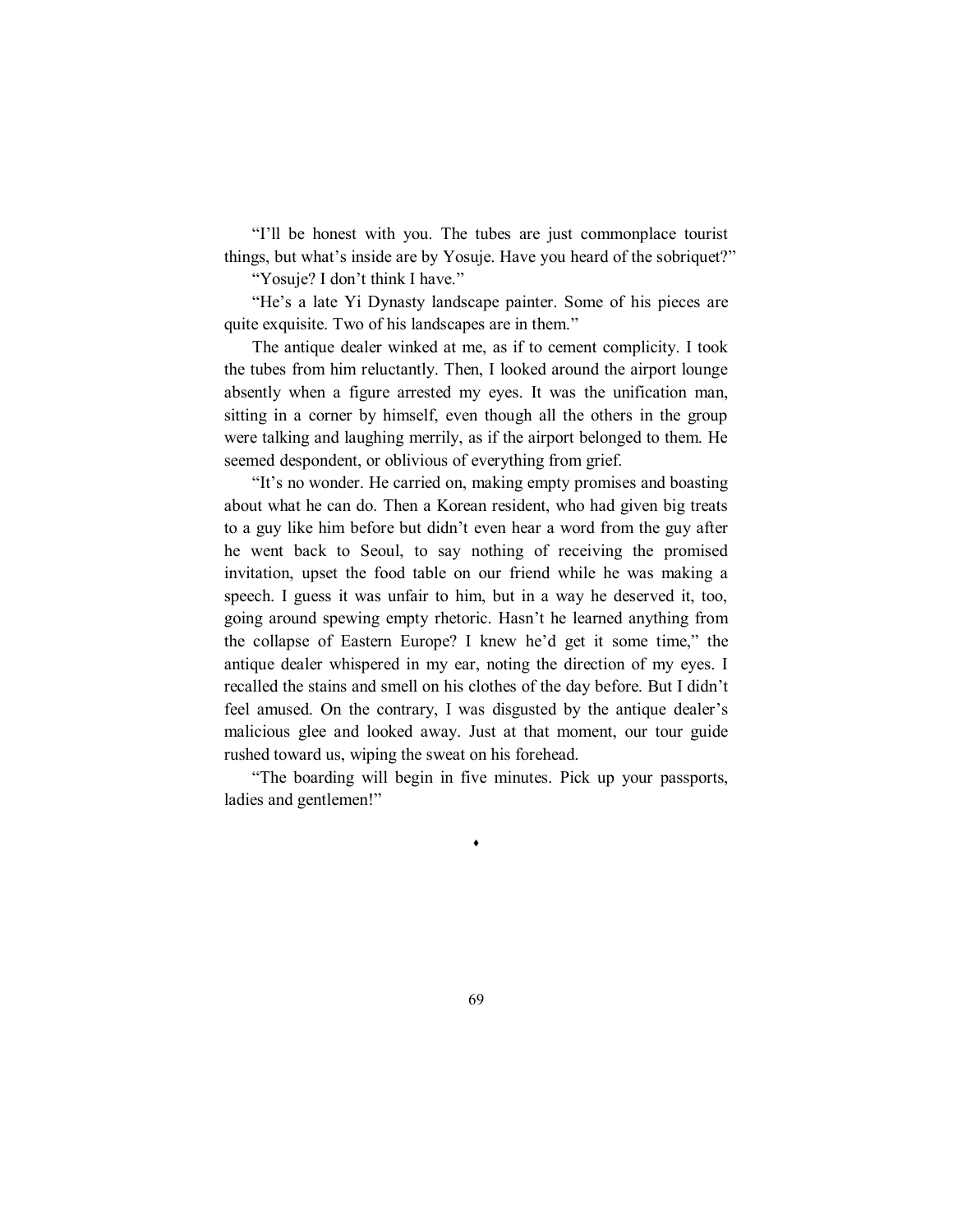"I'll be honest with you. The tubes are just commonplace tourist things, but what's inside are by Yosuje. Have you heard of the sobriquet?"

"Yosuje? I don't think I have."

"He's a late Yi Dynasty landscape painter. Some of his pieces are quite exquisite. Two of his landscapes are in them."

The antique dealer winked at me, as if to cement complicity. I took the tubes from him reluctantly. Then, I looked around the airport lounge absently when a figure arrested my eyes. It was the unification man, sitting in a corner by himself, even though all the others in the group were talking and laughing merrily, as if the airport belonged to them. He seemed despondent, or oblivious of everything from grief.

"It's no wonder. He carried on, making empty promises and boasting about what he can do. Then a Korean resident, who had given big treats to a guy like him before but didn't even hear a word from the guy after he went back to Seoul, to say nothing of receiving the promised invitation, upset the food table on our friend while he was making a speech. I guess it was unfair to him, but in a way he deserved it, too, going around spewing empty rhetoric. Hasn't he learned anything from the collapse of Eastern Europe? I knew he'd get it some time," the antique dealer whispered in my ear, noting the direction of my eyes. I recalled the stains and smell on his clothes of the day before. But I didn't feel amused. On the contrary, I was disgusted by the antique dealer's malicious glee and looked away. Just at that moment, our tour guide rushed toward us, wiping the sweat on his forehead.

"The boarding will begin in five minutes. Pick up your passports, ladies and gentlemen!"

♦